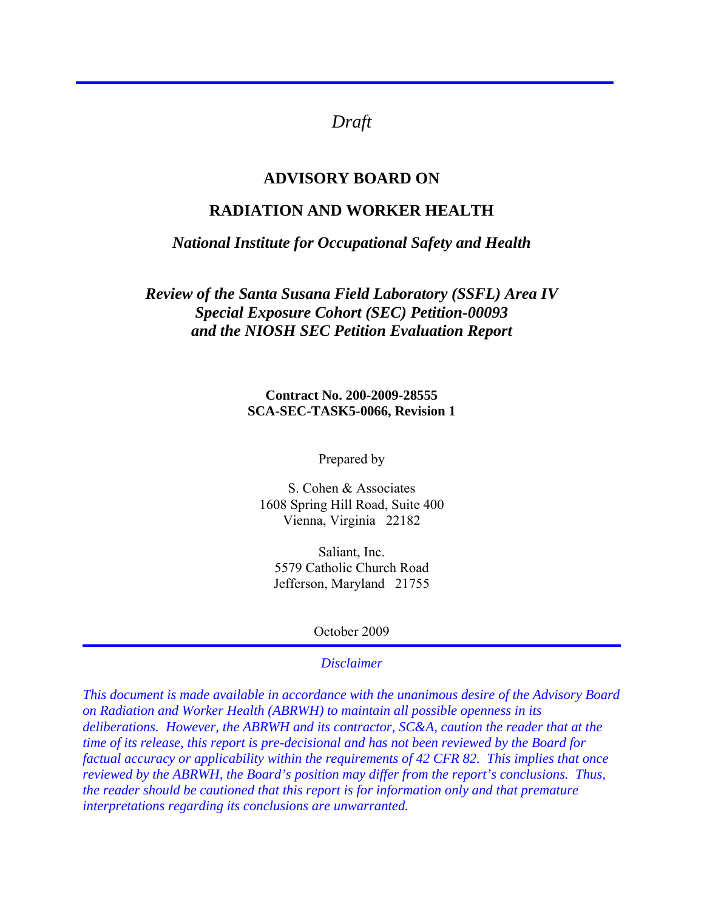*Draft*

# ADVISORY BOARD ON

# RADIATION AND WORKER HEALTH

***National Institute for Occupational Safety and Health***

## *Review of the Santa Susana Field Laboratory (SSFL) Area IV Special Exposure Cohort (SEC) Petition-00093 and the NIOSH SEC Petition Evaluation Report*

**Contract No. 200-2009-28555**
**SCA-SEC-TASK5-0066, Revision 1**

Prepared by

S. Cohen & Associates
1608 Spring Hill Road, Suite 400
Vienna, Virginia 22182

Saliant, Inc.
5579 Catholic Church Road
Jefferson, Maryland 21755

October 2009

---

*Disclaimer*

*This document is made available in accordance with the unanimous desire of the Advisory Board on Radiation and Worker Health (ABRWH) to maintain all possible openness in its deliberations. However, the ABRWH and its contractor, SC&A, caution the reader that at the time of its release, this report is pre-decisional and has not been reviewed by the Board for factual accuracy or applicability within the requirements of 42 CFR 82. This implies that once reviewed by the ABRWH, the Board's position may differ from the report's conclusions. Thus, the reader should be cautioned that this report is for information only and that premature interpretations regarding its conclusions are unwarranted.*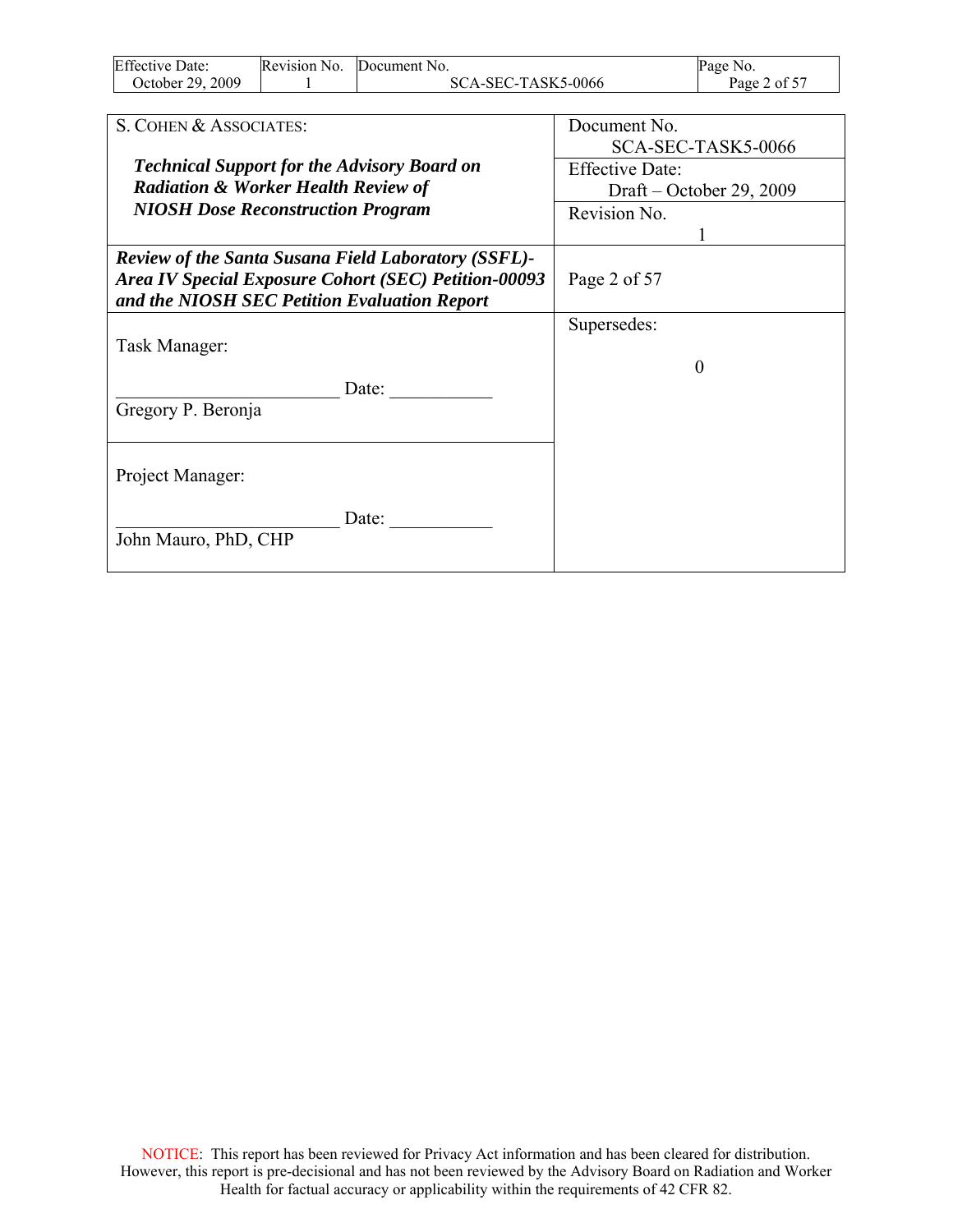| S. COHEN & ASSOCIATES: *Technical Support for the Advisory Board on Radiation & Worker Health Review of NIOSH Dose Reconstruction Program* | Document No. SCA-SEC-TASK5-0066 |
|---|---|
| | Effective Date: Draft – October 29, 2009 |
| | Revision No. 1 |
| ***Review of the Santa Susana Field Laboratory (SSFL)-Area IV Special Exposure Cohort (SEC) Petition-00093 and the NIOSH SEC Petition Evaluation Report*** | Page 2 of 57 |
| Task Manager: ________________________ Date: ___________ Gregory P. Beronja | Supersedes: 0 |
| Project Manager: ________________________ Date: ___________ John Mauro, PhD, CHP | |

NOTICE: This report has been reviewed for Privacy Act information and has been cleared for distribution. However, this report is pre-decisional and has not been reviewed by the Advisory Board on Radiation and Worker Health for factual accuracy or applicability within the requirements of 42 CFR 82.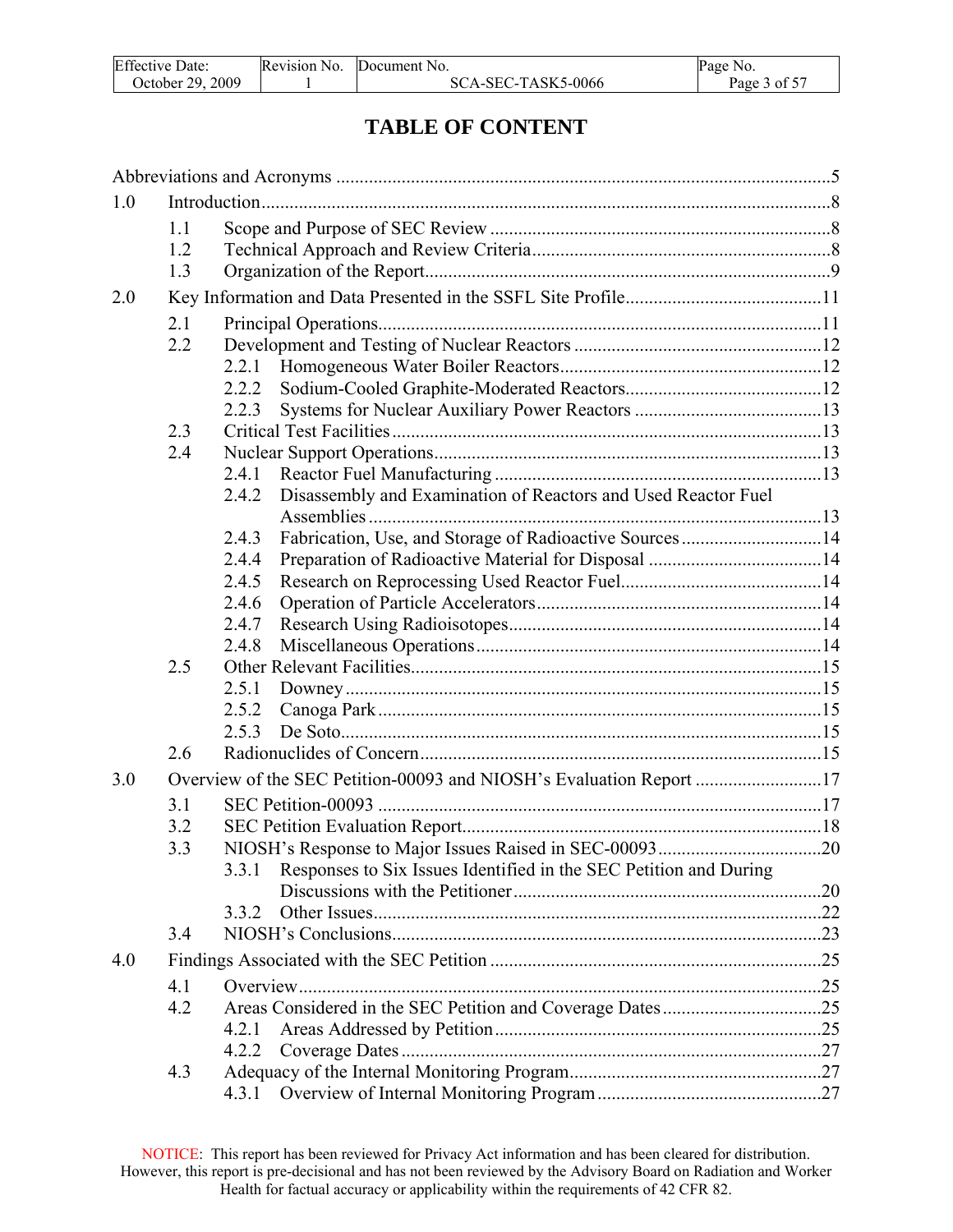# TABLE OF CONTENT

Abbreviations and Acronyms ....................................................................................................5

1.0 Introduction....................................................................................................................8

- 1.1 Scope and Purpose of SEC Review ..........................................................................8
- 1.2 Technical Approach and Review Criteria..................................................................8
- 1.3 Organization of the Report........................................................................................9

2.0 Key Information and Data Presented in the SSFL Site Profile...........................................11

- 2.1 Principal Operations.................................................................................................11
- 2.2 Development and Testing of Nuclear Reactors .......................................................12
  - 2.2.1 Homogeneous Water Boiler Reactors..........................................................12
  - 2.2.2 Sodium-Cooled Graphite-Moderated Reactors............................................12
  - 2.2.3 Systems for Nuclear Auxiliary Power Reactors ..........................................13
- 2.3 Critical Test Facilities..............................................................................................13
- 2.4 Nuclear Support Operations.....................................................................................13
  - 2.4.1 Reactor Fuel Manufacturing ........................................................................13
  - 2.4.2 Disassembly and Examination of Reactors and Used Reactor Fuel Assemblies...................................................................................................13
  - 2.4.3 Fabrication, Use, and Storage of Radioactive Sources................................14
  - 2.4.4 Preparation of Radioactive Material for Disposal ......................................14
  - 2.4.5 Research on Reprocessing Used Reactor Fuel.............................................14
  - 2.4.6 Operation of Particle Accelerators...............................................................14
  - 2.4.7 Research Using Radioisotopes.....................................................................14
  - 2.4.8 Miscellaneous Operations............................................................................14
- 2.5 Other Relevant Facilities..........................................................................................15
  - 2.5.1 Downey.........................................................................................................15
  - 2.5.2 Canoga Park .................................................................................................15
  - 2.5.3 De Soto.........................................................................................................15
- 2.6 Radionuclides of Concern........................................................................................15

3.0 Overview of the SEC Petition-00093 and NIOSH's Evaluation Report ............................17

- 3.1 SEC Petition-00093 .................................................................................................17
- 3.2 SEC Petition Evaluation Report...............................................................................18
- 3.3 NIOSH's Response to Major Issues Raised in SEC-00093....................................20
  - 3.3.1 Responses to Six Issues Identified in the SEC Petition and During Discussions with the Petitioner..................................................................20
  - 3.3.2 Other Issues..................................................................................................22
- 3.4 NIOSH's Conclusions..............................................................................................23

4.0 Findings Associated with the SEC Petition .......................................................................25

- 4.1 Overview..................................................................................................................25
- 4.2 Areas Considered in the SEC Petition and Coverage Dates...................................25
  - 4.2.1 Areas Addressed by Petition........................................................................25
  - 4.2.2 Coverage Dates.............................................................................................27
- 4.3 Adequacy of the Internal Monitoring Program.......................................................27
  - 4.3.1 Overview of Internal Monitoring Program .................................................27

NOTICE: This report has been reviewed for Privacy Act information and has been cleared for distribution. However, this report is pre-decisional and has not been reviewed by the Advisory Board on Radiation and Worker Health for factual accuracy or applicability within the requirements of 42 CFR 82.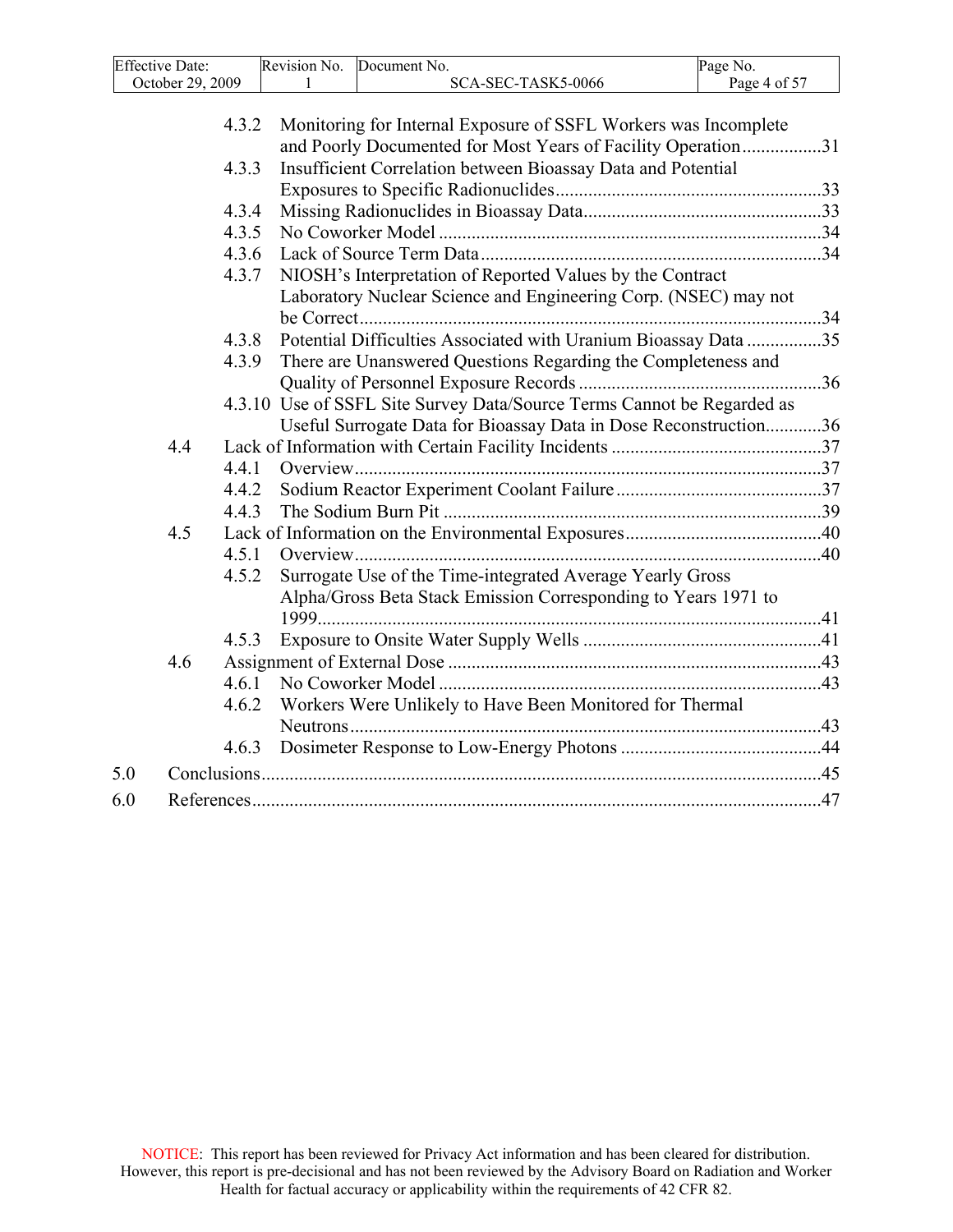- 4.3.2 Monitoring for Internal Exposure of SSFL Workers was Incomplete and Poorly Documented for Most Years of Facility Operation.................31
- 4.3.3 Insufficient Correlation between Bioassay Data and Potential Exposures to Specific Radionuclides.........................................................33
- 4.3.4 Missing Radionuclides in Bioassay Data...................................................33
- 4.3.5 No Coworker Model ..................................................................................34
- 4.3.6 Lack of Source Term Data.........................................................................34
- 4.3.7 NIOSH's Interpretation of Reported Values by the Contract Laboratory Nuclear Science and Engineering Corp. (NSEC) may not be Correct...................................................................................................34
- 4.3.8 Potential Difficulties Associated with Uranium Bioassay Data ................35
- 4.3.9 There are Unanswered Questions Regarding the Completeness and Quality of Personnel Exposure Records ....................................................36
- 4.3.10 Use of SSFL Site Survey Data/Source Terms Cannot be Regarded as Useful Surrogate Data for Bioassay Data in Dose Reconstruction............36

4.4 Lack of Information with Certain Facility Incidents .............................................37
- 4.4.1 Overview....................................................................................................37
- 4.4.2 Sodium Reactor Experiment Coolant Failure ............................................37
- 4.4.3 The Sodium Burn Pit .................................................................................39

4.5 Lack of Information on the Environmental Exposures..........................................40
- 4.5.1 Overview....................................................................................................40
- 4.5.2 Surrogate Use of the Time-integrated Average Yearly Gross Alpha/Gross Beta Stack Emission Corresponding to Years 1971 to 1999...........................................................................................................41
- 4.5.3 Exposure to Onsite Water Supply Wells ...................................................41

4.6 Assignment of External Dose ................................................................................43
- 4.6.1 No Coworker Model ..................................................................................43
- 4.6.2 Workers Were Unlikely to Have Been Monitored for Thermal Neutrons.....................................................................................................43
- 4.6.3 Dosimeter Response to Low-Energy Photons ...........................................44

5.0 Conclusions........................................................................................................................45

6.0 References..........................................................................................................................47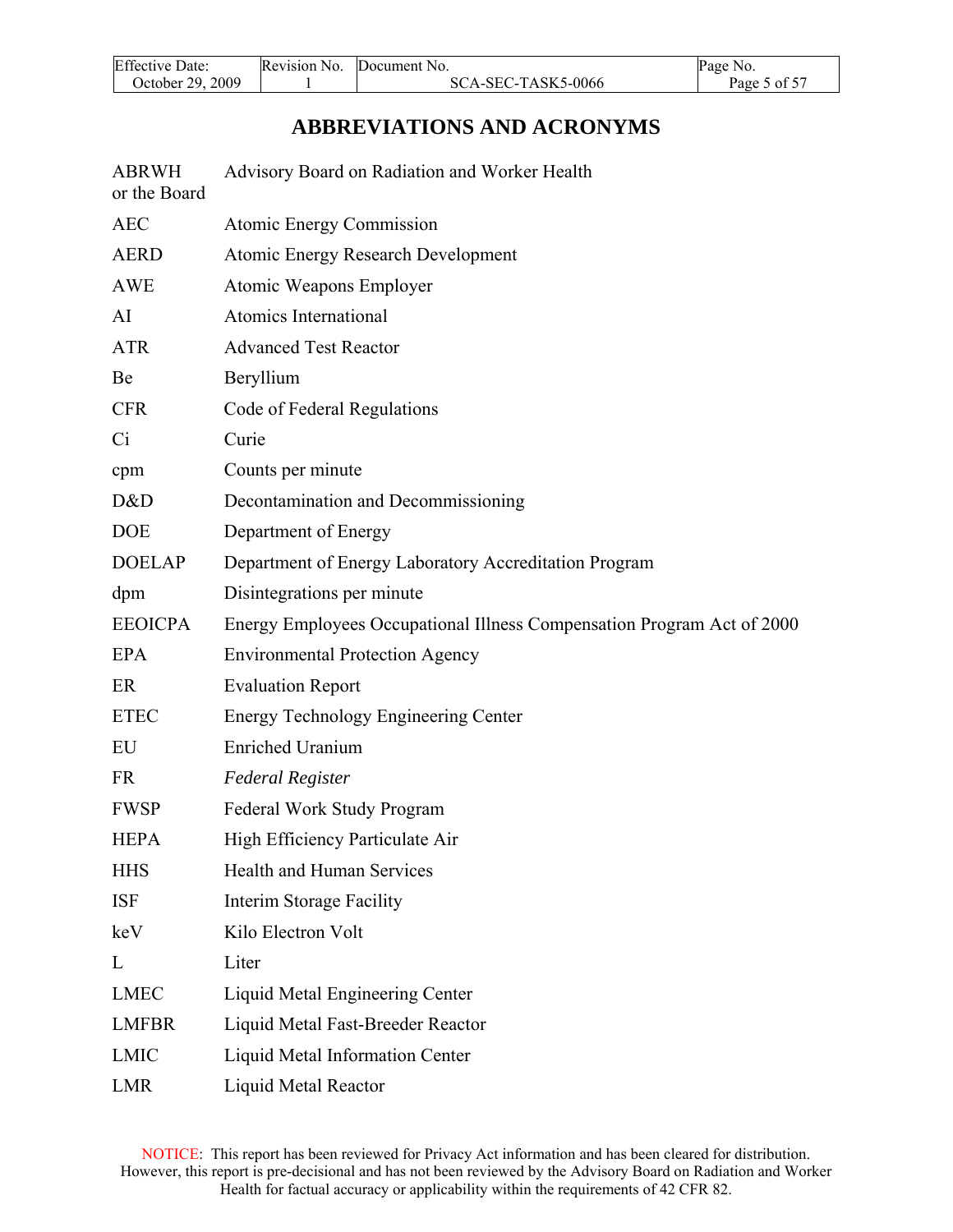# ABBREVIATIONS AND ACRONYMS

| | |
|---|---|
| ABRWH or the Board | Advisory Board on Radiation and Worker Health |
| AEC | Atomic Energy Commission |
| AERD | Atomic Energy Research Development |
| AWE | Atomic Weapons Employer |
| AI | Atomics International |
| ATR | Advanced Test Reactor |
| Be | Beryllium |
| CFR | Code of Federal Regulations |
| Ci | Curie |
| cpm | Counts per minute |
| D&D | Decontamination and Decommissioning |
| DOE | Department of Energy |
| DOELAP | Department of Energy Laboratory Accreditation Program |
| dpm | Disintegrations per minute |
| EEOICPA | Energy Employees Occupational Illness Compensation Program Act of 2000 |
| EPA | Environmental Protection Agency |
| ER | Evaluation Report |
| ETEC | Energy Technology Engineering Center |
| EU | Enriched Uranium |
| FR | *Federal Register* |
| FWSP | Federal Work Study Program |
| HEPA | High Efficiency Particulate Air |
| HHS | Health and Human Services |
| ISF | Interim Storage Facility |
| keV | Kilo Electron Volt |
| L | Liter |
| LMEC | Liquid Metal Engineering Center |
| LMFBR | Liquid Metal Fast-Breeder Reactor |
| LMIC | Liquid Metal Information Center |
| LMR | Liquid Metal Reactor |

NOTICE: This report has been reviewed for Privacy Act information and has been cleared for distribution. However, this report is pre-decisional and has not been reviewed by the Advisory Board on Radiation and Worker Health for factual accuracy or applicability within the requirements of 42 CFR 82.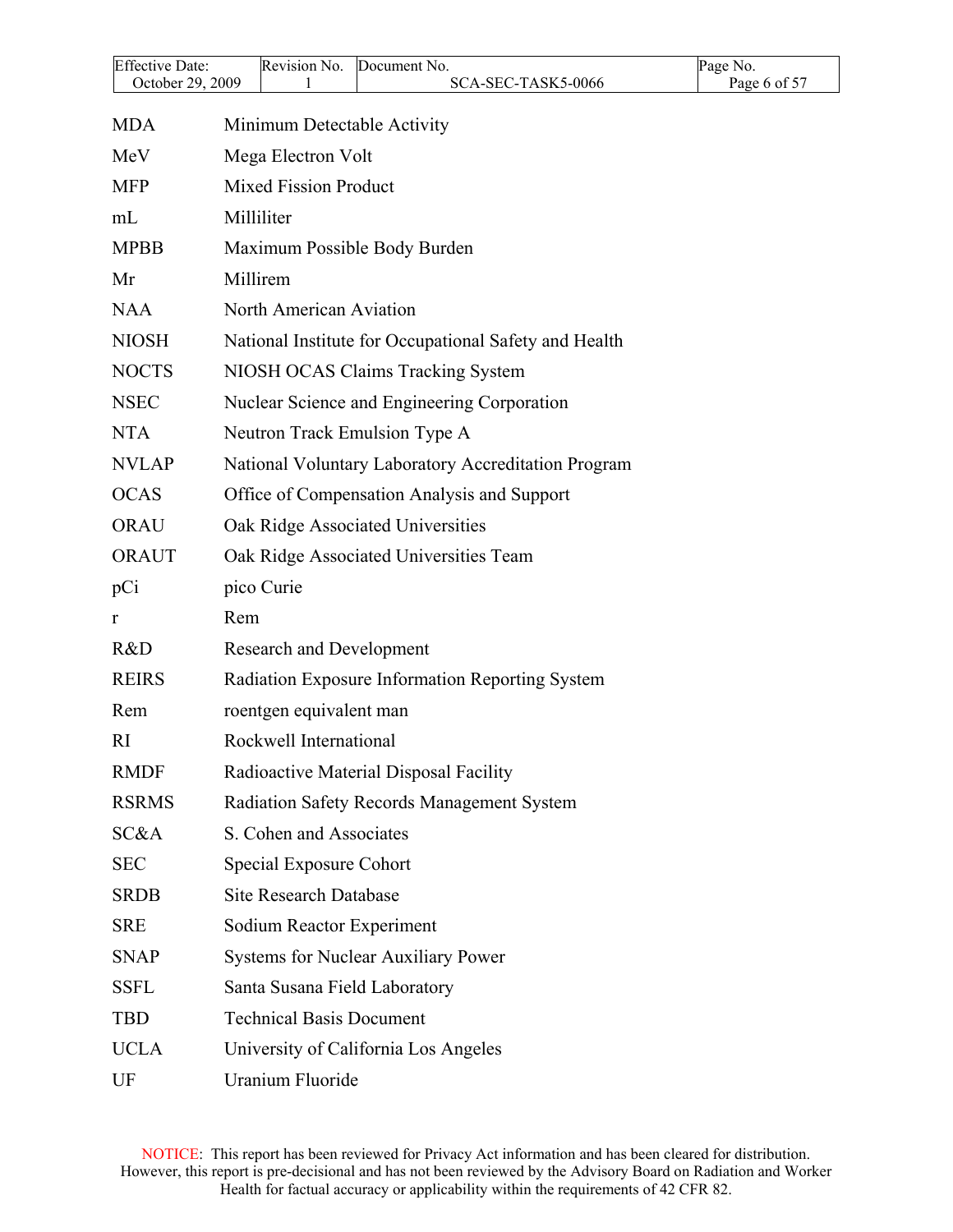| | |
|---|---|
| MDA | Minimum Detectable Activity |
| MeV | Mega Electron Volt |
| MFP | Mixed Fission Product |
| mL | Milliliter |
| MPBB | Maximum Possible Body Burden |
| Mr | Millirem |
| NAA | North American Aviation |
| NIOSH | National Institute for Occupational Safety and Health |
| NOCTS | NIOSH OCAS Claims Tracking System |
| NSEC | Nuclear Science and Engineering Corporation |
| NTA | Neutron Track Emulsion Type A |
| NVLAP | National Voluntary Laboratory Accreditation Program |
| OCAS | Office of Compensation Analysis and Support |
| ORAU | Oak Ridge Associated Universities |
| ORAUT | Oak Ridge Associated Universities Team |
| pCi | pico Curie |
| r | Rem |
| R&D | Research and Development |
| REIRS | Radiation Exposure Information Reporting System |
| Rem | roentgen equivalent man |
| RI | Rockwell International |
| RMDF | Radioactive Material Disposal Facility |
| RSRMS | Radiation Safety Records Management System |
| SC&A | S. Cohen and Associates |
| SEC | Special Exposure Cohort |
| SRDB | Site Research Database |
| SRE | Sodium Reactor Experiment |
| SNAP | Systems for Nuclear Auxiliary Power |
| SSFL | Santa Susana Field Laboratory |
| TBD | Technical Basis Document |
| UCLA | University of California Los Angeles |
| UF | Uranium Fluoride |

NOTICE: This report has been reviewed for Privacy Act information and has been cleared for distribution. However, this report is pre-decisional and has not been reviewed by the Advisory Board on Radiation and Worker Health for factual accuracy or applicability within the requirements of 42 CFR 82.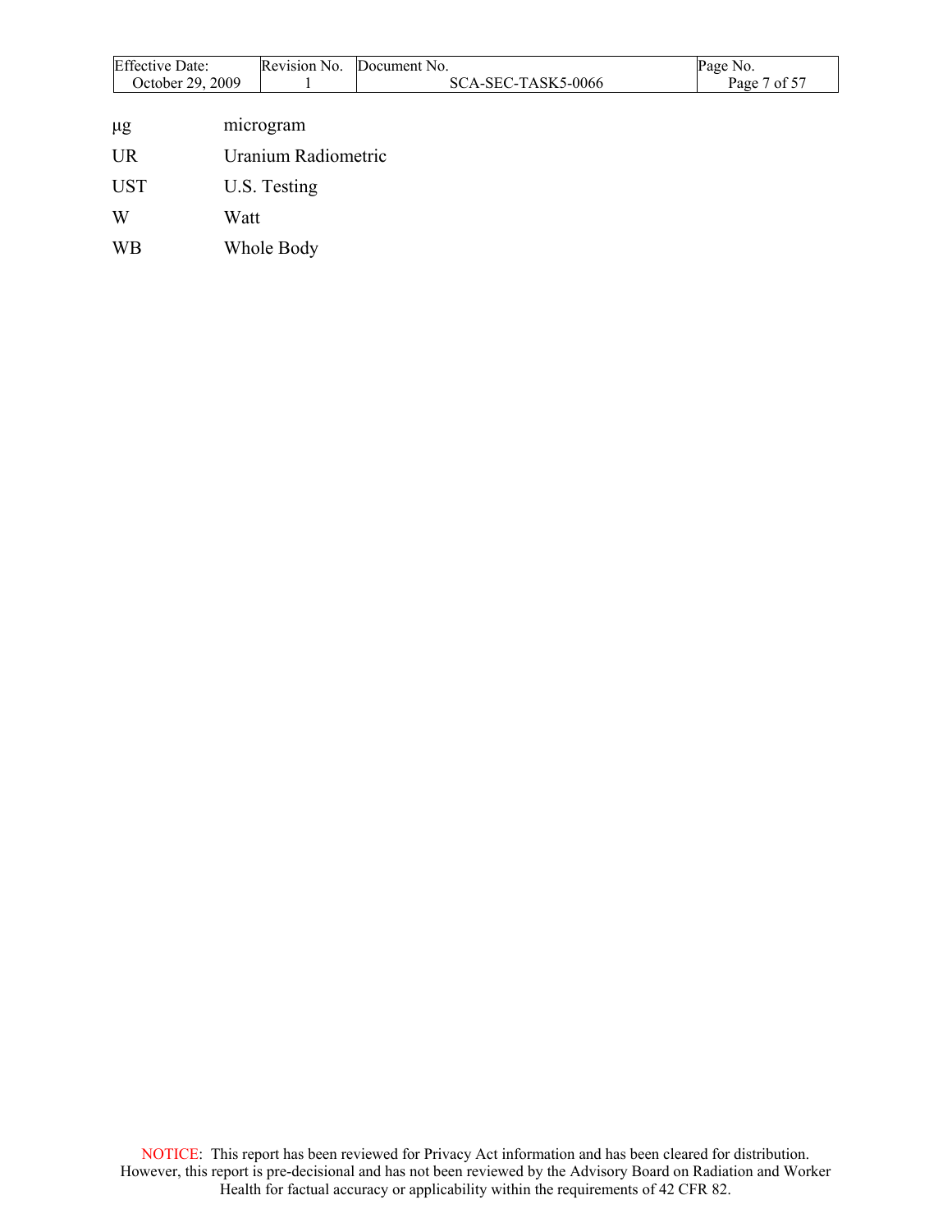| | |
|---|---|
| µg | microgram |
| UR | Uranium Radiometric |
| UST | U.S. Testing |
| W | Watt |
| WB | Whole Body |

NOTICE: This report has been reviewed for Privacy Act information and has been cleared for distribution. However, this report is pre-decisional and has not been reviewed by the Advisory Board on Radiation and Worker Health for factual accuracy or applicability within the requirements of 42 CFR 82.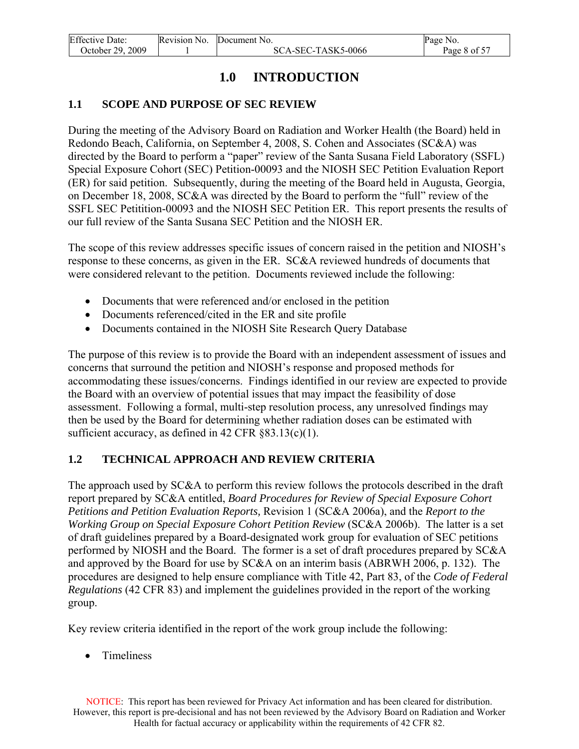# 1.0 INTRODUCTION

## 1.1 SCOPE AND PURPOSE OF SEC REVIEW

During the meeting of the Advisory Board on Radiation and Worker Health (the Board) held in Redondo Beach, California, on September 4, 2008, S. Cohen and Associates (SC&A) was directed by the Board to perform a "paper" review of the Santa Susana Field Laboratory (SSFL) Special Exposure Cohort (SEC) Petition-00093 and the NIOSH SEC Petition Evaluation Report (ER) for said petition. Subsequently, during the meeting of the Board held in Augusta, Georgia, on December 18, 2008, SC&A was directed by the Board to perform the "full" review of the SSFL SEC Petitition-00093 and the NIOSH SEC Petition ER. This report presents the results of our full review of the Santa Susana SEC Petition and the NIOSH ER.

The scope of this review addresses specific issues of concern raised in the petition and NIOSH's response to these concerns, as given in the ER. SC&A reviewed hundreds of documents that were considered relevant to the petition. Documents reviewed include the following:

- Documents that were referenced and/or enclosed in the petition
- Documents referenced/cited in the ER and site profile
- Documents contained in the NIOSH Site Research Query Database

The purpose of this review is to provide the Board with an independent assessment of issues and concerns that surround the petition and NIOSH's response and proposed methods for accommodating these issues/concerns. Findings identified in our review are expected to provide the Board with an overview of potential issues that may impact the feasibility of dose assessment. Following a formal, multi-step resolution process, any unresolved findings may then be used by the Board for determining whether radiation doses can be estimated with sufficient accuracy, as defined in 42 CFR §83.13(c)(1).

## 1.2 TECHNICAL APPROACH AND REVIEW CRITERIA

The approach used by SC&A to perform this review follows the protocols described in the draft report prepared by SC&A entitled, *Board Procedures for Review of Special Exposure Cohort Petitions and Petition Evaluation Reports,* Revision 1 (SC&A 2006a), and the *Report to the Working Group on Special Exposure Cohort Petition Review* (SC&A 2006b). The latter is a set of draft guidelines prepared by a Board-designated work group for evaluation of SEC petitions performed by NIOSH and the Board. The former is a set of draft procedures prepared by SC&A and approved by the Board for use by SC&A on an interim basis (ABRWH 2006, p. 132). The procedures are designed to help ensure compliance with Title 42, Part 83, of the *Code of Federal Regulations* (42 CFR 83) and implement the guidelines provided in the report of the working group.

Key review criteria identified in the report of the work group include the following:

- Timeliness

NOTICE: This report has been reviewed for Privacy Act information and has been cleared for distribution. However, this report is pre-decisional and has not been reviewed by the Advisory Board on Radiation and Worker Health for factual accuracy or applicability within the requirements of 42 CFR 82.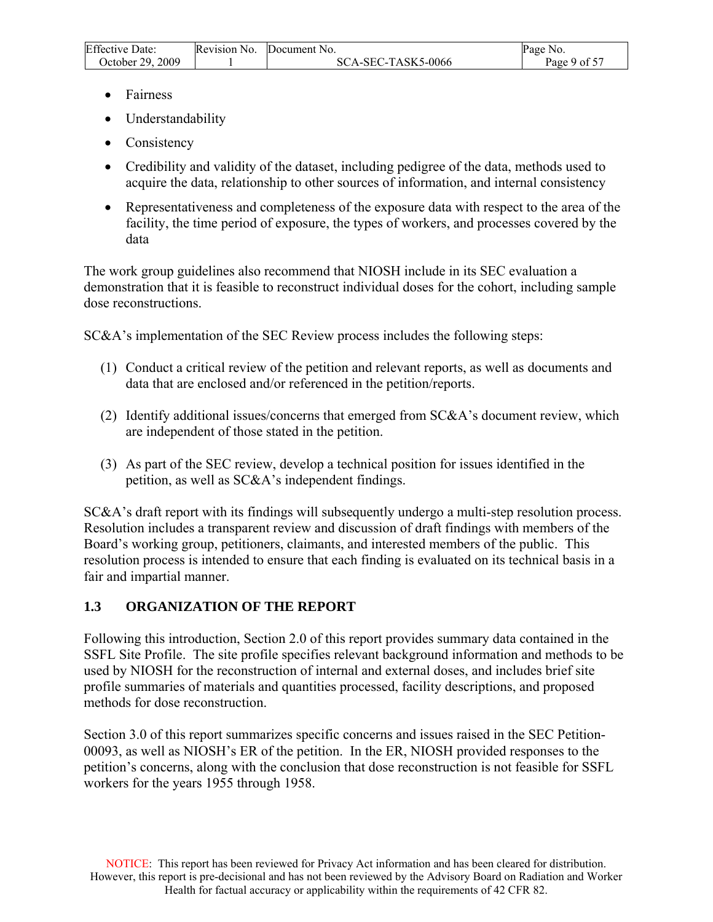- Fairness
- Understandability
- Consistency
- Credibility and validity of the dataset, including pedigree of the data, methods used to acquire the data, relationship to other sources of information, and internal consistency
- Representativeness and completeness of the exposure data with respect to the area of the facility, the time period of exposure, the types of workers, and processes covered by the data

The work group guidelines also recommend that NIOSH include in its SEC evaluation a demonstration that it is feasible to reconstruct individual doses for the cohort, including sample dose reconstructions.

SC&A's implementation of the SEC Review process includes the following steps:

(1) Conduct a critical review of the petition and relevant reports, as well as documents and data that are enclosed and/or referenced in the petition/reports.

(2) Identify additional issues/concerns that emerged from SC&A's document review, which are independent of those stated in the petition.

(3) As part of the SEC review, develop a technical position for issues identified in the petition, as well as SC&A's independent findings.

SC&A's draft report with its findings will subsequently undergo a multi-step resolution process. Resolution includes a transparent review and discussion of draft findings with members of the Board's working group, petitioners, claimants, and interested members of the public. This resolution process is intended to ensure that each finding is evaluated on its technical basis in a fair and impartial manner.

## 1.3 ORGANIZATION OF THE REPORT

Following this introduction, Section 2.0 of this report provides summary data contained in the SSFL Site Profile. The site profile specifies relevant background information and methods to be used by NIOSH for the reconstruction of internal and external doses, and includes brief site profile summaries of materials and quantities processed, facility descriptions, and proposed methods for dose reconstruction.

Section 3.0 of this report summarizes specific concerns and issues raised in the SEC Petition-00093, as well as NIOSH's ER of the petition. In the ER, NIOSH provided responses to the petition's concerns, along with the conclusion that dose reconstruction is not feasible for SSFL workers for the years 1955 through 1958.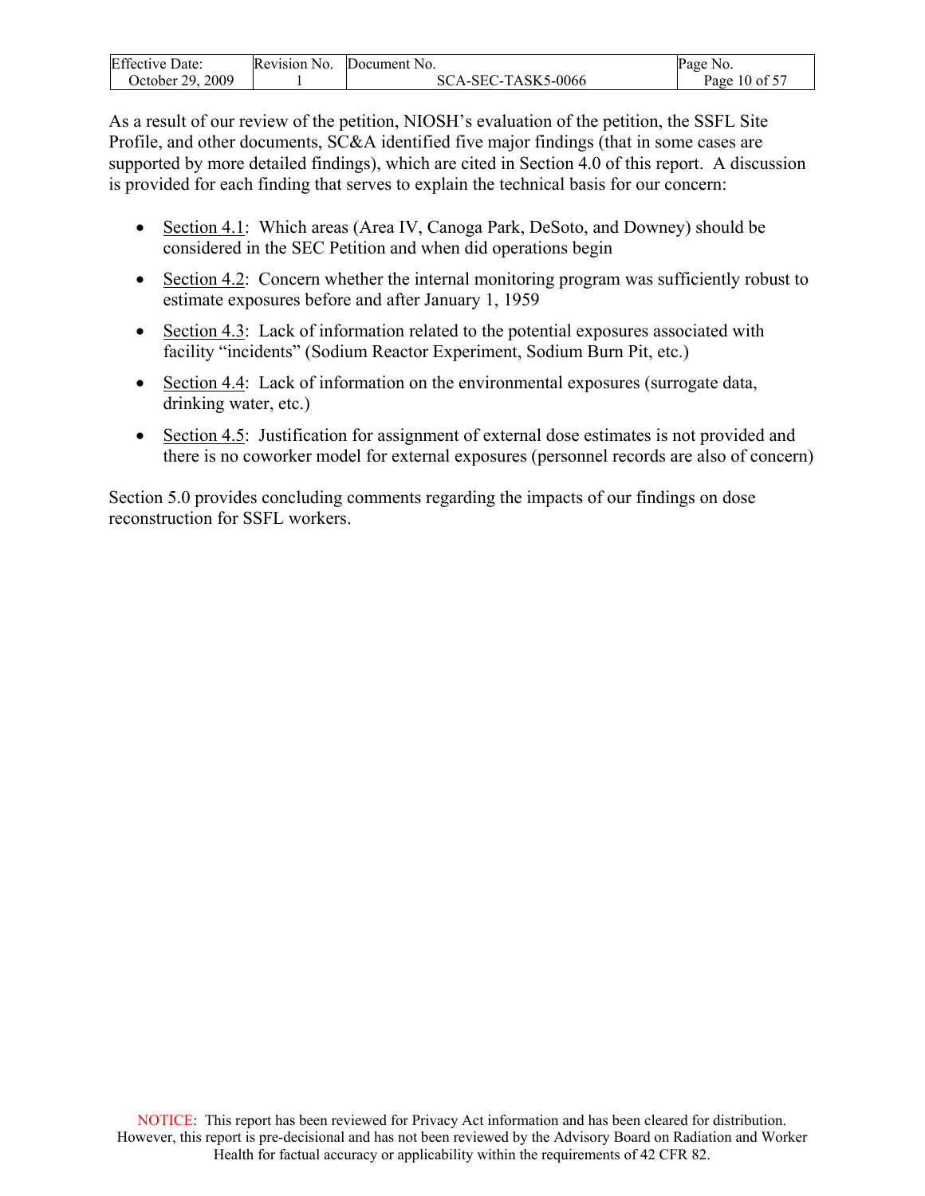As a result of our review of the petition, NIOSH's evaluation of the petition, the SSFL Site Profile, and other documents, SC&A identified five major findings (that in some cases are supported by more detailed findings), which are cited in Section 4.0 of this report. A discussion is provided for each finding that serves to explain the technical basis for our concern:

- Section 4.1: Which areas (Area IV, Canoga Park, DeSoto, and Downey) should be considered in the SEC Petition and when did operations begin
- Section 4.2: Concern whether the internal monitoring program was sufficiently robust to estimate exposures before and after January 1, 1959
- Section 4.3: Lack of information related to the potential exposures associated with facility "incidents" (Sodium Reactor Experiment, Sodium Burn Pit, etc.)
- Section 4.4: Lack of information on the environmental exposures (surrogate data, drinking water, etc.)
- Section 4.5: Justification for assignment of external dose estimates is not provided and there is no coworker model for external exposures (personnel records are also of concern)

Section 5.0 provides concluding comments regarding the impacts of our findings on dose reconstruction for SSFL workers.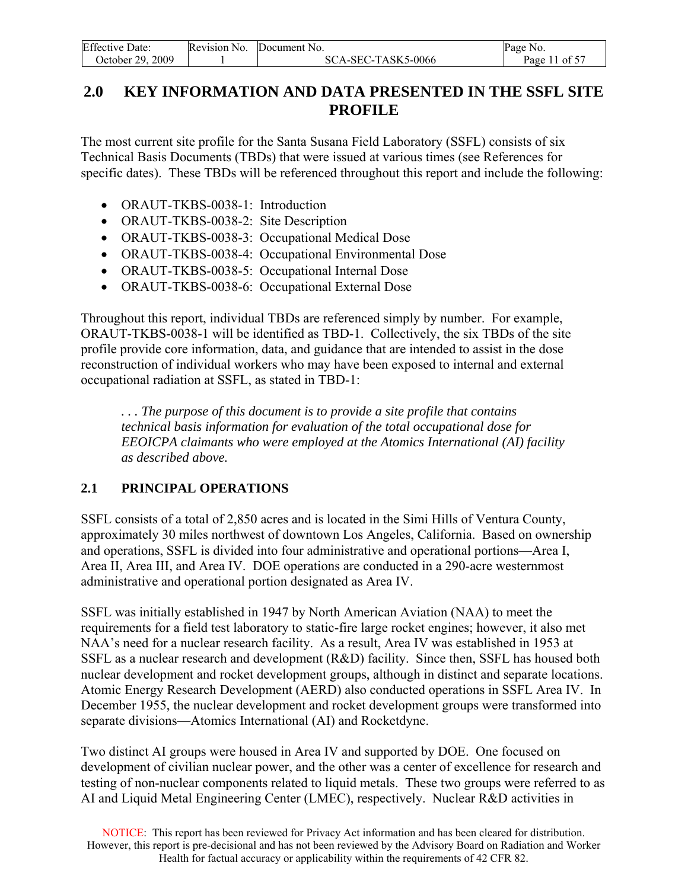## 2.0 KEY INFORMATION AND DATA PRESENTED IN THE SSFL SITE PROFILE

The most current site profile for the Santa Susana Field Laboratory (SSFL) consists of six Technical Basis Documents (TBDs) that were issued at various times (see References for specific dates). These TBDs will be referenced throughout this report and include the following:

- ORAUT-TKBS-0038-1: Introduction
- ORAUT-TKBS-0038-2: Site Description
- ORAUT-TKBS-0038-3: Occupational Medical Dose
- ORAUT-TKBS-0038-4: Occupational Environmental Dose
- ORAUT-TKBS-0038-5: Occupational Internal Dose
- ORAUT-TKBS-0038-6: Occupational External Dose

Throughout this report, individual TBDs are referenced simply by number. For example, ORAUT-TKBS-0038-1 will be identified as TBD-1. Collectively, the six TBDs of the site profile provide core information, data, and guidance that are intended to assist in the dose reconstruction of individual workers who may have been exposed to internal and external occupational radiation at SSFL, as stated in TBD-1:

> *. . . The purpose of this document is to provide a site profile that contains technical basis information for evaluation of the total occupational dose for EEOICPA claimants who were employed at the Atomics International (AI) facility as described above.*

### 2.1 PRINCIPAL OPERATIONS

SSFL consists of a total of 2,850 acres and is located in the Simi Hills of Ventura County, approximately 30 miles northwest of downtown Los Angeles, California. Based on ownership and operations, SSFL is divided into four administrative and operational portions—Area I, Area II, Area III, and Area IV. DOE operations are conducted in a 290-acre westernmost administrative and operational portion designated as Area IV.

SSFL was initially established in 1947 by North American Aviation (NAA) to meet the requirements for a field test laboratory to static-fire large rocket engines; however, it also met NAA's need for a nuclear research facility. As a result, Area IV was established in 1953 at SSFL as a nuclear research and development (R&D) facility. Since then, SSFL has housed both nuclear development and rocket development groups, although in distinct and separate locations. Atomic Energy Research Development (AERD) also conducted operations in SSFL Area IV. In December 1955, the nuclear development and rocket development groups were transformed into separate divisions—Atomics International (AI) and Rocketdyne.

Two distinct AI groups were housed in Area IV and supported by DOE. One focused on development of civilian nuclear power, and the other was a center of excellence for research and testing of non-nuclear components related to liquid metals. These two groups were referred to as AI and Liquid Metal Engineering Center (LMEC), respectively. Nuclear R&D activities in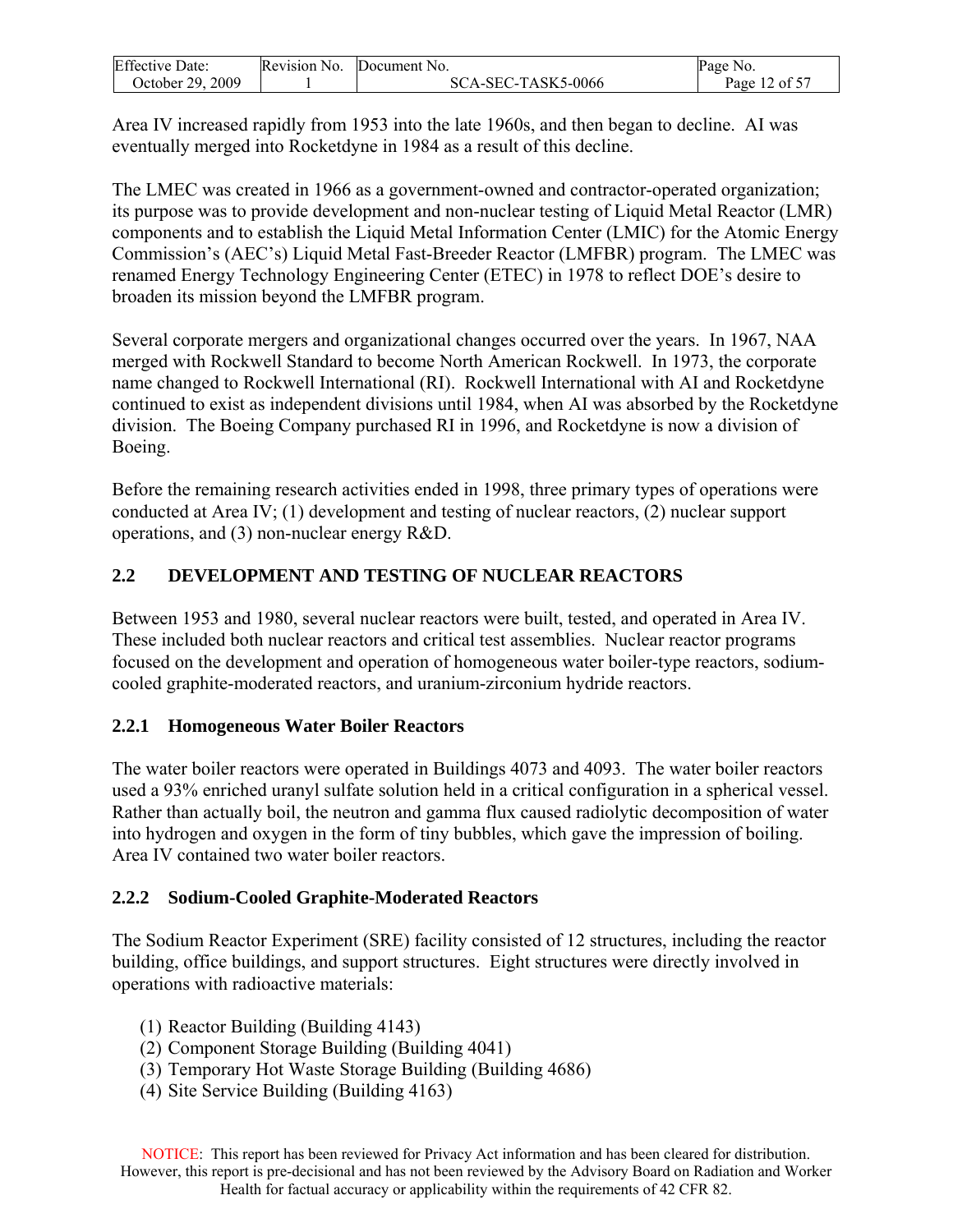Area IV increased rapidly from 1953 into the late 1960s, and then began to decline. AI was eventually merged into Rocketdyne in 1984 as a result of this decline.

The LMEC was created in 1966 as a government-owned and contractor-operated organization; its purpose was to provide development and non-nuclear testing of Liquid Metal Reactor (LMR) components and to establish the Liquid Metal Information Center (LMIC) for the Atomic Energy Commission's (AEC's) Liquid Metal Fast-Breeder Reactor (LMFBR) program. The LMEC was renamed Energy Technology Engineering Center (ETEC) in 1978 to reflect DOE's desire to broaden its mission beyond the LMFBR program.

Several corporate mergers and organizational changes occurred over the years. In 1967, NAA merged with Rockwell Standard to become North American Rockwell. In 1973, the corporate name changed to Rockwell International (RI). Rockwell International with AI and Rocketdyne continued to exist as independent divisions until 1984, when AI was absorbed by the Rocketdyne division. The Boeing Company purchased RI in 1996, and Rocketdyne is now a division of Boeing.

Before the remaining research activities ended in 1998, three primary types of operations were conducted at Area IV; (1) development and testing of nuclear reactors, (2) nuclear support operations, and (3) non-nuclear energy R&D.

## 2.2 DEVELOPMENT AND TESTING OF NUCLEAR REACTORS

Between 1953 and 1980, several nuclear reactors were built, tested, and operated in Area IV. These included both nuclear reactors and critical test assemblies. Nuclear reactor programs focused on the development and operation of homogeneous water boiler-type reactors, sodium-cooled graphite-moderated reactors, and uranium-zirconium hydride reactors.

### 2.2.1 Homogeneous Water Boiler Reactors

The water boiler reactors were operated in Buildings 4073 and 4093. The water boiler reactors used a 93% enriched uranyl sulfate solution held in a critical configuration in a spherical vessel. Rather than actually boil, the neutron and gamma flux caused radiolytic decomposition of water into hydrogen and oxygen in the form of tiny bubbles, which gave the impression of boiling. Area IV contained two water boiler reactors.

### 2.2.2 Sodium-Cooled Graphite-Moderated Reactors

The Sodium Reactor Experiment (SRE) facility consisted of 12 structures, including the reactor building, office buildings, and support structures. Eight structures were directly involved in operations with radioactive materials:

(1) Reactor Building (Building 4143)
(2) Component Storage Building (Building 4041)
(3) Temporary Hot Waste Storage Building (Building 4686)
(4) Site Service Building (Building 4163)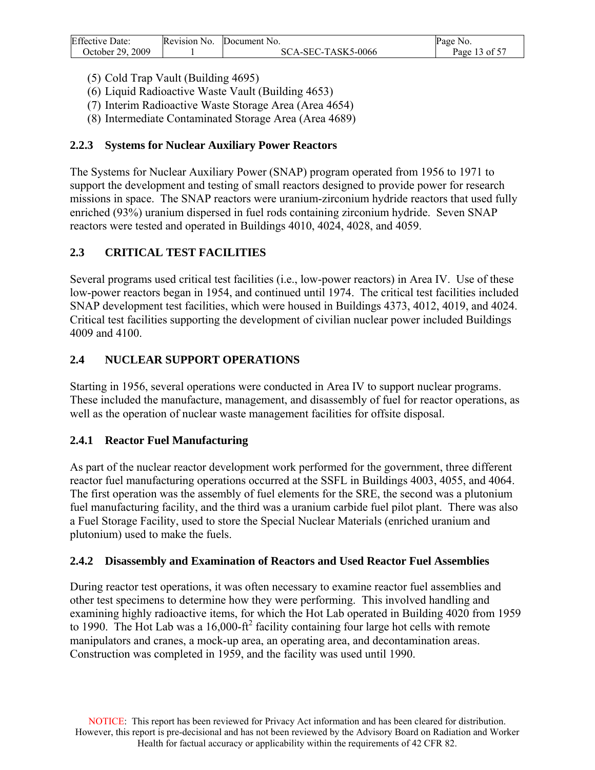(5) Cold Trap Vault (Building 4695)
(6) Liquid Radioactive Waste Vault (Building 4653)
(7) Interim Radioactive Waste Storage Area (Area 4654)
(8) Intermediate Contaminated Storage Area (Area 4689)

### 2.2.3 Systems for Nuclear Auxiliary Power Reactors

The Systems for Nuclear Auxiliary Power (SNAP) program operated from 1956 to 1971 to support the development and testing of small reactors designed to provide power for research missions in space. The SNAP reactors were uranium-zirconium hydride reactors that used fully enriched (93%) uranium dispersed in fuel rods containing zirconium hydride. Seven SNAP reactors were tested and operated in Buildings 4010, 4024, 4028, and 4059.

## 2.3 CRITICAL TEST FACILITIES

Several programs used critical test facilities (i.e., low-power reactors) in Area IV. Use of these low-power reactors began in 1954, and continued until 1974. The critical test facilities included SNAP development test facilities, which were housed in Buildings 4373, 4012, 4019, and 4024. Critical test facilities supporting the development of civilian nuclear power included Buildings 4009 and 4100.

## 2.4 NUCLEAR SUPPORT OPERATIONS

Starting in 1956, several operations were conducted in Area IV to support nuclear programs. These included the manufacture, management, and disassembly of fuel for reactor operations, as well as the operation of nuclear waste management facilities for offsite disposal.

### 2.4.1 Reactor Fuel Manufacturing

As part of the nuclear reactor development work performed for the government, three different reactor fuel manufacturing operations occurred at the SSFL in Buildings 4003, 4055, and 4064. The first operation was the assembly of fuel elements for the SRE, the second was a plutonium fuel manufacturing facility, and the third was a uranium carbide fuel pilot plant. There was also a Fuel Storage Facility, used to store the Special Nuclear Materials (enriched uranium and plutonium) used to make the fuels.

### 2.4.2 Disassembly and Examination of Reactors and Used Reactor Fuel Assemblies

During reactor test operations, it was often necessary to examine reactor fuel assemblies and other test specimens to determine how they were performing. This involved handling and examining highly radioactive items, for which the Hot Lab operated in Building 4020 from 1959 to 1990. The Hot Lab was a 16,000-$ft^2$ facility containing four large hot cells with remote manipulators and cranes, a mock-up area, an operating area, and decontamination areas. Construction was completed in 1959, and the facility was used until 1990.

NOTICE: This report has been reviewed for Privacy Act information and has been cleared for distribution. However, this report is pre-decisional and has not been reviewed by the Advisory Board on Radiation and Worker Health for factual accuracy or applicability within the requirements of 42 CFR 82.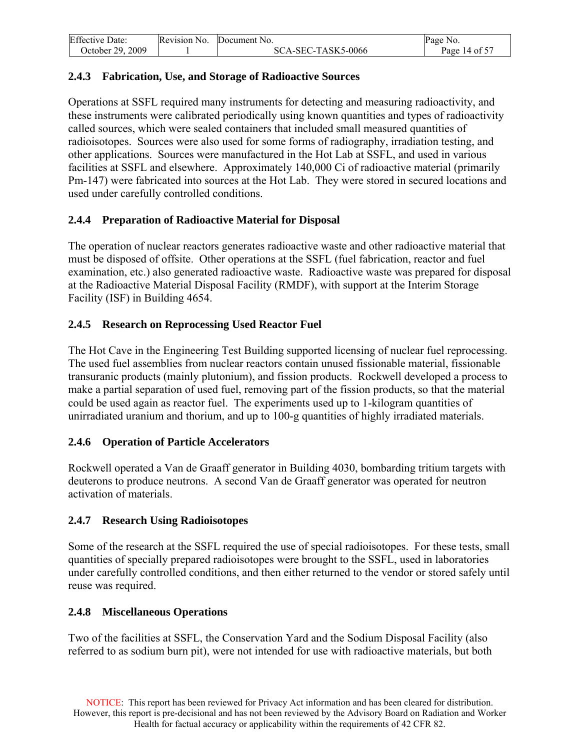### 2.4.3 Fabrication, Use, and Storage of Radioactive Sources

Operations at SSFL required many instruments for detecting and measuring radioactivity, and these instruments were calibrated periodically using known quantities and types of radioactivity called sources, which were sealed containers that included small measured quantities of radioisotopes. Sources were also used for some forms of radiography, irradiation testing, and other applications. Sources were manufactured in the Hot Lab at SSFL, and used in various facilities at SSFL and elsewhere. Approximately 140,000 Ci of radioactive material (primarily Pm-147) were fabricated into sources at the Hot Lab. They were stored in secured locations and used under carefully controlled conditions.

### 2.4.4 Preparation of Radioactive Material for Disposal

The operation of nuclear reactors generates radioactive waste and other radioactive material that must be disposed of offsite. Other operations at the SSFL (fuel fabrication, reactor and fuel examination, etc.) also generated radioactive waste. Radioactive waste was prepared for disposal at the Radioactive Material Disposal Facility (RMDF), with support at the Interim Storage Facility (ISF) in Building 4654.

### 2.4.5 Research on Reprocessing Used Reactor Fuel

The Hot Cave in the Engineering Test Building supported licensing of nuclear fuel reprocessing. The used fuel assemblies from nuclear reactors contain unused fissionable material, fissionable transuranic products (mainly plutonium), and fission products. Rockwell developed a process to make a partial separation of used fuel, removing part of the fission products, so that the material could be used again as reactor fuel. The experiments used up to 1-kilogram quantities of unirradiated uranium and thorium, and up to 100-g quantities of highly irradiated materials.

### 2.4.6 Operation of Particle Accelerators

Rockwell operated a Van de Graaff generator in Building 4030, bombarding tritium targets with deuterons to produce neutrons. A second Van de Graaff generator was operated for neutron activation of materials.

### 2.4.7 Research Using Radioisotopes

Some of the research at the SSFL required the use of special radioisotopes. For these tests, small quantities of specially prepared radioisotopes were brought to the SSFL, used in laboratories under carefully controlled conditions, and then either returned to the vendor or stored safely until reuse was required.

### 2.4.8 Miscellaneous Operations

Two of the facilities at SSFL, the Conservation Yard and the Sodium Disposal Facility (also referred to as sodium burn pit), were not intended for use with radioactive materials, but both

NOTICE: This report has been reviewed for Privacy Act information and has been cleared for distribution. However, this report is pre-decisional and has not been reviewed by the Advisory Board on Radiation and Worker Health for factual accuracy or applicability within the requirements of 42 CFR 82.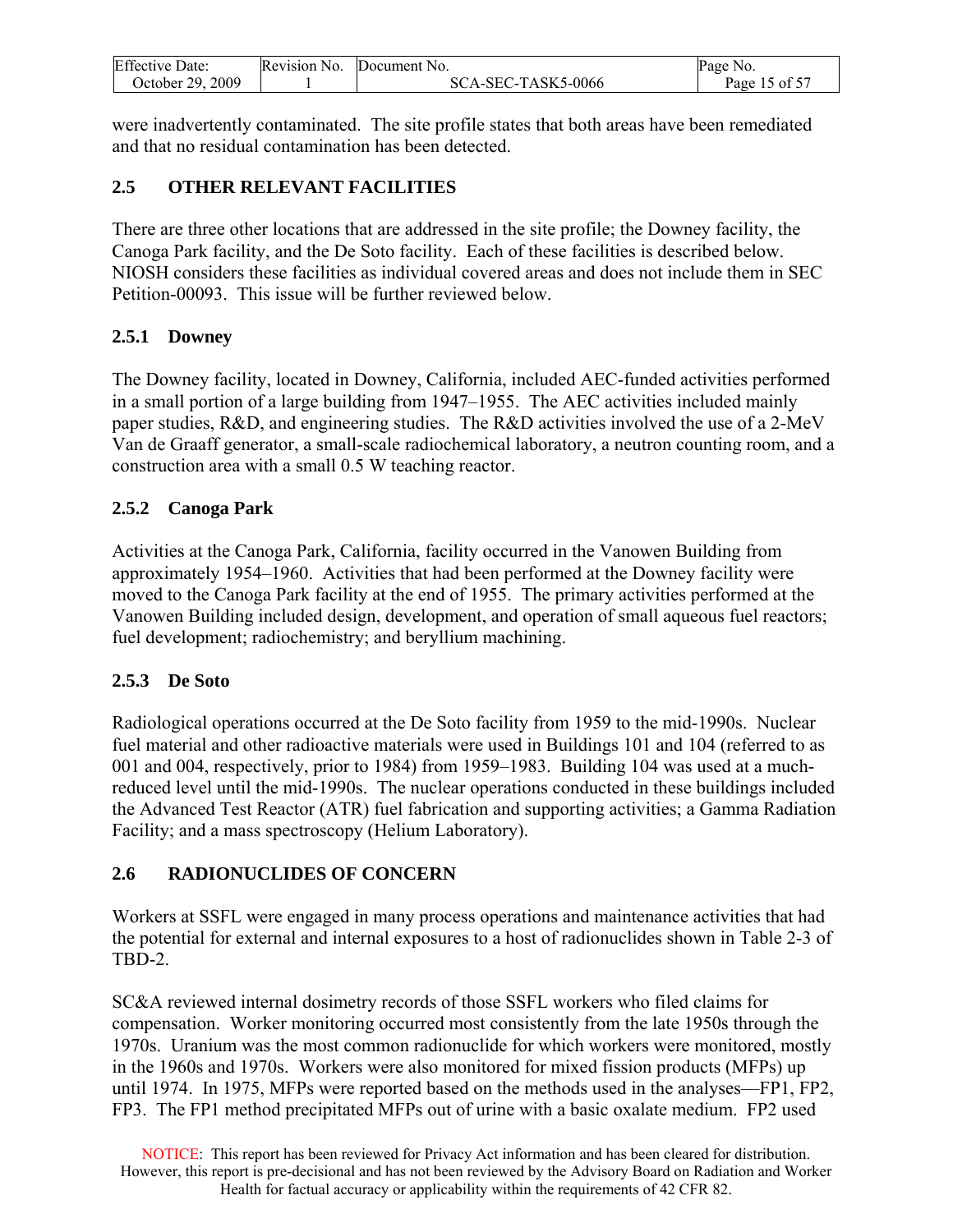were inadvertently contaminated. The site profile states that both areas have been remediated and that no residual contamination has been detected.

## 2.5 OTHER RELEVANT FACILITIES

There are three other locations that are addressed in the site profile; the Downey facility, the Canoga Park facility, and the De Soto facility. Each of these facilities is described below. NIOSH considers these facilities as individual covered areas and does not include them in SEC Petition-00093. This issue will be further reviewed below.

### 2.5.1 Downey

The Downey facility, located in Downey, California, included AEC-funded activities performed in a small portion of a large building from 1947–1955. The AEC activities included mainly paper studies, R&D, and engineering studies. The R&D activities involved the use of a 2-MeV Van de Graaff generator, a small-scale radiochemical laboratory, a neutron counting room, and a construction area with a small 0.5 W teaching reactor.

### 2.5.2 Canoga Park

Activities at the Canoga Park, California, facility occurred in the Vanowen Building from approximately 1954–1960. Activities that had been performed at the Downey facility were moved to the Canoga Park facility at the end of 1955. The primary activities performed at the Vanowen Building included design, development, and operation of small aqueous fuel reactors; fuel development; radiochemistry; and beryllium machining.

### 2.5.3 De Soto

Radiological operations occurred at the De Soto facility from 1959 to the mid-1990s. Nuclear fuel material and other radioactive materials were used in Buildings 101 and 104 (referred to as 001 and 004, respectively, prior to 1984) from 1959–1983. Building 104 was used at a much-reduced level until the mid-1990s. The nuclear operations conducted in these buildings included the Advanced Test Reactor (ATR) fuel fabrication and supporting activities; a Gamma Radiation Facility; and a mass spectroscopy (Helium Laboratory).

## 2.6 RADIONUCLIDES OF CONCERN

Workers at SSFL were engaged in many process operations and maintenance activities that had the potential for external and internal exposures to a host of radionuclides shown in Table 2-3 of TBD-2.

SC&A reviewed internal dosimetry records of those SSFL workers who filed claims for compensation. Worker monitoring occurred most consistently from the late 1950s through the 1970s. Uranium was the most common radionuclide for which workers were monitored, mostly in the 1960s and 1970s. Workers were also monitored for mixed fission products (MFPs) up until 1974. In 1975, MFPs were reported based on the methods used in the analyses—FP1, FP2, FP3. The FP1 method precipitated MFPs out of urine with a basic oxalate medium. FP2 used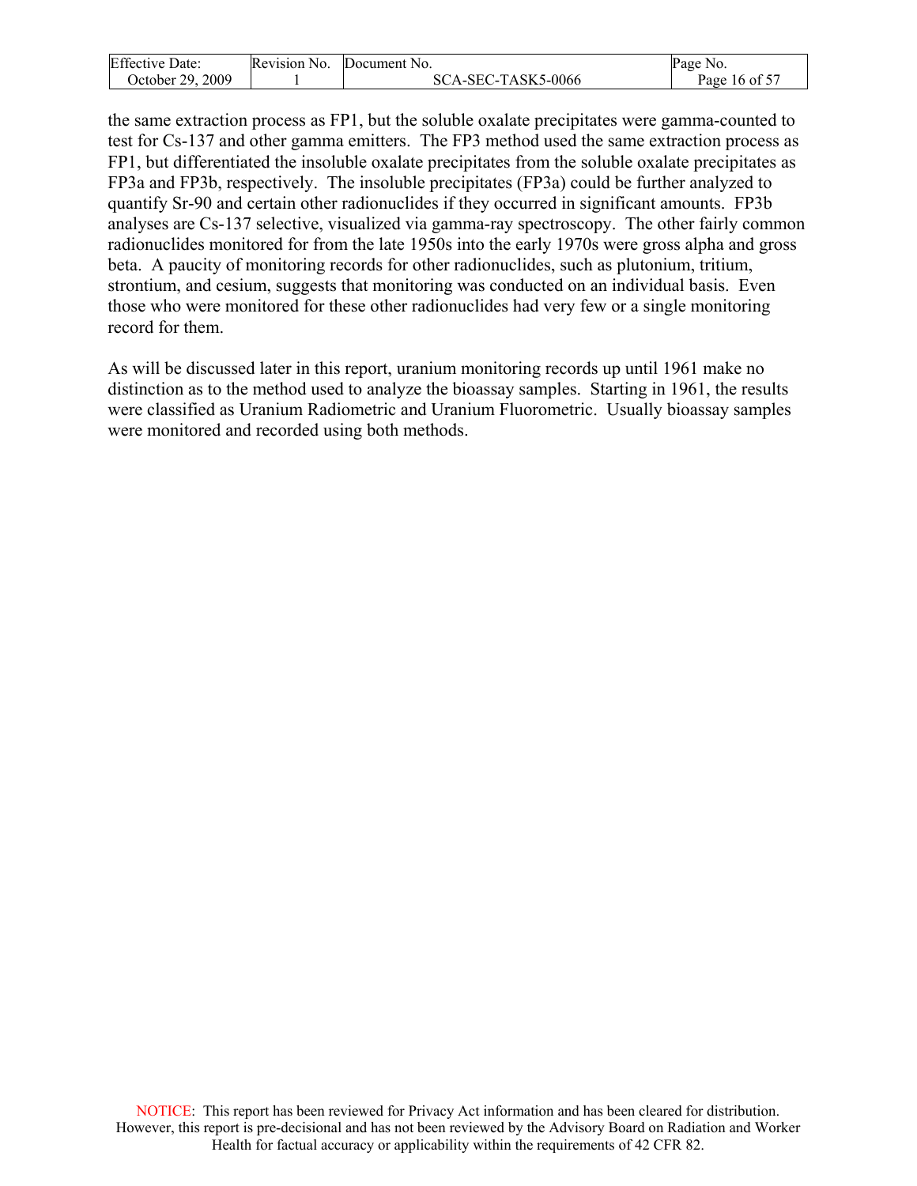the same extraction process as FP1, but the soluble oxalate precipitates were gamma-counted to test for Cs-137 and other gamma emitters. The FP3 method used the same extraction process as FP1, but differentiated the insoluble oxalate precipitates from the soluble oxalate precipitates as FP3a and FP3b, respectively. The insoluble precipitates (FP3a) could be further analyzed to quantify Sr-90 and certain other radionuclides if they occurred in significant amounts. FP3b analyses are Cs-137 selective, visualized via gamma-ray spectroscopy. The other fairly common radionuclides monitored for from the late 1950s into the early 1970s were gross alpha and gross beta. A paucity of monitoring records for other radionuclides, such as plutonium, tritium, strontium, and cesium, suggests that monitoring was conducted on an individual basis. Even those who were monitored for these other radionuclides had very few or a single monitoring record for them.

As will be discussed later in this report, uranium monitoring records up until 1961 make no distinction as to the method used to analyze the bioassay samples. Starting in 1961, the results were classified as Uranium Radiometric and Uranium Fluorometric. Usually bioassay samples were monitored and recorded using both methods.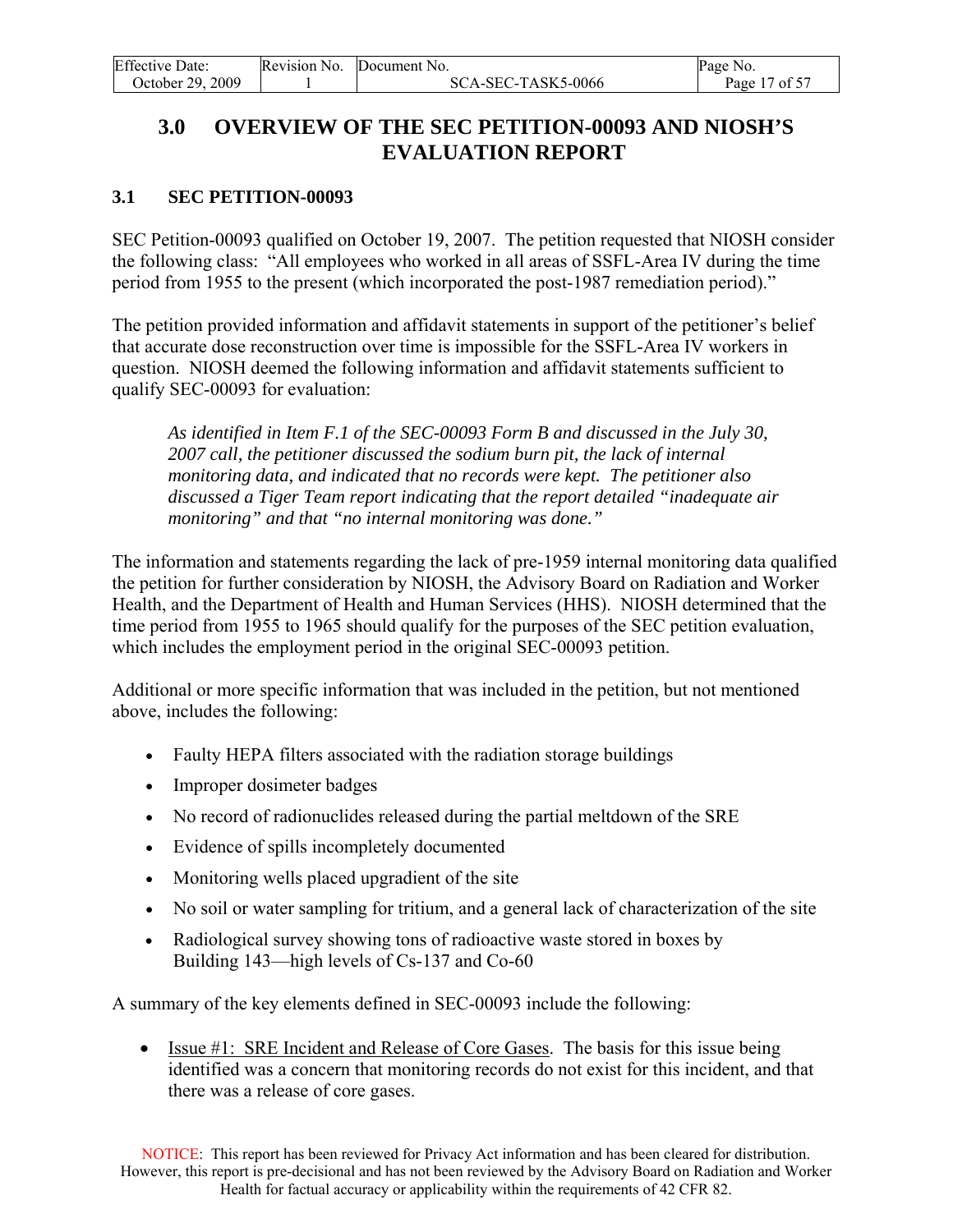# 3.0 OVERVIEW OF THE SEC PETITION-00093 AND NIOSH'S EVALUATION REPORT

## 3.1 SEC PETITION-00093

SEC Petition-00093 qualified on October 19, 2007. The petition requested that NIOSH consider the following class: "All employees who worked in all areas of SSFL-Area IV during the time period from 1955 to the present (which incorporated the post-1987 remediation period)."

The petition provided information and affidavit statements in support of the petitioner's belief that accurate dose reconstruction over time is impossible for the SSFL-Area IV workers in question. NIOSH deemed the following information and affidavit statements sufficient to qualify SEC-00093 for evaluation:

> *As identified in Item F.1 of the SEC-00093 Form B and discussed in the July 30, 2007 call, the petitioner discussed the sodium burn pit, the lack of internal monitoring data, and indicated that no records were kept. The petitioner also discussed a Tiger Team report indicating that the report detailed "inadequate air monitoring" and that "no internal monitoring was done."*

The information and statements regarding the lack of pre-1959 internal monitoring data qualified the petition for further consideration by NIOSH, the Advisory Board on Radiation and Worker Health, and the Department of Health and Human Services (HHS). NIOSH determined that the time period from 1955 to 1965 should qualify for the purposes of the SEC petition evaluation, which includes the employment period in the original SEC-00093 petition.

Additional or more specific information that was included in the petition, but not mentioned above, includes the following:

- Faulty HEPA filters associated with the radiation storage buildings
- Improper dosimeter badges
- No record of radionuclides released during the partial meltdown of the SRE
- Evidence of spills incompletely documented
- Monitoring wells placed upgradient of the site
- No soil or water sampling for tritium, and a general lack of characterization of the site
- Radiological survey showing tons of radioactive waste stored in boxes by Building 143—high levels of Cs-137 and Co-60

A summary of the key elements defined in SEC-00093 include the following:

- Issue #1: SRE Incident and Release of Core Gases. The basis for this issue being identified was a concern that monitoring records do not exist for this incident, and that there was a release of core gases.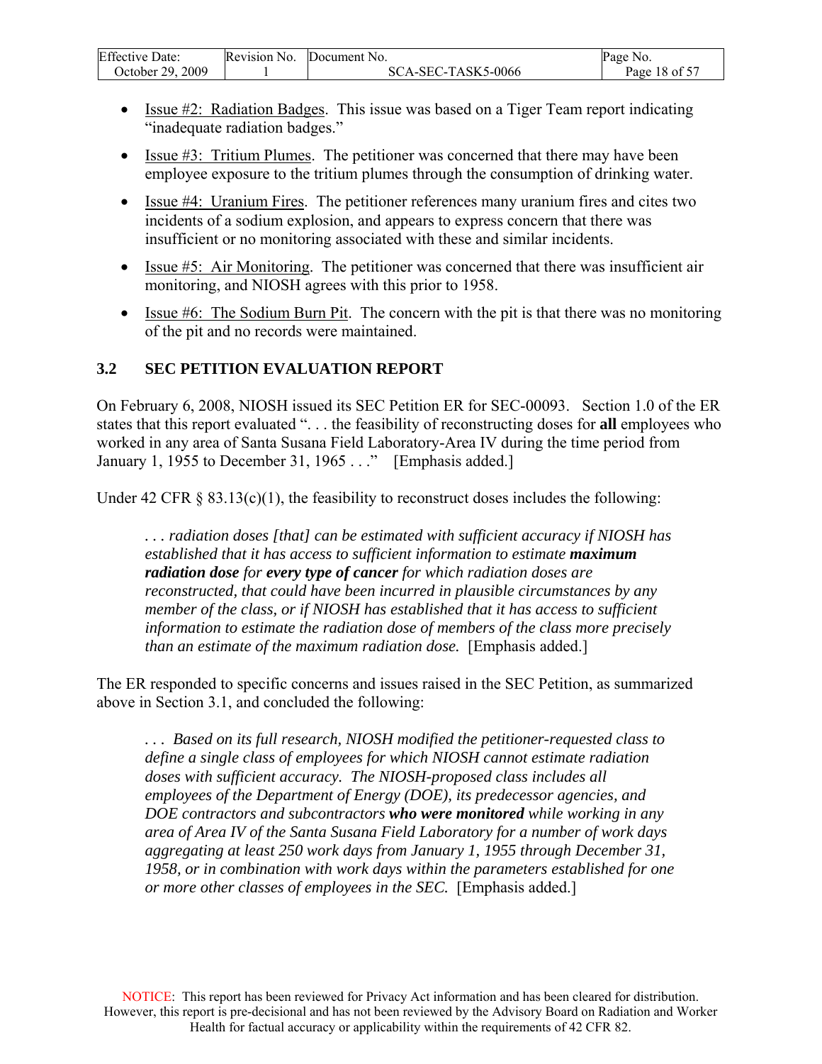- Issue #2: Radiation Badges. This issue was based on a Tiger Team report indicating "inadequate radiation badges."
- Issue #3: Tritium Plumes. The petitioner was concerned that there may have been employee exposure to the tritium plumes through the consumption of drinking water.
- Issue #4: Uranium Fires. The petitioner references many uranium fires and cites two incidents of a sodium explosion, and appears to express concern that there was insufficient or no monitoring associated with these and similar incidents.
- Issue #5: Air Monitoring. The petitioner was concerned that there was insufficient air monitoring, and NIOSH agrees with this prior to 1958.
- Issue #6: The Sodium Burn Pit. The concern with the pit is that there was no monitoring of the pit and no records were maintained.

## 3.2 SEC PETITION EVALUATION REPORT

On February 6, 2008, NIOSH issued its SEC Petition ER for SEC-00093. Section 1.0 of the ER states that this report evaluated ". . . the feasibility of reconstructing doses for **all** employees who worked in any area of Santa Susana Field Laboratory-Area IV during the time period from January 1, 1955 to December 31, 1965 . . ." [Emphasis added.]

Under 42 CFR § 83.13(c)(1), the feasibility to reconstruct doses includes the following:

> *. . . radiation doses [that] can be estimated with sufficient accuracy if NIOSH has established that it has access to sufficient information to estimate **maximum radiation dose** for **every type of cancer** for which radiation doses are reconstructed, that could have been incurred in plausible circumstances by any member of the class, or if NIOSH has established that it has access to sufficient information to estimate the radiation dose of members of the class more precisely than an estimate of the maximum radiation dose.* [Emphasis added.]

The ER responded to specific concerns and issues raised in the SEC Petition, as summarized above in Section 3.1, and concluded the following:

> *. . . Based on its full research, NIOSH modified the petitioner-requested class to define a single class of employees for which NIOSH cannot estimate radiation doses with sufficient accuracy. The NIOSH-proposed class includes all employees of the Department of Energy (DOE), its predecessor agencies, and DOE contractors and subcontractors **who were monitored** while working in any area of Area IV of the Santa Susana Field Laboratory for a number of work days aggregating at least 250 work days from January 1, 1955 through December 31, 1958, or in combination with work days within the parameters established for one or more other classes of employees in the SEC.* [Emphasis added.]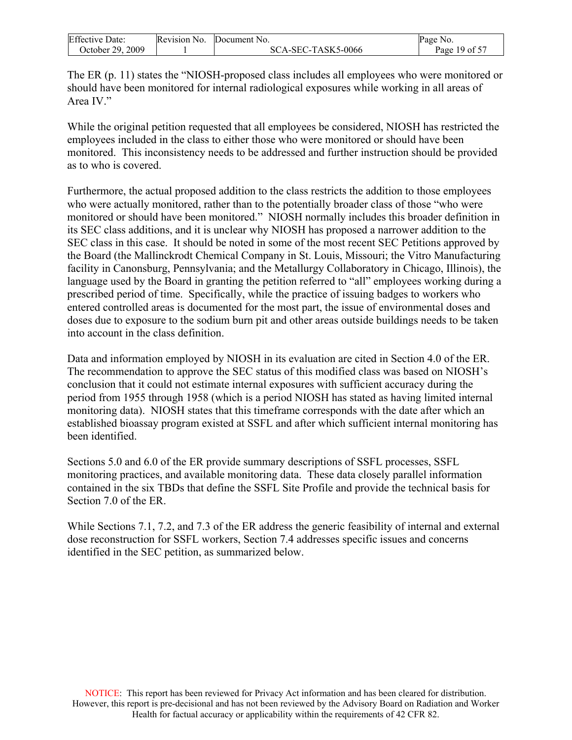The ER (p. 11) states the "NIOSH-proposed class includes all employees who were monitored or should have been monitored for internal radiological exposures while working in all areas of Area IV."

While the original petition requested that all employees be considered, NIOSH has restricted the employees included in the class to either those who were monitored or should have been monitored. This inconsistency needs to be addressed and further instruction should be provided as to who is covered.

Furthermore, the actual proposed addition to the class restricts the addition to those employees who were actually monitored, rather than to the potentially broader class of those "who were monitored or should have been monitored." NIOSH normally includes this broader definition in its SEC class additions, and it is unclear why NIOSH has proposed a narrower addition to the SEC class in this case. It should be noted in some of the most recent SEC Petitions approved by the Board (the Mallinckrodt Chemical Company in St. Louis, Missouri; the Vitro Manufacturing facility in Canonsburg, Pennsylvania; and the Metallurgy Collaboratory in Chicago, Illinois), the language used by the Board in granting the petition referred to "all" employees working during a prescribed period of time. Specifically, while the practice of issuing badges to workers who entered controlled areas is documented for the most part, the issue of environmental doses and doses due to exposure to the sodium burn pit and other areas outside buildings needs to be taken into account in the class definition.

Data and information employed by NIOSH in its evaluation are cited in Section 4.0 of the ER. The recommendation to approve the SEC status of this modified class was based on NIOSH's conclusion that it could not estimate internal exposures with sufficient accuracy during the period from 1955 through 1958 (which is a period NIOSH has stated as having limited internal monitoring data). NIOSH states that this timeframe corresponds with the date after which an established bioassay program existed at SSFL and after which sufficient internal monitoring has been identified.

Sections 5.0 and 6.0 of the ER provide summary descriptions of SSFL processes, SSFL monitoring practices, and available monitoring data. These data closely parallel information contained in the six TBDs that define the SSFL Site Profile and provide the technical basis for Section 7.0 of the ER.

While Sections 7.1, 7.2, and 7.3 of the ER address the generic feasibility of internal and external dose reconstruction for SSFL workers, Section 7.4 addresses specific issues and concerns identified in the SEC petition, as summarized below.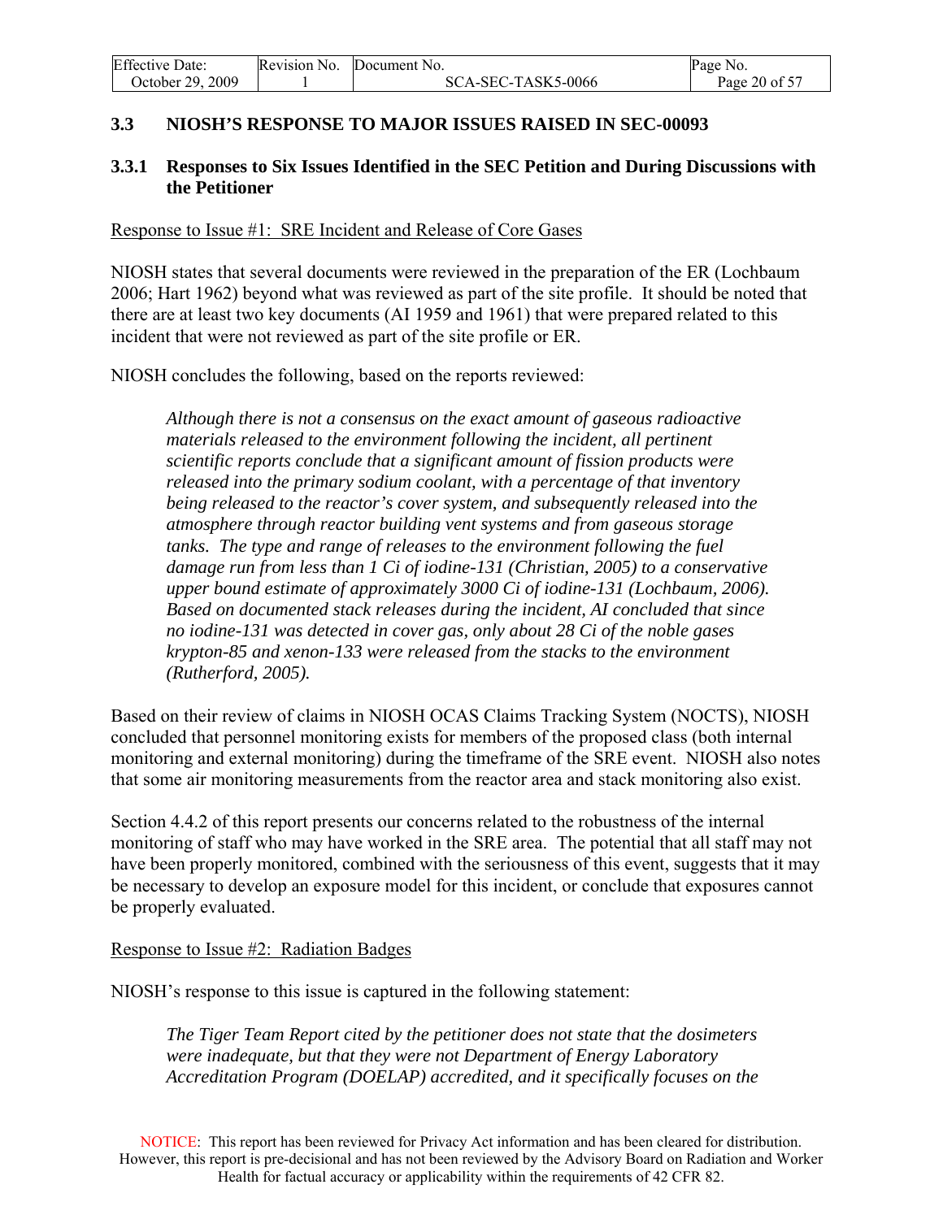### 3.3 NIOSH'S RESPONSE TO MAJOR ISSUES RAISED IN SEC-00093

#### 3.3.1 Responses to Six Issues Identified in the SEC Petition and During Discussions with the Petitioner

Response to Issue #1: SRE Incident and Release of Core Gases

NIOSH states that several documents were reviewed in the preparation of the ER (Lochbaum 2006; Hart 1962) beyond what was reviewed as part of the site profile. It should be noted that there are at least two key documents (AI 1959 and 1961) that were prepared related to this incident that were not reviewed as part of the site profile or ER.

NIOSH concludes the following, based on the reports reviewed:

> *Although there is not a consensus on the exact amount of gaseous radioactive materials released to the environment following the incident, all pertinent scientific reports conclude that a significant amount of fission products were released into the primary sodium coolant, with a percentage of that inventory being released to the reactor's cover system, and subsequently released into the atmosphere through reactor building vent systems and from gaseous storage tanks. The type and range of releases to the environment following the fuel damage run from less than 1 Ci of iodine-131 (Christian, 2005) to a conservative upper bound estimate of approximately 3000 Ci of iodine-131 (Lochbaum, 2006). Based on documented stack releases during the incident, AI concluded that since no iodine-131 was detected in cover gas, only about 28 Ci of the noble gases krypton-85 and xenon-133 were released from the stacks to the environment (Rutherford, 2005).*

Based on their review of claims in NIOSH OCAS Claims Tracking System (NOCTS), NIOSH concluded that personnel monitoring exists for members of the proposed class (both internal monitoring and external monitoring) during the timeframe of the SRE event. NIOSH also notes that some air monitoring measurements from the reactor area and stack monitoring also exist.

Section 4.4.2 of this report presents our concerns related to the robustness of the internal monitoring of staff who may have worked in the SRE area. The potential that all staff may not have been properly monitored, combined with the seriousness of this event, suggests that it may be necessary to develop an exposure model for this incident, or conclude that exposures cannot be properly evaluated.

Response to Issue #2: Radiation Badges

NIOSH's response to this issue is captured in the following statement:

> *The Tiger Team Report cited by the petitioner does not state that the dosimeters were inadequate, but that they were not Department of Energy Laboratory Accreditation Program (DOELAP) accredited, and it specifically focuses on the*

NOTICE: This report has been reviewed for Privacy Act information and has been cleared for distribution. However, this report is pre-decisional and has not been reviewed by the Advisory Board on Radiation and Worker Health for factual accuracy or applicability within the requirements of 42 CFR 82.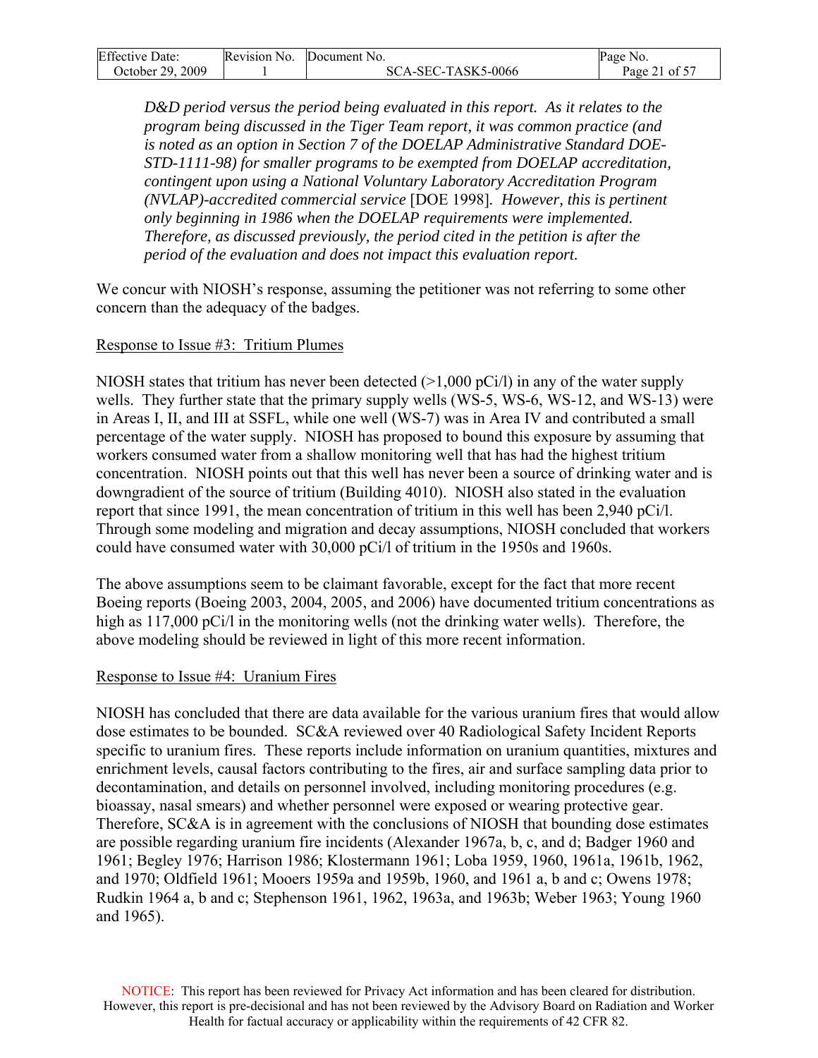*D&D period versus the period being evaluated in this report. As it relates to the program being discussed in the Tiger Team report, it was common practice (and is noted as an option in Section 7 of the DOELAP Administrative Standard DOE-STD-1111-98) for smaller programs to be exempted from DOELAP accreditation, contingent upon using a National Voluntary Laboratory Accreditation Program (NVLAP)-accredited commercial service* [DOE 1998]*. However, this is pertinent only beginning in 1986 when the DOELAP requirements were implemented. Therefore, as discussed previously, the period cited in the petition is after the period of the evaluation and does not impact this evaluation report.*

We concur with NIOSH's response, assuming the petitioner was not referring to some other concern than the adequacy of the badges.

Response to Issue #3: Tritium Plumes

NIOSH states that tritium has never been detected (>1,000 pCi/l) in any of the water supply wells. They further state that the primary supply wells (WS-5, WS-6, WS-12, and WS-13) were in Areas I, II, and III at SSFL, while one well (WS-7) was in Area IV and contributed a small percentage of the water supply. NIOSH has proposed to bound this exposure by assuming that workers consumed water from a shallow monitoring well that has had the highest tritium concentration. NIOSH points out that this well has never been a source of drinking water and is downgradient of the source of tritium (Building 4010). NIOSH also stated in the evaluation report that since 1991, the mean concentration of tritium in this well has been 2,940 pCi/l. Through some modeling and migration and decay assumptions, NIOSH concluded that workers could have consumed water with 30,000 pCi/l of tritium in the 1950s and 1960s.

The above assumptions seem to be claimant favorable, except for the fact that more recent Boeing reports (Boeing 2003, 2004, 2005, and 2006) have documented tritium concentrations as high as 117,000 pCi/l in the monitoring wells (not the drinking water wells). Therefore, the above modeling should be reviewed in light of this more recent information.

Response to Issue #4: Uranium Fires

NIOSH has concluded that there are data available for the various uranium fires that would allow dose estimates to be bounded. SC&A reviewed over 40 Radiological Safety Incident Reports specific to uranium fires. These reports include information on uranium quantities, mixtures and enrichment levels, causal factors contributing to the fires, air and surface sampling data prior to decontamination, and details on personnel involved, including monitoring procedures (e.g. bioassay, nasal smears) and whether personnel were exposed or wearing protective gear. Therefore, SC&A is in agreement with the conclusions of NIOSH that bounding dose estimates are possible regarding uranium fire incidents (Alexander 1967a, b, c, and d; Badger 1960 and 1961; Begley 1976; Harrison 1986; Klostermann 1961; Loba 1959, 1960, 1961a, 1961b, 1962, and 1970; Oldfield 1961; Mooers 1959a and 1959b, 1960, and 1961 a, b and c; Owens 1978; Rudkin 1964 a, b and c; Stephenson 1961, 1962, 1963a, and 1963b; Weber 1963; Young 1960 and 1965).

NOTICE: This report has been reviewed for Privacy Act information and has been cleared for distribution. However, this report is pre-decisional and has not been reviewed by the Advisory Board on Radiation and Worker Health for factual accuracy or applicability within the requirements of 42 CFR 82.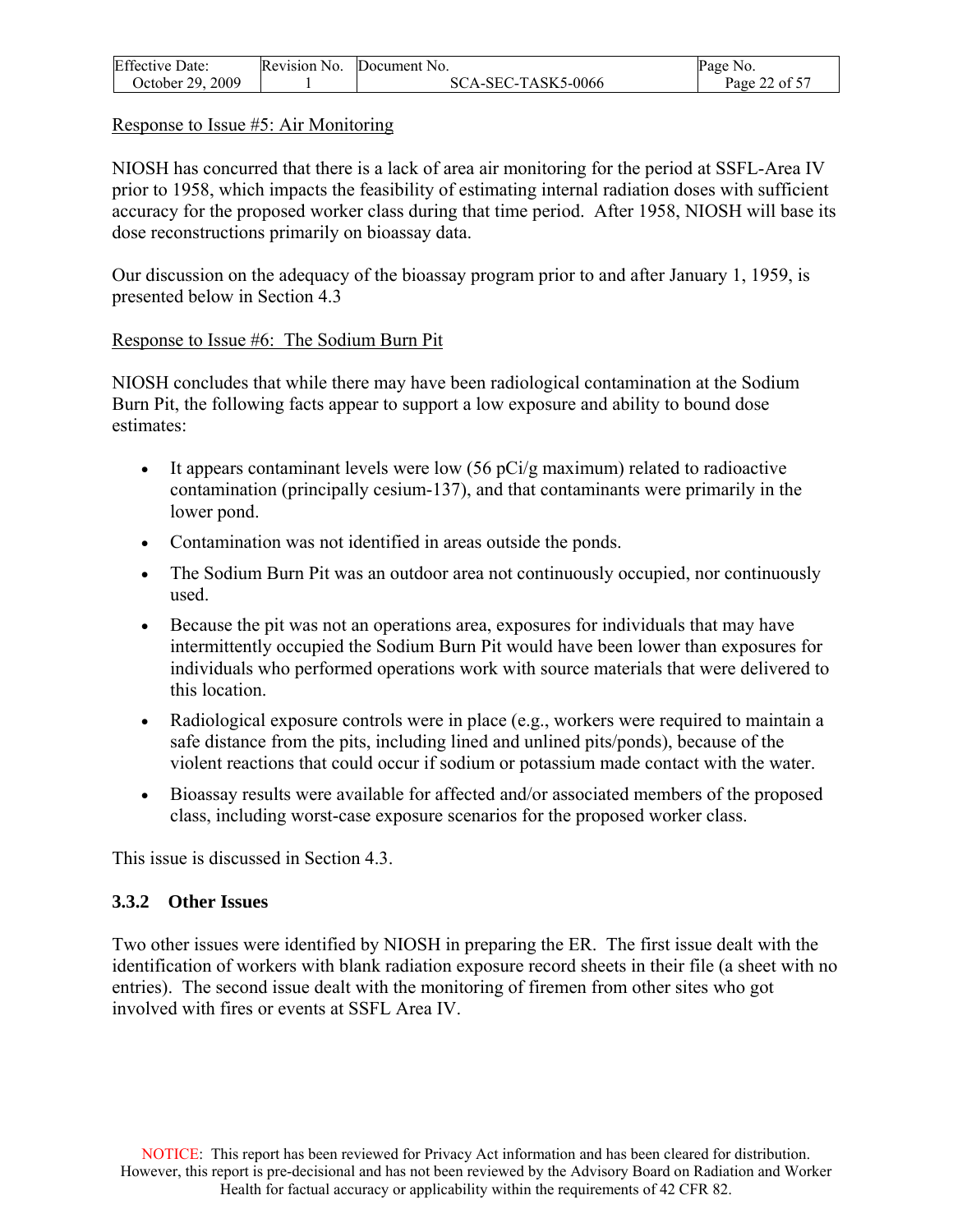Response to Issue #5: Air Monitoring

NIOSH has concurred that there is a lack of area air monitoring for the period at SSFL-Area IV prior to 1958, which impacts the feasibility of estimating internal radiation doses with sufficient accuracy for the proposed worker class during that time period. After 1958, NIOSH will base its dose reconstructions primarily on bioassay data.

Our discussion on the adequacy of the bioassay program prior to and after January 1, 1959, is presented below in Section 4.3

Response to Issue #6: The Sodium Burn Pit

NIOSH concludes that while there may have been radiological contamination at the Sodium Burn Pit, the following facts appear to support a low exposure and ability to bound dose estimates:

- It appears contaminant levels were low (56 pCi/g maximum) related to radioactive contamination (principally cesium-137), and that contaminants were primarily in the lower pond.
- Contamination was not identified in areas outside the ponds.
- The Sodium Burn Pit was an outdoor area not continuously occupied, nor continuously used.
- Because the pit was not an operations area, exposures for individuals that may have intermittently occupied the Sodium Burn Pit would have been lower than exposures for individuals who performed operations work with source materials that were delivered to this location.
- Radiological exposure controls were in place (e.g., workers were required to maintain a safe distance from the pits, including lined and unlined pits/ponds), because of the violent reactions that could occur if sodium or potassium made contact with the water.
- Bioassay results were available for affected and/or associated members of the proposed class, including worst-case exposure scenarios for the proposed worker class.

This issue is discussed in Section 4.3.

### 3.3.2 Other Issues

Two other issues were identified by NIOSH in preparing the ER. The first issue dealt with the identification of workers with blank radiation exposure record sheets in their file (a sheet with no entries). The second issue dealt with the monitoring of firemen from other sites who got involved with fires or events at SSFL Area IV.

NOTICE: This report has been reviewed for Privacy Act information and has been cleared for distribution. However, this report is pre-decisional and has not been reviewed by the Advisory Board on Radiation and Worker Health for factual accuracy or applicability within the requirements of 42 CFR 82.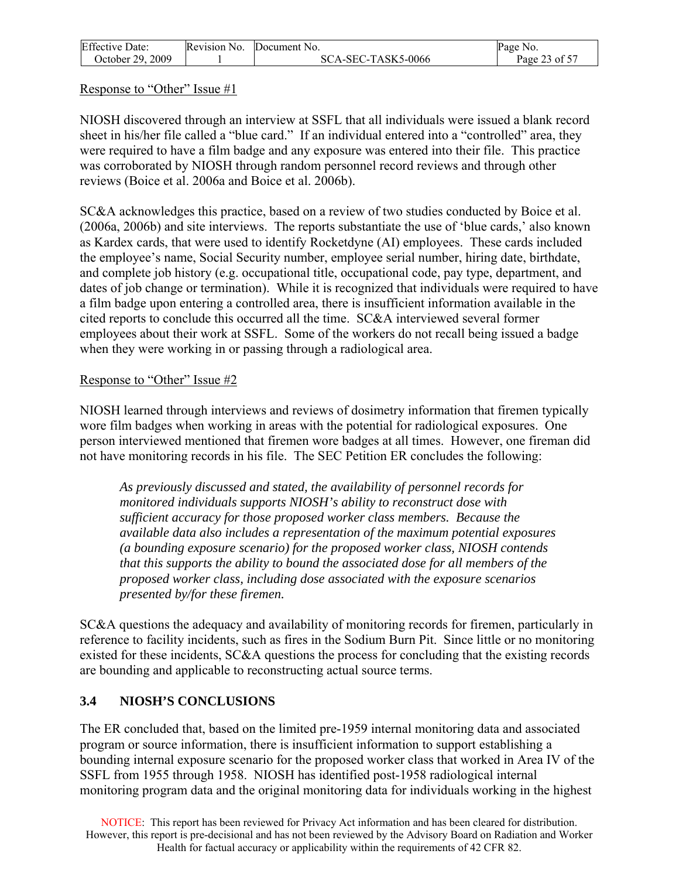Response to "Other" Issue #1

NIOSH discovered through an interview at SSFL that all individuals were issued a blank record sheet in his/her file called a "blue card." If an individual entered into a "controlled" area, they were required to have a film badge and any exposure was entered into their file. This practice was corroborated by NIOSH through random personnel record reviews and through other reviews (Boice et al. 2006a and Boice et al. 2006b).

SC&A acknowledges this practice, based on a review of two studies conducted by Boice et al. (2006a, 2006b) and site interviews. The reports substantiate the use of 'blue cards,' also known as Kardex cards, that were used to identify Rocketdyne (AI) employees. These cards included the employee's name, Social Security number, employee serial number, hiring date, birthdate, and complete job history (e.g. occupational title, occupational code, pay type, department, and dates of job change or termination). While it is recognized that individuals were required to have a film badge upon entering a controlled area, there is insufficient information available in the cited reports to conclude this occurred all the time. SC&A interviewed several former employees about their work at SSFL. Some of the workers do not recall being issued a badge when they were working in or passing through a radiological area.

Response to "Other" Issue #2

NIOSH learned through interviews and reviews of dosimetry information that firemen typically wore film badges when working in areas with the potential for radiological exposures. One person interviewed mentioned that firemen wore badges at all times. However, one fireman did not have monitoring records in his file. The SEC Petition ER concludes the following:

> *As previously discussed and stated, the availability of personnel records for monitored individuals supports NIOSH's ability to reconstruct dose with sufficient accuracy for those proposed worker class members. Because the available data also includes a representation of the maximum potential exposures (a bounding exposure scenario) for the proposed worker class, NIOSH contends that this supports the ability to bound the associated dose for all members of the proposed worker class, including dose associated with the exposure scenarios presented by/for these firemen.*

SC&A questions the adequacy and availability of monitoring records for firemen, particularly in reference to facility incidents, such as fires in the Sodium Burn Pit. Since little or no monitoring existed for these incidents, SC&A questions the process for concluding that the existing records are bounding and applicable to reconstructing actual source terms.

## 3.4 NIOSH'S CONCLUSIONS

The ER concluded that, based on the limited pre-1959 internal monitoring data and associated program or source information, there is insufficient information to support establishing a bounding internal exposure scenario for the proposed worker class that worked in Area IV of the SSFL from 1955 through 1958. NIOSH has identified post-1958 radiological internal monitoring program data and the original monitoring data for individuals working in the highest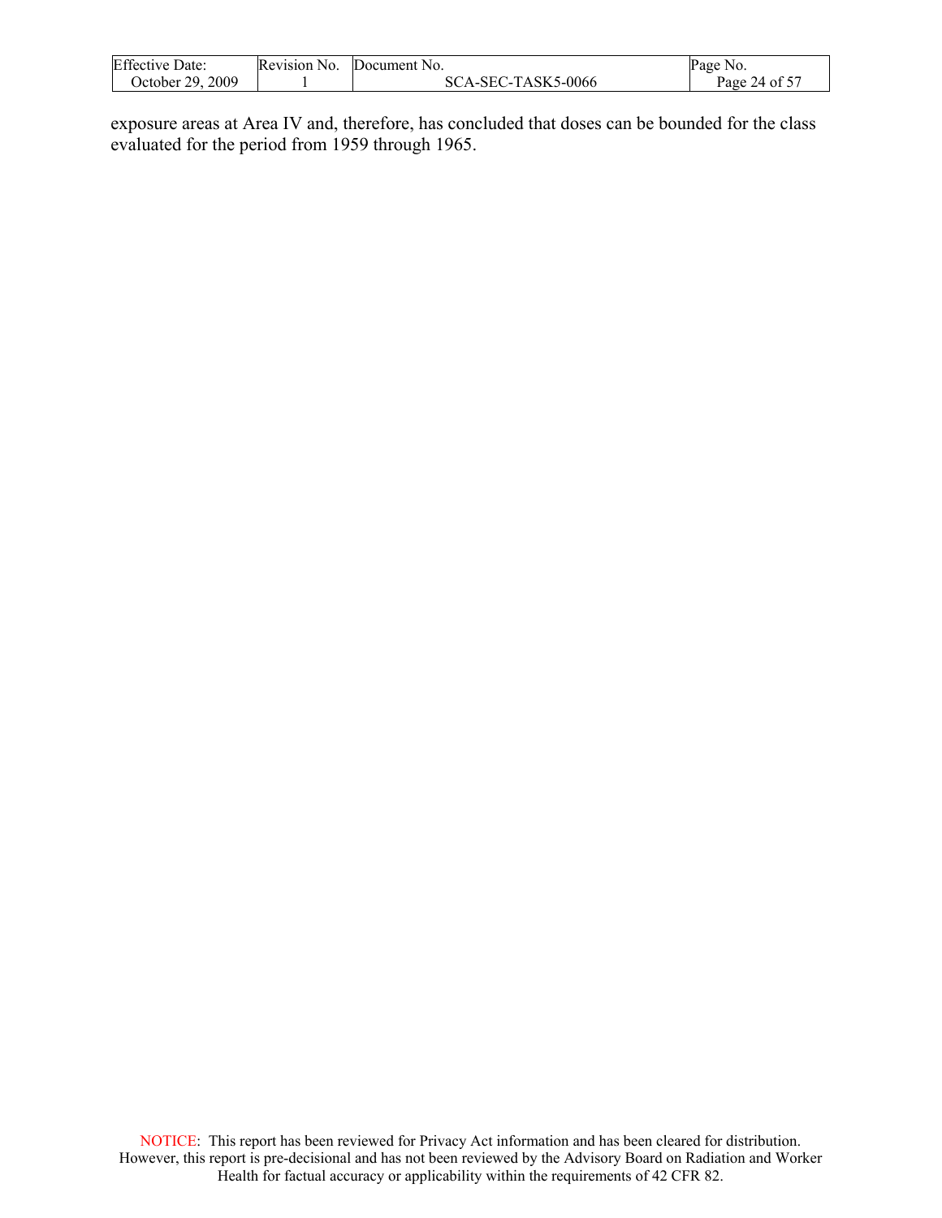exposure areas at Area IV and, therefore, has concluded that doses can be bounded for the class evaluated for the period from 1959 through 1965.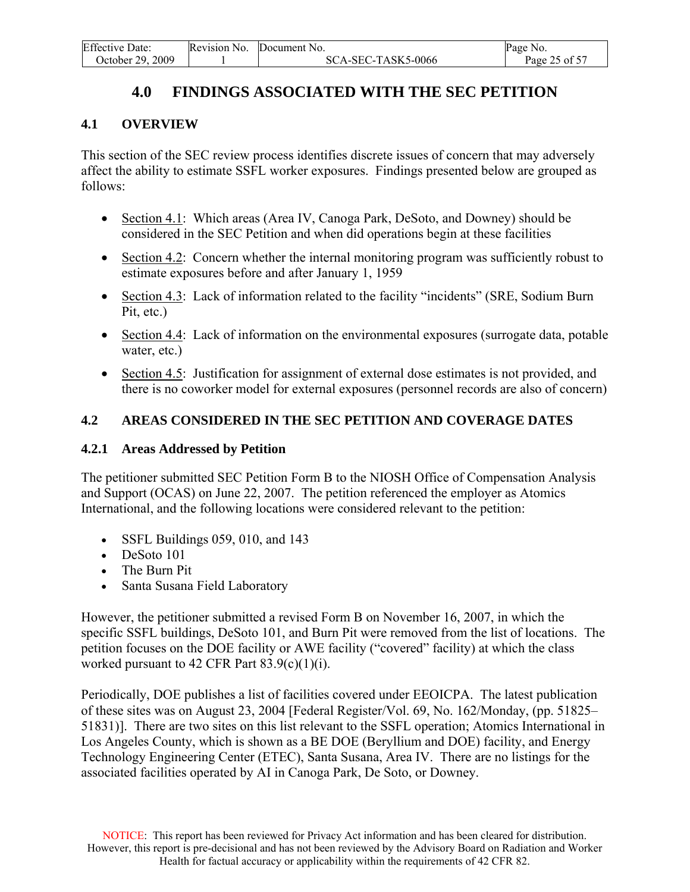# 4.0 FINDINGS ASSOCIATED WITH THE SEC PETITION

## 4.1 OVERVIEW

This section of the SEC review process identifies discrete issues of concern that may adversely affect the ability to estimate SSFL worker exposures. Findings presented below are grouped as follows:

- Section 4.1: Which areas (Area IV, Canoga Park, DeSoto, and Downey) should be considered in the SEC Petition and when did operations begin at these facilities
- Section 4.2: Concern whether the internal monitoring program was sufficiently robust to estimate exposures before and after January 1, 1959
- Section 4.3: Lack of information related to the facility "incidents" (SRE, Sodium Burn Pit, etc.)
- Section 4.4: Lack of information on the environmental exposures (surrogate data, potable water, etc.)
- Section 4.5: Justification for assignment of external dose estimates is not provided, and there is no coworker model for external exposures (personnel records are also of concern)

## 4.2 AREAS CONSIDERED IN THE SEC PETITION AND COVERAGE DATES

### 4.2.1 Areas Addressed by Petition

The petitioner submitted SEC Petition Form B to the NIOSH Office of Compensation Analysis and Support (OCAS) on June 22, 2007. The petition referenced the employer as Atomics International, and the following locations were considered relevant to the petition:

- SSFL Buildings 059, 010, and 143
- DeSoto 101
- The Burn Pit
- Santa Susana Field Laboratory

However, the petitioner submitted a revised Form B on November 16, 2007, in which the specific SSFL buildings, DeSoto 101, and Burn Pit were removed from the list of locations. The petition focuses on the DOE facility or AWE facility ("covered" facility) at which the class worked pursuant to 42 CFR Part 83.9(c)(1)(i).

Periodically, DOE publishes a list of facilities covered under EEOICPA. The latest publication of these sites was on August 23, 2004 [Federal Register/Vol. 69, No. 162/Monday, (pp. 51825–51831)]. There are two sites on this list relevant to the SSFL operation; Atomics International in Los Angeles County, which is shown as a BE DOE (Beryllium and DOE) facility, and Energy Technology Engineering Center (ETEC), Santa Susana, Area IV. There are no listings for the associated facilities operated by AI in Canoga Park, De Soto, or Downey.

NOTICE: This report has been reviewed for Privacy Act information and has been cleared for distribution. However, this report is pre-decisional and has not been reviewed by the Advisory Board on Radiation and Worker Health for factual accuracy or applicability within the requirements of 42 CFR 82.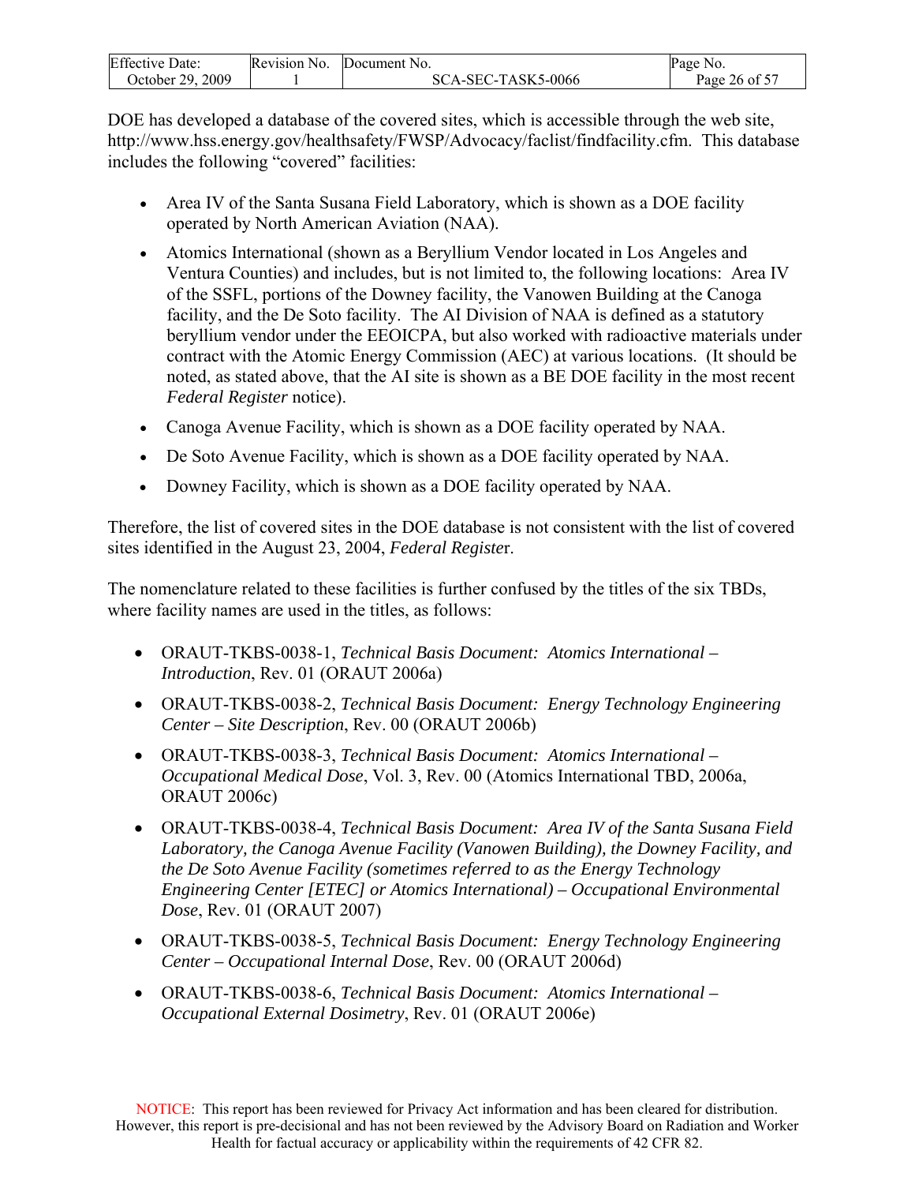DOE has developed a database of the covered sites, which is accessible through the web site, http://www.hss.energy.gov/healthsafety/FWSP/Advocacy/faclist/findfacility.cfm. This database includes the following "covered" facilities:

- Area IV of the Santa Susana Field Laboratory, which is shown as a DOE facility operated by North American Aviation (NAA).
- Atomics International (shown as a Beryllium Vendor located in Los Angeles and Ventura Counties) and includes, but is not limited to, the following locations: Area IV of the SSFL, portions of the Downey facility, the Vanowen Building at the Canoga facility, and the De Soto facility. The AI Division of NAA is defined as a statutory beryllium vendor under the EEOICPA, but also worked with radioactive materials under contract with the Atomic Energy Commission (AEC) at various locations. (It should be noted, as stated above, that the AI site is shown as a BE DOE facility in the most recent *Federal Register* notice).
- Canoga Avenue Facility, which is shown as a DOE facility operated by NAA.
- De Soto Avenue Facility, which is shown as a DOE facility operated by NAA.
- Downey Facility, which is shown as a DOE facility operated by NAA.

Therefore, the list of covered sites in the DOE database is not consistent with the list of covered sites identified in the August 23, 2004, *Federal Register*.

The nomenclature related to these facilities is further confused by the titles of the six TBDs, where facility names are used in the titles, as follows:

- ORAUT-TKBS-0038-1, *Technical Basis Document: Atomics International – Introduction*, Rev. 01 (ORAUT 2006a)
- ORAUT-TKBS-0038-2, *Technical Basis Document: Energy Technology Engineering Center – Site Description*, Rev. 00 (ORAUT 2006b)
- ORAUT-TKBS-0038-3, *Technical Basis Document: Atomics International – Occupational Medical Dose*, Vol. 3, Rev. 00 (Atomics International TBD, 2006a, ORAUT 2006c)
- ORAUT-TKBS-0038-4, *Technical Basis Document: Area IV of the Santa Susana Field Laboratory, the Canoga Avenue Facility (Vanowen Building), the Downey Facility, and the De Soto Avenue Facility (sometimes referred to as the Energy Technology Engineering Center [ETEC] or Atomics International) – Occupational Environmental Dose*, Rev. 01 (ORAUT 2007)
- ORAUT-TKBS-0038-5, *Technical Basis Document: Energy Technology Engineering Center – Occupational Internal Dose*, Rev. 00 (ORAUT 2006d)
- ORAUT-TKBS-0038-6, *Technical Basis Document: Atomics International – Occupational External Dosimetry*, Rev. 01 (ORAUT 2006e)

NOTICE: This report has been reviewed for Privacy Act information and has been cleared for distribution. However, this report is pre-decisional and has not been reviewed by the Advisory Board on Radiation and Worker Health for factual accuracy or applicability within the requirements of 42 CFR 82.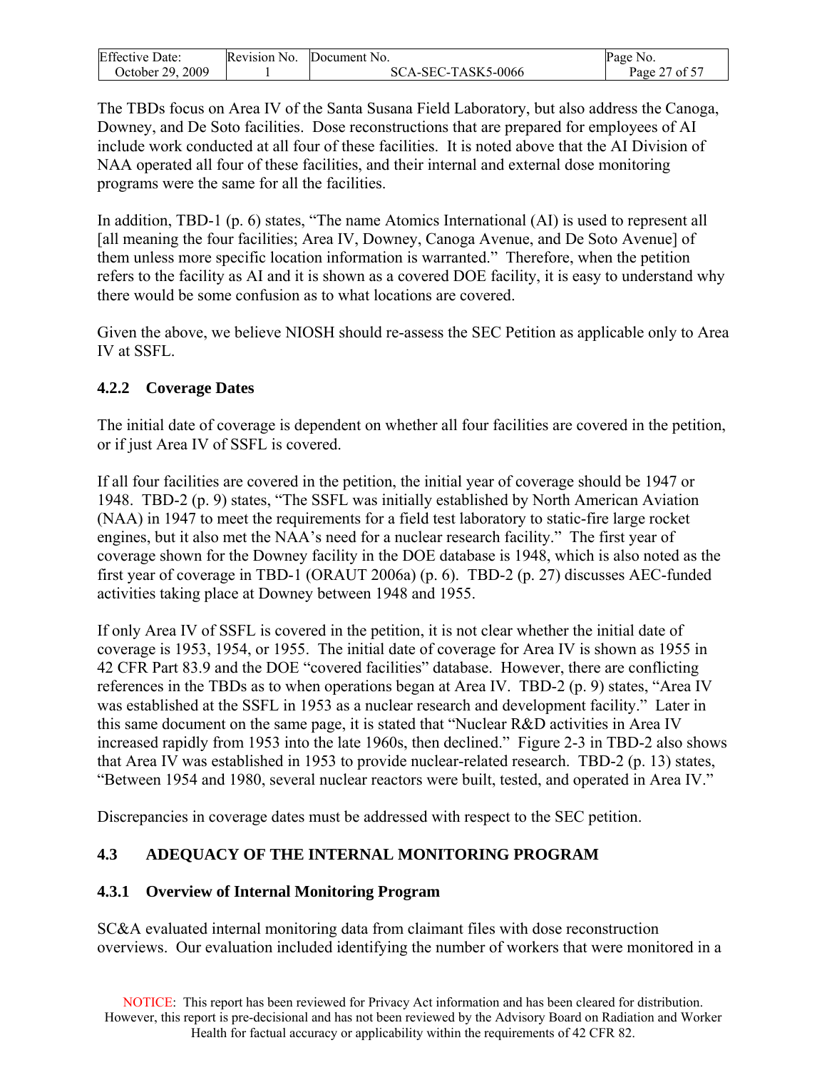The TBDs focus on Area IV of the Santa Susana Field Laboratory, but also address the Canoga, Downey, and De Soto facilities. Dose reconstructions that are prepared for employees of AI include work conducted at all four of these facilities. It is noted above that the AI Division of NAA operated all four of these facilities, and their internal and external dose monitoring programs were the same for all the facilities.

In addition, TBD-1 (p. 6) states, "The name Atomics International (AI) is used to represent all [all meaning the four facilities; Area IV, Downey, Canoga Avenue, and De Soto Avenue] of them unless more specific location information is warranted." Therefore, when the petition refers to the facility as AI and it is shown as a covered DOE facility, it is easy to understand why there would be some confusion as to what locations are covered.

Given the above, we believe NIOSH should re-assess the SEC Petition as applicable only to Area IV at SSFL.

### 4.2.2 Coverage Dates

The initial date of coverage is dependent on whether all four facilities are covered in the petition, or if just Area IV of SSFL is covered.

If all four facilities are covered in the petition, the initial year of coverage should be 1947 or 1948. TBD-2 (p. 9) states, "The SSFL was initially established by North American Aviation (NAA) in 1947 to meet the requirements for a field test laboratory to static-fire large rocket engines, but it also met the NAA's need for a nuclear research facility." The first year of coverage shown for the Downey facility in the DOE database is 1948, which is also noted as the first year of coverage in TBD-1 (ORAUT 2006a) (p. 6). TBD-2 (p. 27) discusses AEC-funded activities taking place at Downey between 1948 and 1955.

If only Area IV of SSFL is covered in the petition, it is not clear whether the initial date of coverage is 1953, 1954, or 1955. The initial date of coverage for Area IV is shown as 1955 in 42 CFR Part 83.9 and the DOE "covered facilities" database. However, there are conflicting references in the TBDs as to when operations began at Area IV. TBD-2 (p. 9) states, "Area IV was established at the SSFL in 1953 as a nuclear research and development facility." Later in this same document on the same page, it is stated that "Nuclear R&D activities in Area IV increased rapidly from 1953 into the late 1960s, then declined." Figure 2-3 in TBD-2 also shows that Area IV was established in 1953 to provide nuclear-related research. TBD-2 (p. 13) states, "Between 1954 and 1980, several nuclear reactors were built, tested, and operated in Area IV."

Discrepancies in coverage dates must be addressed with respect to the SEC petition.

## 4.3 ADEQUACY OF THE INTERNAL MONITORING PROGRAM

### 4.3.1 Overview of Internal Monitoring Program

SC&A evaluated internal monitoring data from claimant files with dose reconstruction overviews. Our evaluation included identifying the number of workers that were monitored in a

NOTICE: This report has been reviewed for Privacy Act information and has been cleared for distribution. However, this report is pre-decisional and has not been reviewed by the Advisory Board on Radiation and Worker Health for factual accuracy or applicability within the requirements of 42 CFR 82.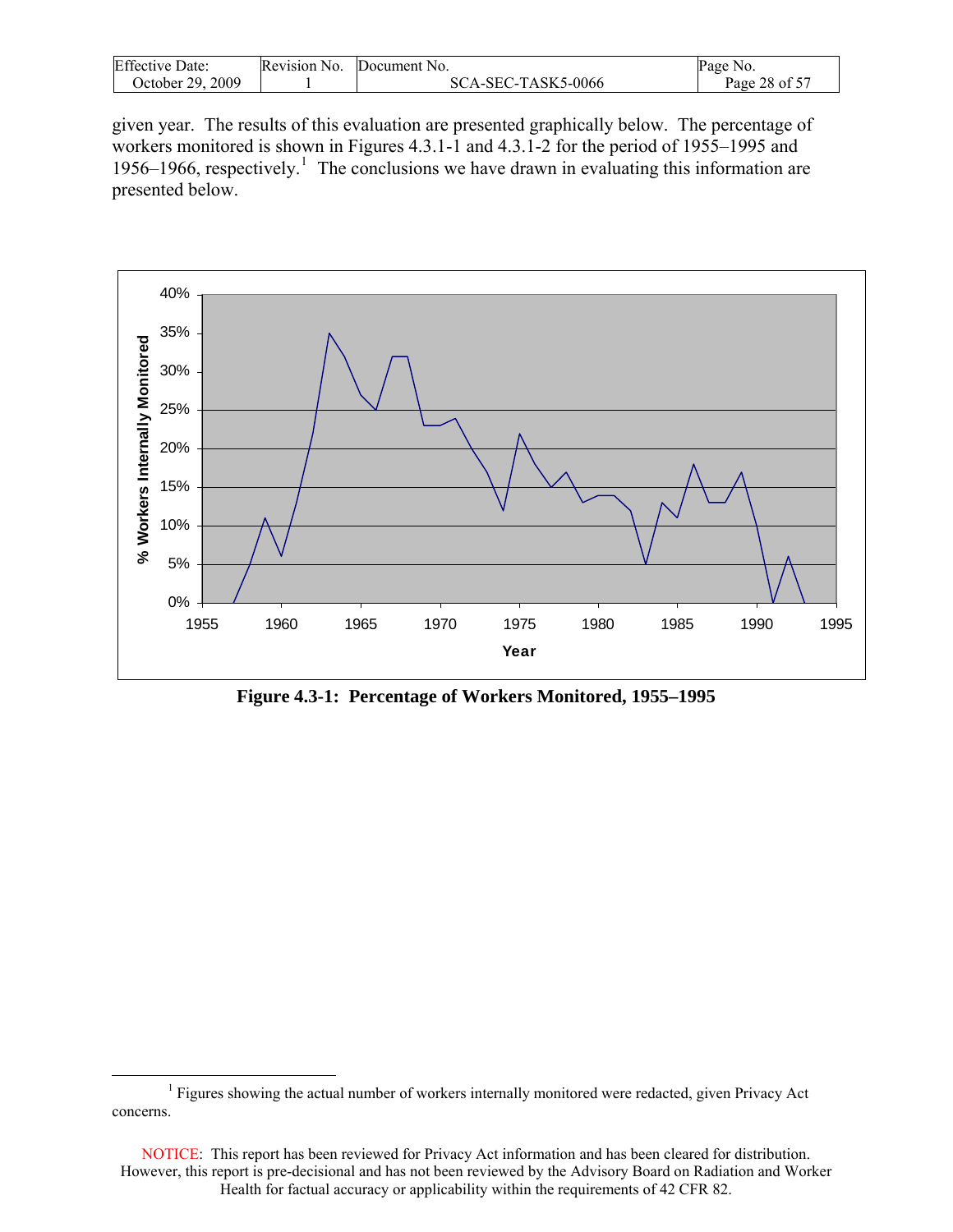given year. The results of this evaluation are presented graphically below. The percentage of workers monitored is shown in Figures 4.3.1-1 and 4.3.1-2 for the period of 1955–1995 and 1956–1966, respectively.[1] The conclusions we have drawn in evaluating this information are presented below.

**Figure 4.3-1: Percentage of Workers Monitored, 1955–1995**

[1] Figures showing the actual number of workers internally monitored were redacted, given Privacy Act concerns.

NOTICE: This report has been reviewed for Privacy Act information and has been cleared for distribution. However, this report is pre-decisional and has not been reviewed by the Advisory Board on Radiation and Worker Health for factual accuracy or applicability within the requirements of 42 CFR 82.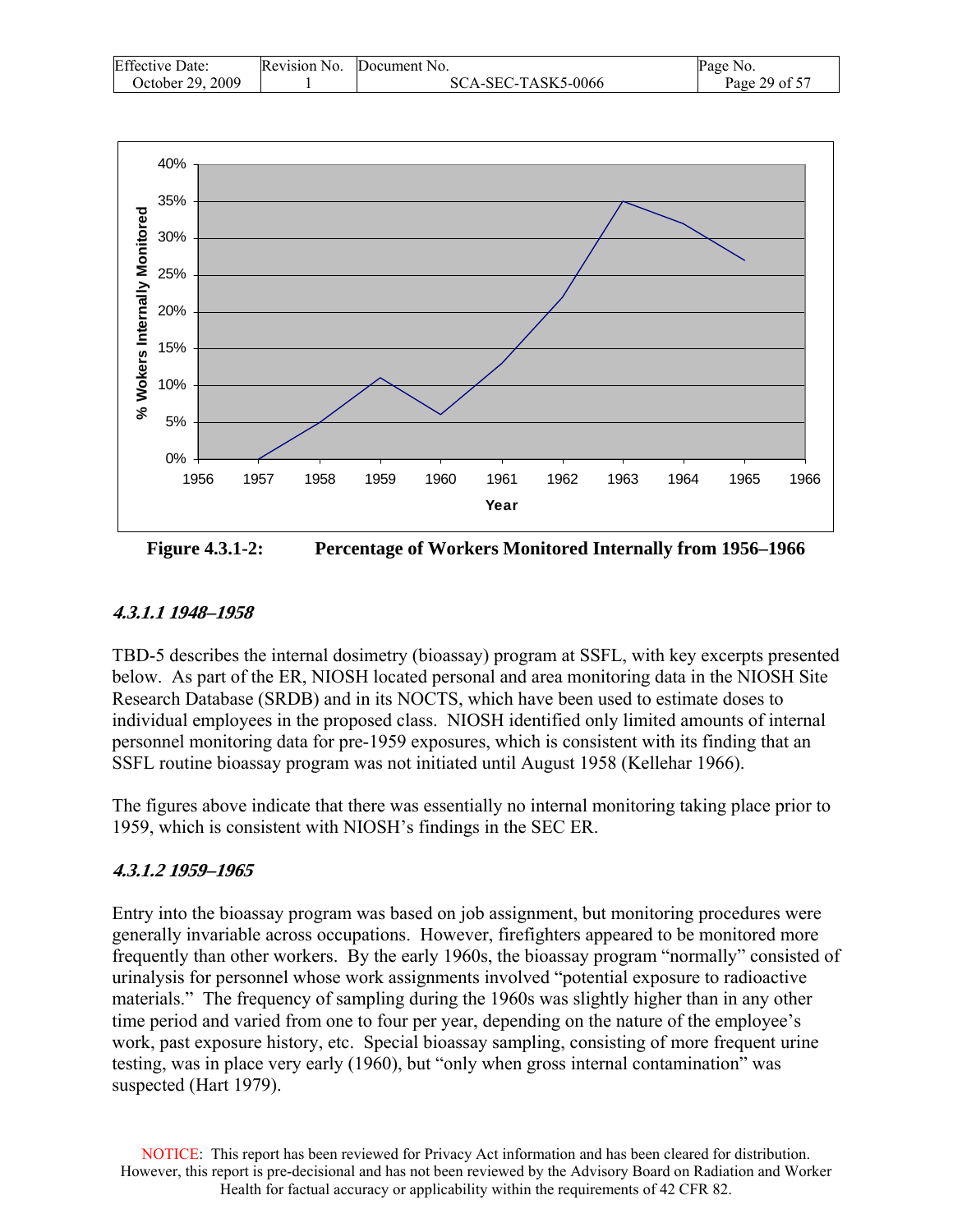Figure 4.3.1-2: Percentage of Workers Monitored Internally from 1956–1966

#### *4.3.1.1 1948–1958*

TBD-5 describes the internal dosimetry (bioassay) program at SSFL, with key excerpts presented below. As part of the ER, NIOSH located personal and area monitoring data in the NIOSH Site Research Database (SRDB) and in its NOCTS, which have been used to estimate doses to individual employees in the proposed class. NIOSH identified only limited amounts of internal personnel monitoring data for pre-1959 exposures, which is consistent with its finding that an SSFL routine bioassay program was not initiated until August 1958 (Kellehar 1966).

The figures above indicate that there was essentially no internal monitoring taking place prior to 1959, which is consistent with NIOSH's findings in the SEC ER.

#### *4.3.1.2 1959–1965*

Entry into the bioassay program was based on job assignment, but monitoring procedures were generally invariable across occupations. However, firefighters appeared to be monitored more frequently than other workers. By the early 1960s, the bioassay program "normally" consisted of urinalysis for personnel whose work assignments involved "potential exposure to radioactive materials." The frequency of sampling during the 1960s was slightly higher than in any other time period and varied from one to four per year, depending on the nature of the employee's work, past exposure history, etc. Special bioassay sampling, consisting of more frequent urine testing, was in place very early (1960), but "only when gross internal contamination" was suspected (Hart 1979).

NOTICE: This report has been reviewed for Privacy Act information and has been cleared for distribution. However, this report is pre-decisional and has not been reviewed by the Advisory Board on Radiation and Worker Health for factual accuracy or applicability within the requirements of 42 CFR 82.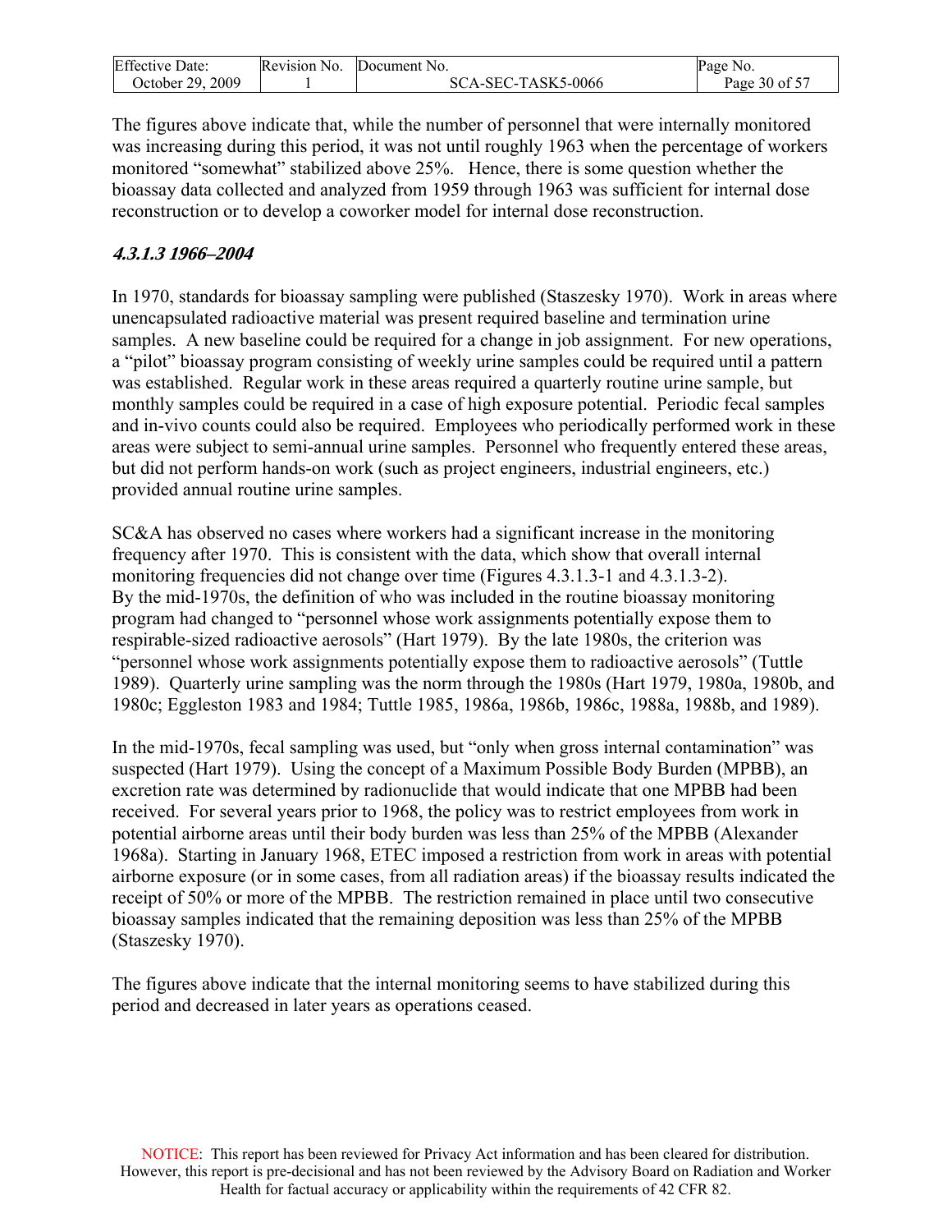The figures above indicate that, while the number of personnel that were internally monitored was increasing during this period, it was not until roughly 1963 when the percentage of workers monitored "somewhat" stabilized above 25%. Hence, there is some question whether the bioassay data collected and analyzed from 1959 through 1963 was sufficient for internal dose reconstruction or to develop a coworker model for internal dose reconstruction.

#### *4.3.1.3 1966–2004*

In 1970, standards for bioassay sampling were published (Staszesky 1970). Work in areas where unencapsulated radioactive material was present required baseline and termination urine samples. A new baseline could be required for a change in job assignment. For new operations, a "pilot" bioassay program consisting of weekly urine samples could be required until a pattern was established. Regular work in these areas required a quarterly routine urine sample, but monthly samples could be required in a case of high exposure potential. Periodic fecal samples and in-vivo counts could also be required. Employees who periodically performed work in these areas were subject to semi-annual urine samples. Personnel who frequently entered these areas, but did not perform hands-on work (such as project engineers, industrial engineers, etc.) provided annual routine urine samples.

SC&A has observed no cases where workers had a significant increase in the monitoring frequency after 1970. This is consistent with the data, which show that overall internal monitoring frequencies did not change over time (Figures 4.3.1.3-1 and 4.3.1.3-2). By the mid-1970s, the definition of who was included in the routine bioassay monitoring program had changed to "personnel whose work assignments potentially expose them to respirable-sized radioactive aerosols" (Hart 1979). By the late 1980s, the criterion was "personnel whose work assignments potentially expose them to radioactive aerosols" (Tuttle 1989). Quarterly urine sampling was the norm through the 1980s (Hart 1979, 1980a, 1980b, and 1980c; Eggleston 1983 and 1984; Tuttle 1985, 1986a, 1986b, 1986c, 1988a, 1988b, and 1989).

In the mid-1970s, fecal sampling was used, but "only when gross internal contamination" was suspected (Hart 1979). Using the concept of a Maximum Possible Body Burden (MPBB), an excretion rate was determined by radionuclide that would indicate that one MPBB had been received. For several years prior to 1968, the policy was to restrict employees from work in potential airborne areas until their body burden was less than 25% of the MPBB (Alexander 1968a). Starting in January 1968, ETEC imposed a restriction from work in areas with potential airborne exposure (or in some cases, from all radiation areas) if the bioassay results indicated the receipt of 50% or more of the MPBB. The restriction remained in place until two consecutive bioassay samples indicated that the remaining deposition was less than 25% of the MPBB (Staszesky 1970).

The figures above indicate that the internal monitoring seems to have stabilized during this period and decreased in later years as operations ceased.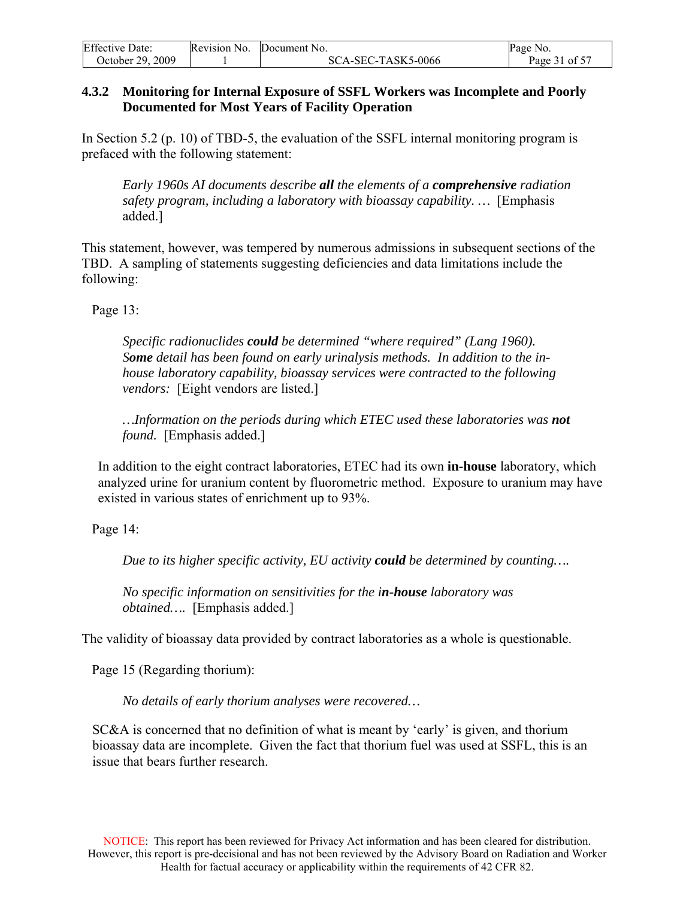### 4.3.2 Monitoring for Internal Exposure of SSFL Workers was Incomplete and Poorly Documented for Most Years of Facility Operation

In Section 5.2 (p. 10) of TBD-5, the evaluation of the SSFL internal monitoring program is prefaced with the following statement:

> *Early 1960s AI documents describe **all** the elements of a **comprehensive** radiation safety program, including a laboratory with bioassay capability. …* [Emphasis added.]

This statement, however, was tempered by numerous admissions in subsequent sections of the TBD. A sampling of statements suggesting deficiencies and data limitations include the following:

Page 13:

> *Specific radionuclides **could** be determined "where required" (Lang 1960). S**ome** detail has been found on early urinalysis methods. In addition to the in-house laboratory capability, bioassay services were contracted to the following vendors:* [Eight vendors are listed.]
>
> *…Information on the periods during which ETEC used these laboratories was **not** found.* [Emphasis added.]

In addition to the eight contract laboratories, ETEC had its own **in-house** laboratory, which analyzed urine for uranium content by fluorometric method. Exposure to uranium may have existed in various states of enrichment up to 93%.

Page 14:

> *Due to its higher specific activity, EU activity **could** be determined by counting….*
>
> *No specific information on sensitivities for the i**n-house** laboratory was obtained….* [Emphasis added.]

The validity of bioassay data provided by contract laboratories as a whole is questionable.

Page 15 (Regarding thorium):

> *No details of early thorium analyses were recovered…*

SC&A is concerned that no definition of what is meant by 'early' is given, and thorium bioassay data are incomplete. Given the fact that thorium fuel was used at SSFL, this is an issue that bears further research.

NOTICE: This report has been reviewed for Privacy Act information and has been cleared for distribution. However, this report is pre-decisional and has not been reviewed by the Advisory Board on Radiation and Worker Health for factual accuracy or applicability within the requirements of 42 CFR 82.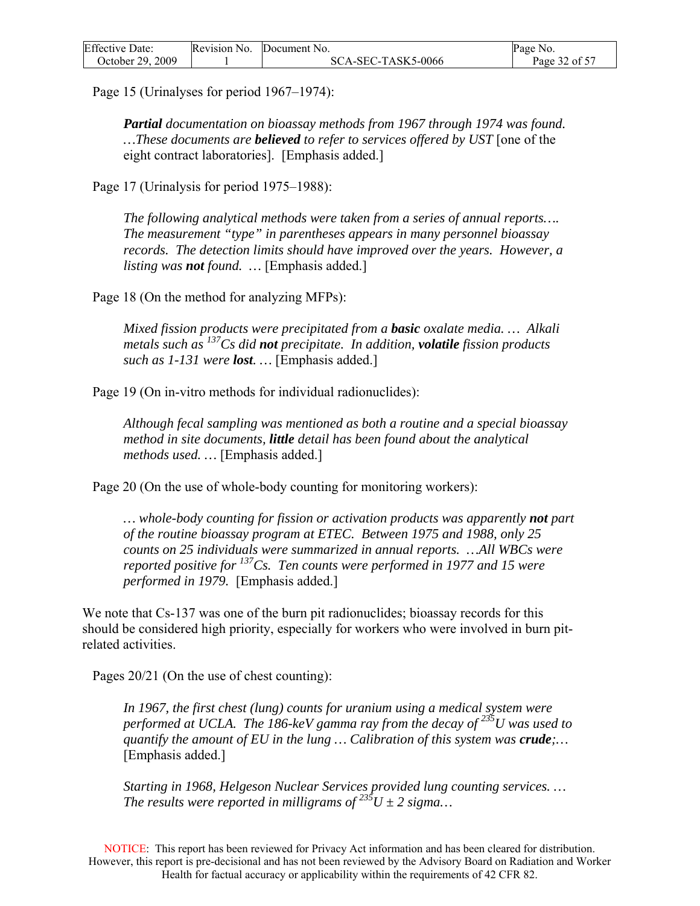Page 15 (Urinalyses for period 1967–1974):

> ***Partial** documentation on bioassay methods from 1967 through 1974 was found. …These documents are **believed** to refer to services offered by UST* [one of the eight contract laboratories]. [Emphasis added.]

Page 17 (Urinalysis for period 1975–1988):

> *The following analytical methods were taken from a series of annual reports…. The measurement "type" in parentheses appears in many personnel bioassay records. The detection limits should have improved over the years. However, a listing was **not** found.* … [Emphasis added.]

Page 18 (On the method for analyzing MFPs):

> *Mixed fission products were precipitated from a **basic** oxalate media. … Alkali metals such as $^{137}$Cs did **not** precipitate. In addition, **volatile** fission products such as 1-131 were **lost**.* … [Emphasis added.]

Page 19 (On in-vitro methods for individual radionuclides):

> *Although fecal sampling was mentioned as both a routine and a special bioassay method in site documents, **little** detail has been found about the analytical methods used.* … [Emphasis added.]

Page 20 (On the use of whole-body counting for monitoring workers):

> *… whole-body counting for fission or activation products was apparently **not** part of the routine bioassay program at ETEC. Between 1975 and 1988, only 25 counts on 25 individuals were summarized in annual reports. …All WBCs were reported positive for $^{137}$Cs. Ten counts were performed in 1977 and 15 were performed in 1979.* [Emphasis added.]

We note that Cs-137 was one of the burn pit radionuclides; bioassay records for this should be considered high priority, especially for workers who were involved in burn pit-related activities.

Pages 20/21 (On the use of chest counting):

> *In 1967, the first chest (lung) counts for uranium using a medical system were performed at UCLA. The 186-keV gamma ray from the decay of $^{235}$U was used to quantify the amount of EU in the lung … Calibration of this system was **crude**;…* [Emphasis added.]
>
> *Starting in 1968, Helgeson Nuclear Services provided lung counting services. … The results were reported in milligrams of $^{235}$U ± 2 sigma…*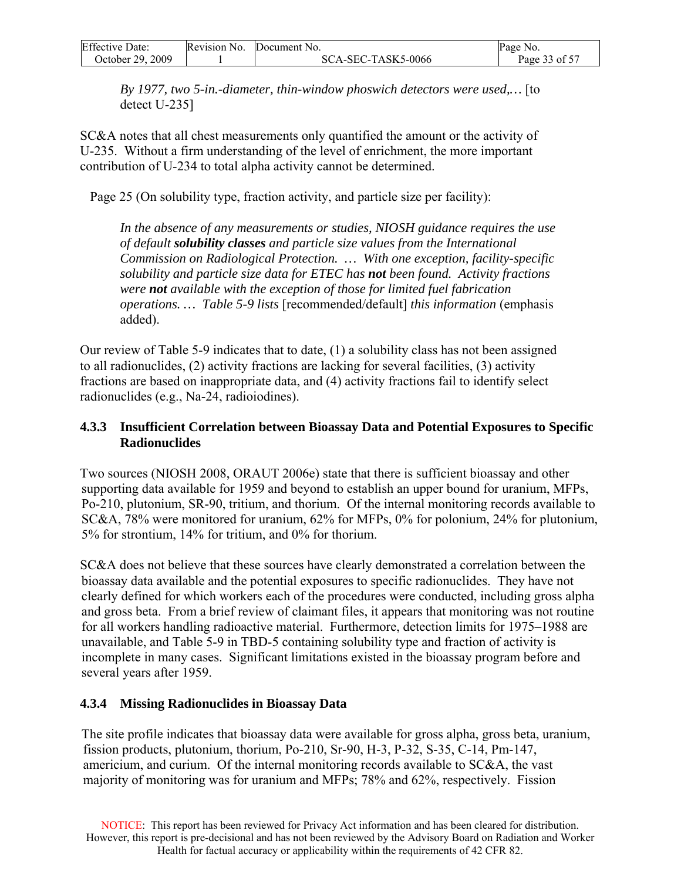> *By 1977, two 5-in.-diameter, thin-window phoswich detectors were used,…* [to detect U-235]

SC&A notes that all chest measurements only quantified the amount or the activity of U-235. Without a firm understanding of the level of enrichment, the more important contribution of U-234 to total alpha activity cannot be determined.

Page 25 (On solubility type, fraction activity, and particle size per facility):

> *In the absence of any measurements or studies, NIOSH guidance requires the use of default* ***solubility classes*** *and particle size values from the International Commission on Radiological Protection. … With one exception, facility-specific solubility and particle size data for ETEC has* ***not*** *been found. Activity fractions were* ***not*** *available with the exception of those for limited fuel fabrication operations. … Table 5-9 lists* [recommended/default] *this information* (emphasis added).

Our review of Table 5-9 indicates that to date, (1) a solubility class has not been assigned to all radionuclides, (2) activity fractions are lacking for several facilities, (3) activity fractions are based on inappropriate data, and (4) activity fractions fail to identify select radionuclides (e.g., Na-24, radioiodines).

### 4.3.3 Insufficient Correlation between Bioassay Data and Potential Exposures to Specific Radionuclides

Two sources (NIOSH 2008, ORAUT 2006e) state that there is sufficient bioassay and other supporting data available for 1959 and beyond to establish an upper bound for uranium, MFPs, Po-210, plutonium, SR-90, tritium, and thorium. Of the internal monitoring records available to SC&A, 78% were monitored for uranium, 62% for MFPs, 0% for polonium, 24% for plutonium, 5% for strontium, 14% for tritium, and 0% for thorium.

SC&A does not believe that these sources have clearly demonstrated a correlation between the bioassay data available and the potential exposures to specific radionuclides. They have not clearly defined for which workers each of the procedures were conducted, including gross alpha and gross beta. From a brief review of claimant files, it appears that monitoring was not routine for all workers handling radioactive material. Furthermore, detection limits for 1975–1988 are unavailable, and Table 5-9 in TBD-5 containing solubility type and fraction of activity is incomplete in many cases. Significant limitations existed in the bioassay program before and several years after 1959.

### 4.3.4 Missing Radionuclides in Bioassay Data

The site profile indicates that bioassay data were available for gross alpha, gross beta, uranium, fission products, plutonium, thorium, Po-210, Sr-90, H-3, P-32, S-35, C-14, Pm-147, americium, and curium. Of the internal monitoring records available to SC&A, the vast majority of monitoring was for uranium and MFPs; 78% and 62%, respectively. Fission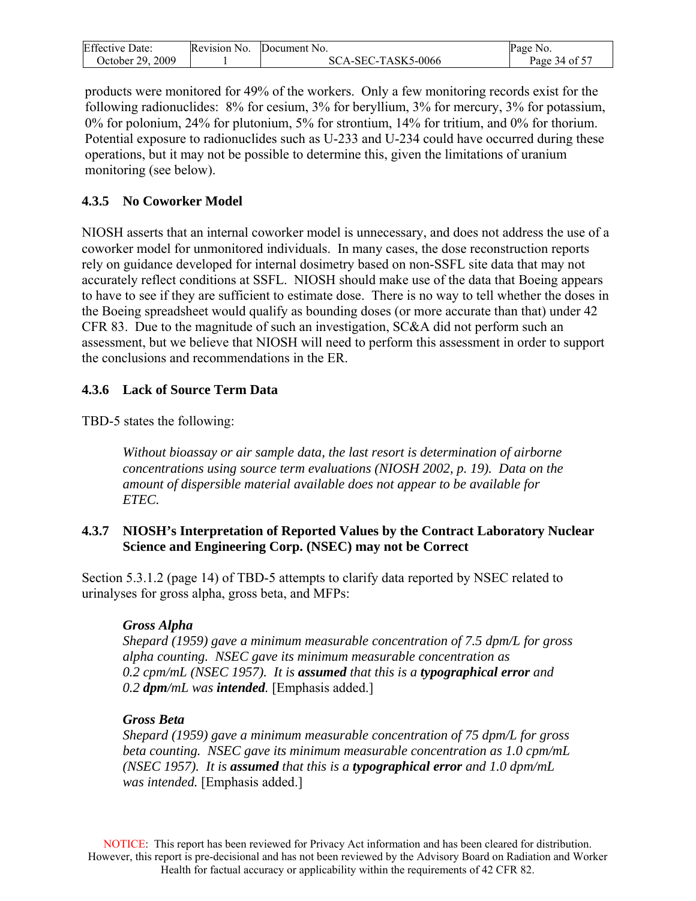products were monitored for 49% of the workers. Only a few monitoring records exist for the following radionuclides: 8% for cesium, 3% for beryllium, 3% for mercury, 3% for potassium, 0% for polonium, 24% for plutonium, 5% for strontium, 14% for tritium, and 0% for thorium. Potential exposure to radionuclides such as U-233 and U-234 could have occurred during these operations, but it may not be possible to determine this, given the limitations of uranium monitoring (see below).

### 4.3.5 No Coworker Model

NIOSH asserts that an internal coworker model is unnecessary, and does not address the use of a coworker model for unmonitored individuals. In many cases, the dose reconstruction reports rely on guidance developed for internal dosimetry based on non-SSFL site data that may not accurately reflect conditions at SSFL. NIOSH should make use of the data that Boeing appears to have to see if they are sufficient to estimate dose. There is no way to tell whether the doses in the Boeing spreadsheet would qualify as bounding doses (or more accurate than that) under 42 CFR 83. Due to the magnitude of such an investigation, SC&A did not perform such an assessment, but we believe that NIOSH will need to perform this assessment in order to support the conclusions and recommendations in the ER.

### 4.3.6 Lack of Source Term Data

TBD-5 states the following:

> *Without bioassay or air sample data, the last resort is determination of airborne concentrations using source term evaluations (NIOSH 2002, p. 19). Data on the amount of dispersible material available does not appear to be available for ETEC.*

### 4.3.7 NIOSH's Interpretation of Reported Values by the Contract Laboratory Nuclear Science and Engineering Corp. (NSEC) may not be Correct

Section 5.3.1.2 (page 14) of TBD-5 attempts to clarify data reported by NSEC related to urinalyses for gross alpha, gross beta, and MFPs:

> ***Gross Alpha***
> *Shepard (1959) gave a minimum measurable concentration of 7.5 dpm/L for gross alpha counting. NSEC gave its minimum measurable concentration as 0.2 cpm/mL (NSEC 1957). It is **assumed** that this is a **typographical error** and 0.2 **dpm**/mL was **intended**.* [Emphasis added.]
>
> ***Gross Beta***
> *Shepard (1959) gave a minimum measurable concentration of 75 dpm/L for gross beta counting. NSEC gave its minimum measurable concentration as 1.0 cpm/mL (NSEC 1957). It is **assumed** that this is a **typographical error** and 1.0 dpm/mL was intended.* [Emphasis added.]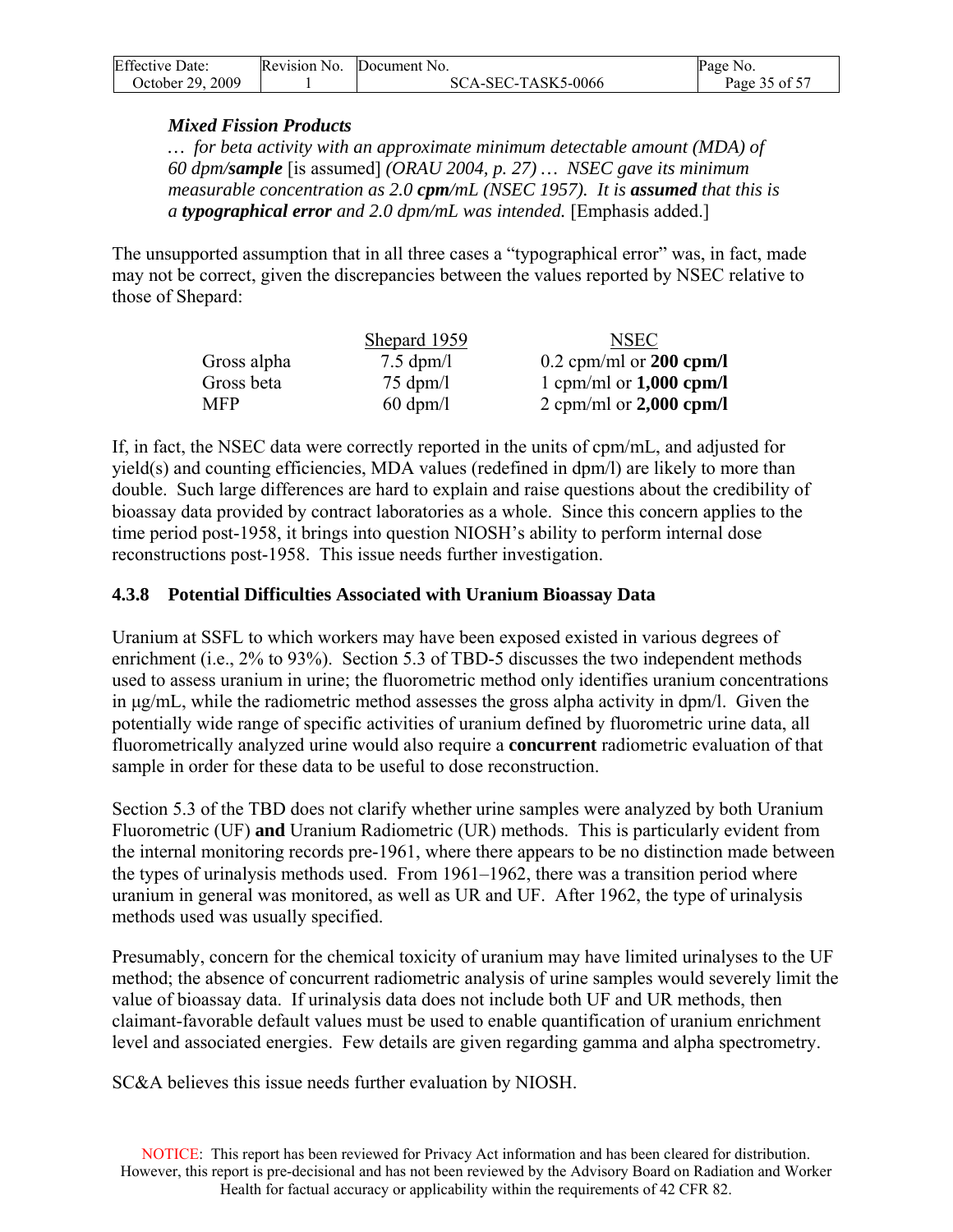*Mixed Fission Products*

*… for beta activity with an approximate minimum detectable amount (MDA) of 60 dpm/**sample*** [is assumed] *(ORAU 2004, p. 27) … NSEC gave its minimum measurable concentration as 2.0 **cpm**/mL (NSEC 1957). It is **assumed** that this is a **typographical error** and 2.0 dpm/mL was intended.* [Emphasis added.]

The unsupported assumption that in all three cases a "typographical error" was, in fact, made may not be correct, given the discrepancies between the values reported by NSEC relative to those of Shepard:

| | Shepard 1959 | NSEC |
|---|---|---|
| Gross alpha | 7.5 dpm/l | 0.2 cpm/ml or **200 cpm/l** |
| Gross beta | 75 dpm/l | 1 cpm/ml or **1,000 cpm/l** |
| MFP | 60 dpm/l | 2 cpm/ml or **2,000 cpm/l** |

If, in fact, the NSEC data were correctly reported in the units of cpm/mL, and adjusted for yield(s) and counting efficiencies, MDA values (redefined in dpm/l) are likely to more than double. Such large differences are hard to explain and raise questions about the credibility of bioassay data provided by contract laboratories as a whole. Since this concern applies to the time period post-1958, it brings into question NIOSH's ability to perform internal dose reconstructions post-1958. This issue needs further investigation.

### 4.3.8 Potential Difficulties Associated with Uranium Bioassay Data

Uranium at SSFL to which workers may have been exposed existed in various degrees of enrichment (i.e., 2% to 93%). Section 5.3 of TBD-5 discusses the two independent methods used to assess uranium in urine; the fluorometric method only identifies uranium concentrations in µg/mL, while the radiometric method assesses the gross alpha activity in dpm/l. Given the potentially wide range of specific activities of uranium defined by fluorometric urine data, all fluorometrically analyzed urine would also require a **concurrent** radiometric evaluation of that sample in order for these data to be useful to dose reconstruction.

Section 5.3 of the TBD does not clarify whether urine samples were analyzed by both Uranium Fluorometric (UF) **and** Uranium Radiometric (UR) methods. This is particularly evident from the internal monitoring records pre-1961, where there appears to be no distinction made between the types of urinalysis methods used. From 1961–1962, there was a transition period where uranium in general was monitored, as well as UR and UF. After 1962, the type of urinalysis methods used was usually specified.

Presumably, concern for the chemical toxicity of uranium may have limited urinalyses to the UF method; the absence of concurrent radiometric analysis of urine samples would severely limit the value of bioassay data. If urinalysis data does not include both UF and UR methods, then claimant-favorable default values must be used to enable quantification of uranium enrichment level and associated energies. Few details are given regarding gamma and alpha spectrometry.

SC&A believes this issue needs further evaluation by NIOSH.

NOTICE: This report has been reviewed for Privacy Act information and has been cleared for distribution. However, this report is pre-decisional and has not been reviewed by the Advisory Board on Radiation and Worker Health for factual accuracy or applicability within the requirements of 42 CFR 82.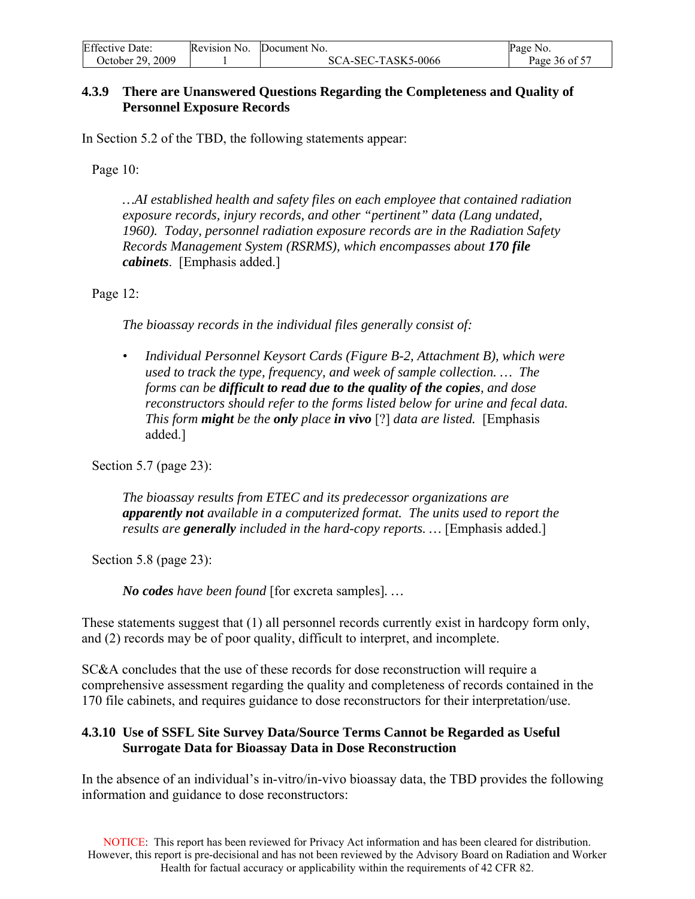### 4.3.9 There are Unanswered Questions Regarding the Completeness and Quality of Personnel Exposure Records

In Section 5.2 of the TBD, the following statements appear:

Page 10:

> *…AI established health and safety files on each employee that contained radiation exposure records, injury records, and other "pertinent" data (Lang undated, 1960). Today, personnel radiation exposure records are in the Radiation Safety Records Management System (RSRMS), which encompasses about **170 file cabinets**.* [Emphasis added.]

Page 12:

> *The bioassay records in the individual files generally consist of:*
>
> - *Individual Personnel Keysort Cards (Figure B-2, Attachment B), which were used to track the type, frequency, and week of sample collection. … The forms can be **difficult to read due to the quality of the copies**, and dose reconstructors should refer to the forms listed below for urine and fecal data. This form **might** be the **only** place **in vivo*** [?] *data are listed.* [Emphasis added.]

Section 5.7 (page 23):

> *The bioassay results from ETEC and its predecessor organizations are **apparently not** available in a computerized format. The units used to report the results are **generally** included in the hard-copy reports. …* [Emphasis added.]

Section 5.8 (page 23):

> ***No codes** have been found* [for excreta samples]. …

These statements suggest that (1) all personnel records currently exist in hardcopy form only, and (2) records may be of poor quality, difficult to interpret, and incomplete.

SC&A concludes that the use of these records for dose reconstruction will require a comprehensive assessment regarding the quality and completeness of records contained in the 170 file cabinets, and requires guidance to dose reconstructors for their interpretation/use.

### 4.3.10 Use of SSFL Site Survey Data/Source Terms Cannot be Regarded as Useful Surrogate Data for Bioassay Data in Dose Reconstruction

In the absence of an individual's in-vitro/in-vivo bioassay data, the TBD provides the following information and guidance to dose reconstructors:

NOTICE: This report has been reviewed for Privacy Act information and has been cleared for distribution. However, this report is pre-decisional and has not been reviewed by the Advisory Board on Radiation and Worker Health for factual accuracy or applicability within the requirements of 42 CFR 82.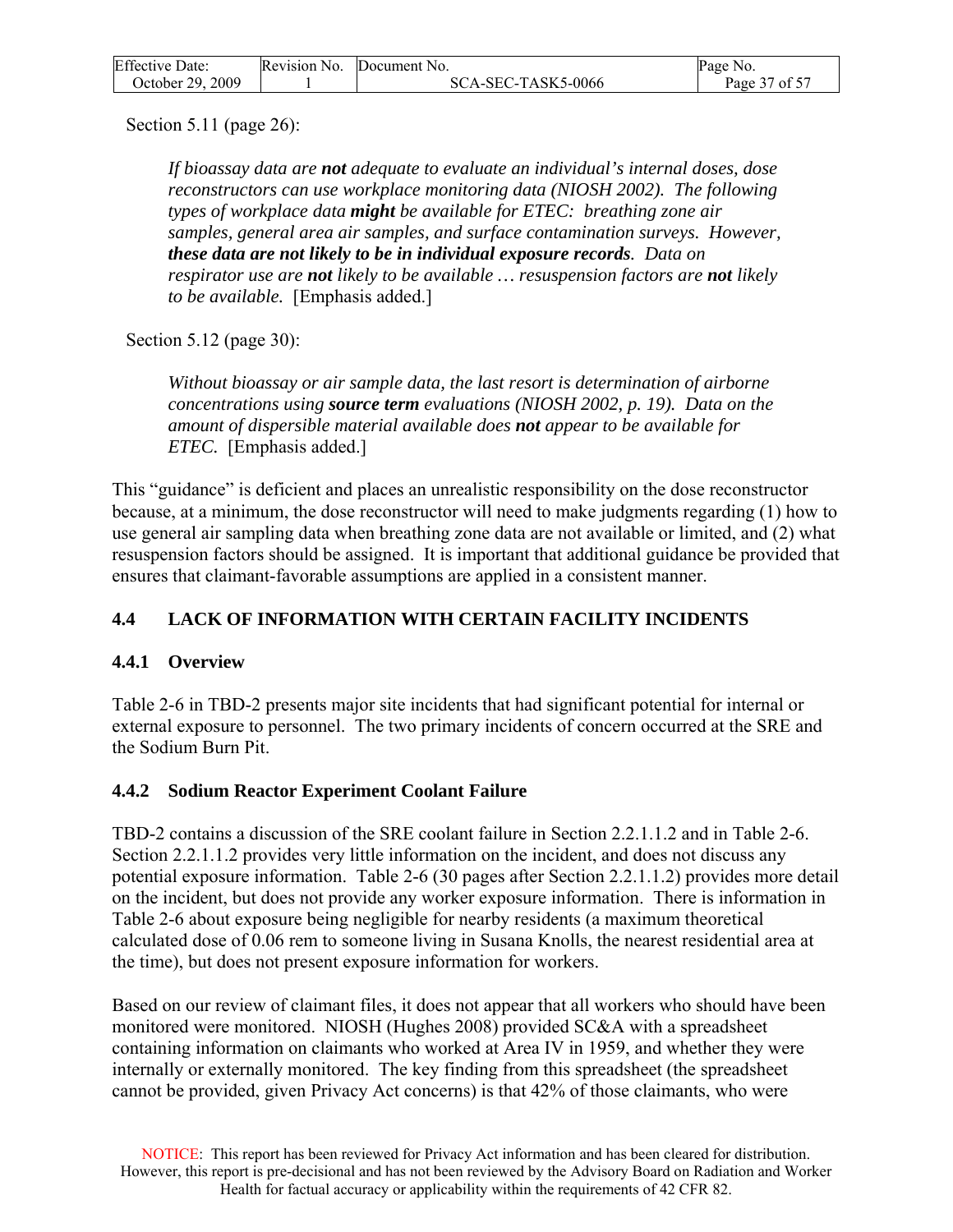Section 5.11 (page 26):

> *If bioassay data are* ***not*** *adequate to evaluate an individual's internal doses, dose reconstructors can use workplace monitoring data (NIOSH 2002). The following types of workplace data* ***might*** *be available for ETEC: breathing zone air samples, general area air samples, and surface contamination surveys. However,* ***these data are not likely to be in individual exposure records****. Data on respirator use are* ***not*** *likely to be available … resuspension factors are* ***not*** *likely to be available.* [Emphasis added.]

Section 5.12 (page 30):

> *Without bioassay or air sample data, the last resort is determination of airborne concentrations using* ***source term*** *evaluations (NIOSH 2002, p. 19). Data on the amount of dispersible material available does* ***not*** *appear to be available for ETEC.* [Emphasis added.]

This "guidance" is deficient and places an unrealistic responsibility on the dose reconstructor because, at a minimum, the dose reconstructor will need to make judgments regarding (1) how to use general air sampling data when breathing zone data are not available or limited, and (2) what resuspension factors should be assigned. It is important that additional guidance be provided that ensures that claimant-favorable assumptions are applied in a consistent manner.

## 4.4 LACK OF INFORMATION WITH CERTAIN FACILITY INCIDENTS

### 4.4.1 Overview

Table 2-6 in TBD-2 presents major site incidents that had significant potential for internal or external exposure to personnel. The two primary incidents of concern occurred at the SRE and the Sodium Burn Pit.

### 4.4.2 Sodium Reactor Experiment Coolant Failure

TBD-2 contains a discussion of the SRE coolant failure in Section 2.2.1.1.2 and in Table 2-6. Section 2.2.1.1.2 provides very little information on the incident, and does not discuss any potential exposure information. Table 2-6 (30 pages after Section 2.2.1.1.2) provides more detail on the incident, but does not provide any worker exposure information. There is information in Table 2-6 about exposure being negligible for nearby residents (a maximum theoretical calculated dose of 0.06 rem to someone living in Susana Knolls, the nearest residential area at the time), but does not present exposure information for workers.

Based on our review of claimant files, it does not appear that all workers who should have been monitored were monitored. NIOSH (Hughes 2008) provided SC&A with a spreadsheet containing information on claimants who worked at Area IV in 1959, and whether they were internally or externally monitored. The key finding from this spreadsheet (the spreadsheet cannot be provided, given Privacy Act concerns) is that 42% of those claimants, who were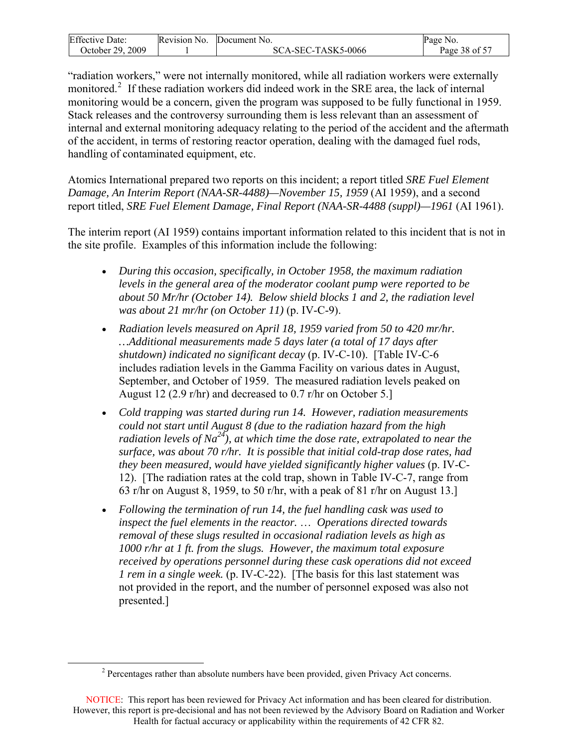"radiation workers," were not internally monitored, while all radiation workers were externally monitored.[2] If these radiation workers did indeed work in the SRE area, the lack of internal monitoring would be a concern, given the program was supposed to be fully functional in 1959. Stack releases and the controversy surrounding them is less relevant than an assessment of internal and external monitoring adequacy relating to the period of the accident and the aftermath of the accident, in terms of restoring reactor operation, dealing with the damaged fuel rods, handling of contaminated equipment, etc.

Atomics International prepared two reports on this incident; a report titled *SRE Fuel Element Damage, An Interim Report (NAA-SR-4488)—November 15, 1959* (AI 1959), and a second report titled, *SRE Fuel Element Damage, Final Report (NAA-SR-4488 (suppl)—1961* (AI 1961).

The interim report (AI 1959) contains important information related to this incident that is not in the site profile. Examples of this information include the following:

- *During this occasion, specifically, in October 1958, the maximum radiation levels in the general area of the moderator coolant pump were reported to be about 50 Mr/hr (October 14). Below shield blocks 1 and 2, the radiation level was about 21 mr/hr (on October 11)* (p. IV-C-9).
- *Radiation levels measured on April 18, 1959 varied from 50 to 420 mr/hr. …Additional measurements made 5 days later (a total of 17 days after shutdown) indicated no significant decay* (p. IV-C-10). [Table IV-C-6 includes radiation levels in the Gamma Facility on various dates in August, September, and October of 1959. The measured radiation levels peaked on August 12 (2.9 r/hr) and decreased to 0.7 r/hr on October 5.]
- *Cold trapping was started during run 14. However, radiation measurements could not start until August 8 (due to the radiation hazard from the high radiation levels of $Na^{24}$), at which time the dose rate, extrapolated to near the surface, was about 70 r/hr. It is possible that initial cold-trap dose rates, had they been measured, would have yielded significantly higher values* (p. IV-C-12). [The radiation rates at the cold trap, shown in Table IV-C-7, range from 63 r/hr on August 8, 1959, to 50 r/hr, with a peak of 81 r/hr on August 13.]
- *Following the termination of run 14, the fuel handling cask was used to inspect the fuel elements in the reactor. … Operations directed towards removal of these slugs resulted in occasional radiation levels as high as 1000 r/hr at 1 ft. from the slugs. However, the maximum total exposure received by operations personnel during these cask operations did not exceed 1 rem in a single week.* (p. IV-C-22). [The basis for this last statement was not provided in the report, and the number of personnel exposed was also not presented.]

[2] Percentages rather than absolute numbers have been provided, given Privacy Act concerns.

NOTICE: This report has been reviewed for Privacy Act information and has been cleared for distribution. However, this report is pre-decisional and has not been reviewed by the Advisory Board on Radiation and Worker Health for factual accuracy or applicability within the requirements of 42 CFR 82.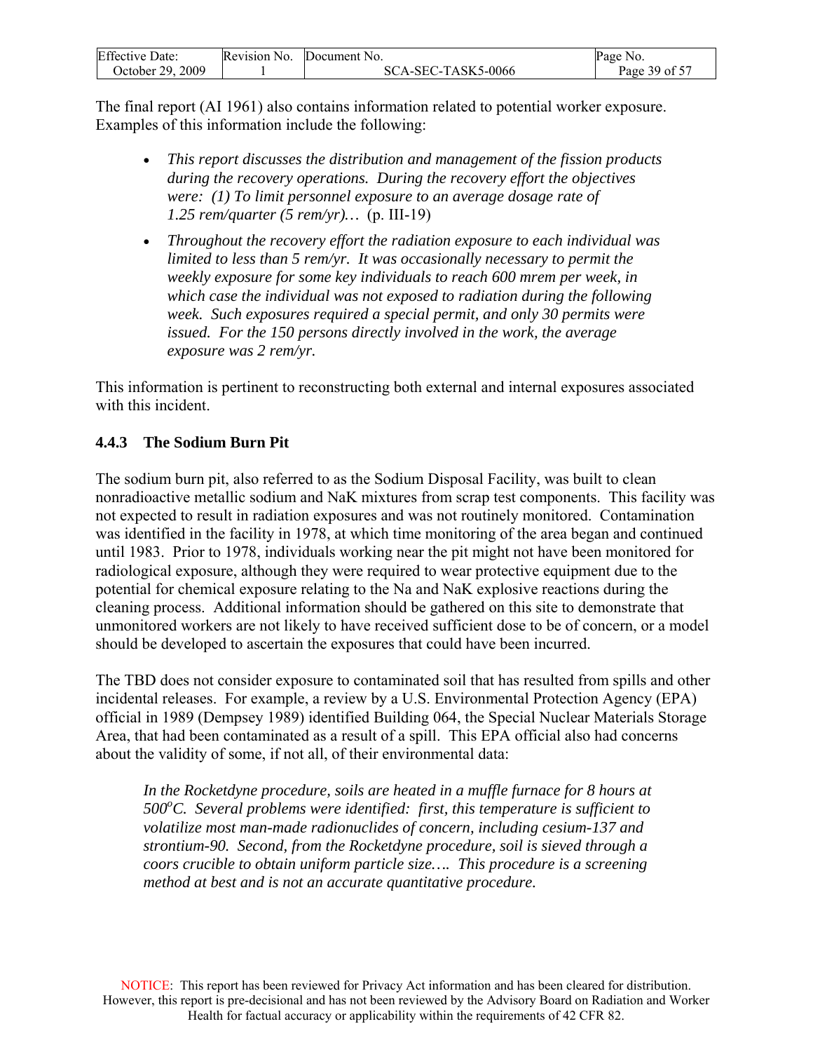The final report (AI 1961) also contains information related to potential worker exposure. Examples of this information include the following:

- *This report discusses the distribution and management of the fission products during the recovery operations. During the recovery effort the objectives were: (1) To limit personnel exposure to an average dosage rate of 1.25 rem/quarter (5 rem/yr)…* (p. III-19)
- *Throughout the recovery effort the radiation exposure to each individual was limited to less than 5 rem/yr. It was occasionally necessary to permit the weekly exposure for some key individuals to reach 600 mrem per week, in which case the individual was not exposed to radiation during the following week. Such exposures required a special permit, and only 30 permits were issued. For the 150 persons directly involved in the work, the average exposure was 2 rem/yr.*

This information is pertinent to reconstructing both external and internal exposures associated with this incident.

### 4.4.3 The Sodium Burn Pit

The sodium burn pit, also referred to as the Sodium Disposal Facility, was built to clean nonradioactive metallic sodium and NaK mixtures from scrap test components. This facility was not expected to result in radiation exposures and was not routinely monitored. Contamination was identified in the facility in 1978, at which time monitoring of the area began and continued until 1983. Prior to 1978, individuals working near the pit might not have been monitored for radiological exposure, although they were required to wear protective equipment due to the potential for chemical exposure relating to the Na and NaK explosive reactions during the cleaning process. Additional information should be gathered on this site to demonstrate that unmonitored workers are not likely to have received sufficient dose to be of concern, or a model should be developed to ascertain the exposures that could have been incurred.

The TBD does not consider exposure to contaminated soil that has resulted from spills and other incidental releases. For example, a review by a U.S. Environmental Protection Agency (EPA) official in 1989 (Dempsey 1989) identified Building 064, the Special Nuclear Materials Storage Area, that had been contaminated as a result of a spill. This EPA official also had concerns about the validity of some, if not all, of their environmental data:

> *In the Rocketdyne procedure, soils are heated in a muffle furnace for 8 hours at 500°C. Several problems were identified: first, this temperature is sufficient to volatilize most man-made radionuclides of concern, including cesium-137 and strontium-90. Second, from the Rocketdyne procedure, soil is sieved through a coors crucible to obtain uniform particle size…. This procedure is a screening method at best and is not an accurate quantitative procedure.*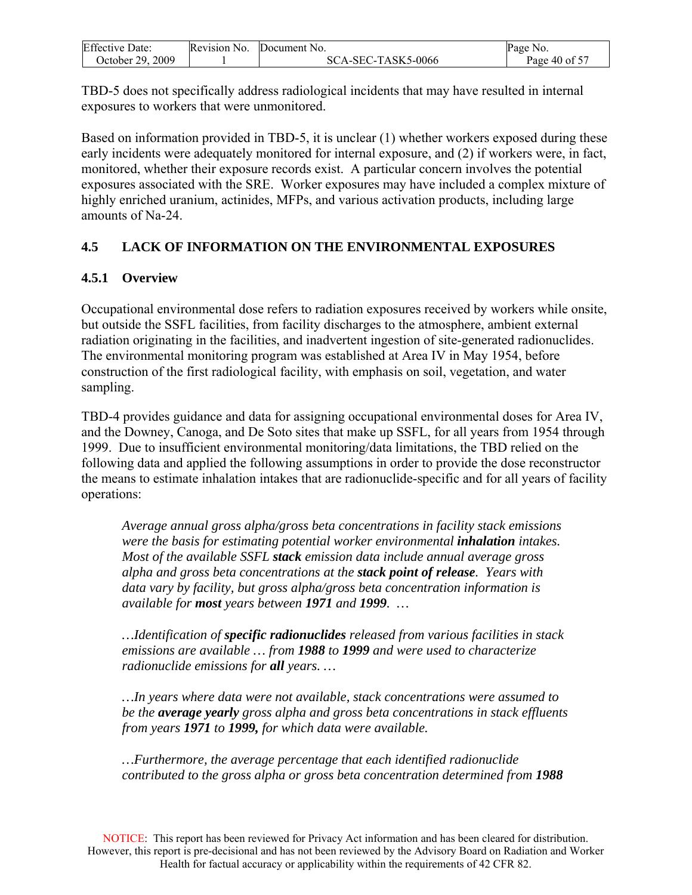TBD-5 does not specifically address radiological incidents that may have resulted in internal exposures to workers that were unmonitored.

Based on information provided in TBD-5, it is unclear (1) whether workers exposed during these early incidents were adequately monitored for internal exposure, and (2) if workers were, in fact, monitored, whether their exposure records exist. A particular concern involves the potential exposures associated with the SRE. Worker exposures may have included a complex mixture of highly enriched uranium, actinides, MFPs, and various activation products, including large amounts of Na-24.

## 4.5 LACK OF INFORMATION ON THE ENVIRONMENTAL EXPOSURES

### 4.5.1 Overview

Occupational environmental dose refers to radiation exposures received by workers while onsite, but outside the SSFL facilities, from facility discharges to the atmosphere, ambient external radiation originating in the facilities, and inadvertent ingestion of site-generated radionuclides. The environmental monitoring program was established at Area IV in May 1954, before construction of the first radiological facility, with emphasis on soil, vegetation, and water sampling.

TBD-4 provides guidance and data for assigning occupational environmental doses for Area IV, and the Downey, Canoga, and De Soto sites that make up SSFL, for all years from 1954 through 1999. Due to insufficient environmental monitoring/data limitations, the TBD relied on the following data and applied the following assumptions in order to provide the dose reconstructor the means to estimate inhalation intakes that are radionuclide-specific and for all years of facility operations:

> *Average annual gross alpha/gross beta concentrations in facility stack emissions were the basis for estimating potential worker environmental* ***inhalation*** *intakes. Most of the available SSFL* ***stack*** *emission data include annual average gross alpha and gross beta concentrations at the* ***stack point of release****. Years with data vary by facility, but gross alpha/gross beta concentration information is available for* ***most*** *years between* ***1971*** *and* ***1999****. …*
>
> *…Identification of* ***specific radionuclides*** *released from various facilities in stack emissions are available … from* ***1988*** *to* ***1999*** *and were used to characterize radionuclide emissions for* ***all*** *years. …*
>
> *…In years where data were not available, stack concentrations were assumed to be the* ***average yearly*** *gross alpha and gross beta concentrations in stack effluents from years* ***1971*** *to* ***1999,*** *for which data were available.*
>
> *…Furthermore, the average percentage that each identified radionuclide contributed to the gross alpha or gross beta concentration determined from* ***1988***

NOTICE: This report has been reviewed for Privacy Act information and has been cleared for distribution. However, this report is pre-decisional and has not been reviewed by the Advisory Board on Radiation and Worker Health for factual accuracy or applicability within the requirements of 42 CFR 82.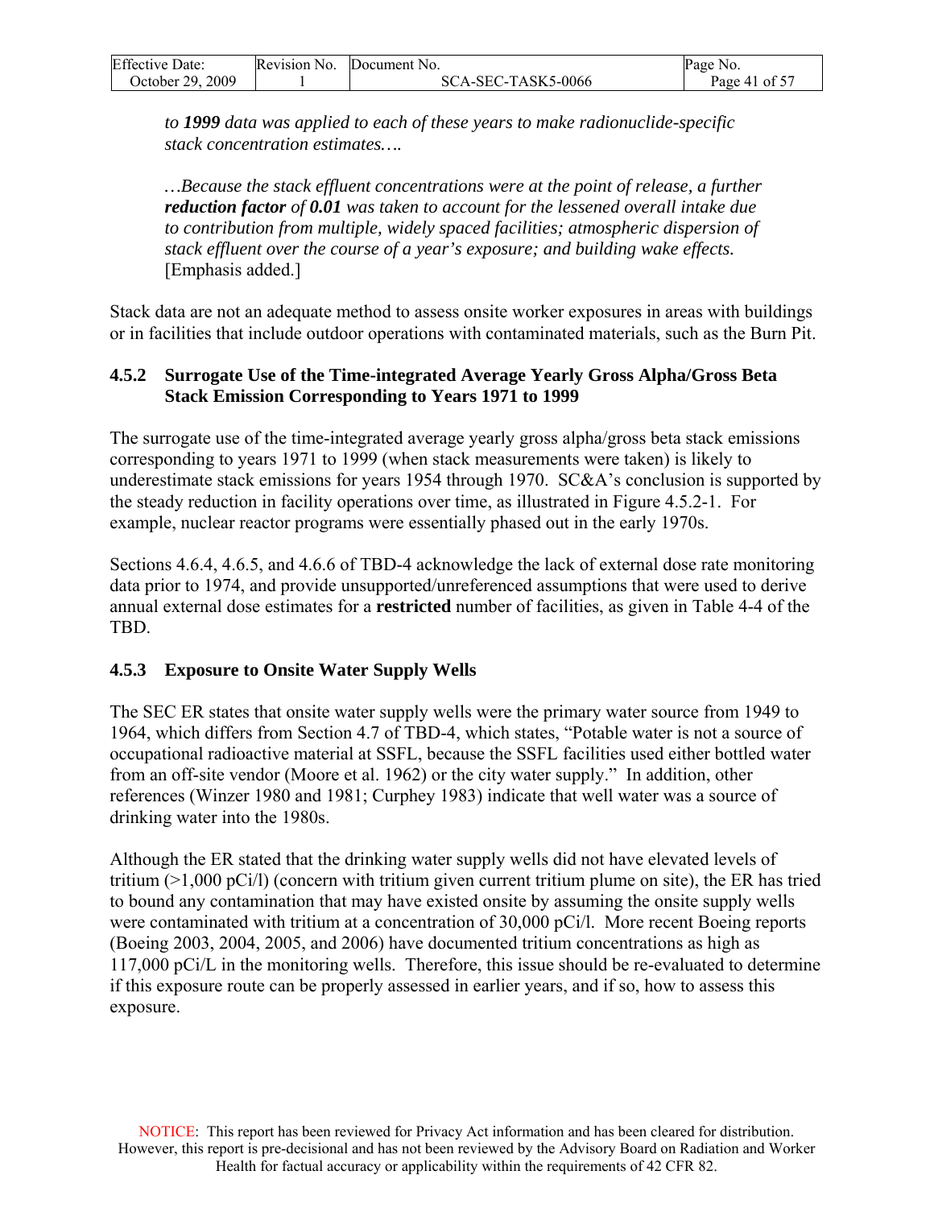*to **1999** data was applied to each of these years to make radionuclide-specific stack concentration estimates….*

*…Because the stack effluent concentrations were at the point of release, a further **reduction factor** of **0.01** was taken to account for the lessened overall intake due to contribution from multiple, widely spaced facilities; atmospheric dispersion of stack effluent over the course of a year's exposure; and building wake effects.* [Emphasis added.]

Stack data are not an adequate method to assess onsite worker exposures in areas with buildings or in facilities that include outdoor operations with contaminated materials, such as the Burn Pit.

### 4.5.2 Surrogate Use of the Time-integrated Average Yearly Gross Alpha/Gross Beta Stack Emission Corresponding to Years 1971 to 1999

The surrogate use of the time-integrated average yearly gross alpha/gross beta stack emissions corresponding to years 1971 to 1999 (when stack measurements were taken) is likely to underestimate stack emissions for years 1954 through 1970. SC&A's conclusion is supported by the steady reduction in facility operations over time, as illustrated in Figure 4.5.2-1. For example, nuclear reactor programs were essentially phased out in the early 1970s.

Sections 4.6.4, 4.6.5, and 4.6.6 of TBD-4 acknowledge the lack of external dose rate monitoring data prior to 1974, and provide unsupported/unreferenced assumptions that were used to derive annual external dose estimates for a **restricted** number of facilities, as given in Table 4-4 of the TBD.

### 4.5.3 Exposure to Onsite Water Supply Wells

The SEC ER states that onsite water supply wells were the primary water source from 1949 to 1964, which differs from Section 4.7 of TBD-4, which states, "Potable water is not a source of occupational radioactive material at SSFL, because the SSFL facilities used either bottled water from an off-site vendor (Moore et al. 1962) or the city water supply." In addition, other references (Winzer 1980 and 1981; Curphey 1983) indicate that well water was a source of drinking water into the 1980s.

Although the ER stated that the drinking water supply wells did not have elevated levels of tritium (>1,000 pCi/l) (concern with tritium given current tritium plume on site), the ER has tried to bound any contamination that may have existed onsite by assuming the onsite supply wells were contaminated with tritium at a concentration of 30,000 pCi/l. More recent Boeing reports (Boeing 2003, 2004, 2005, and 2006) have documented tritium concentrations as high as 117,000 pCi/L in the monitoring wells. Therefore, this issue should be re-evaluated to determine if this exposure route can be properly assessed in earlier years, and if so, how to assess this exposure.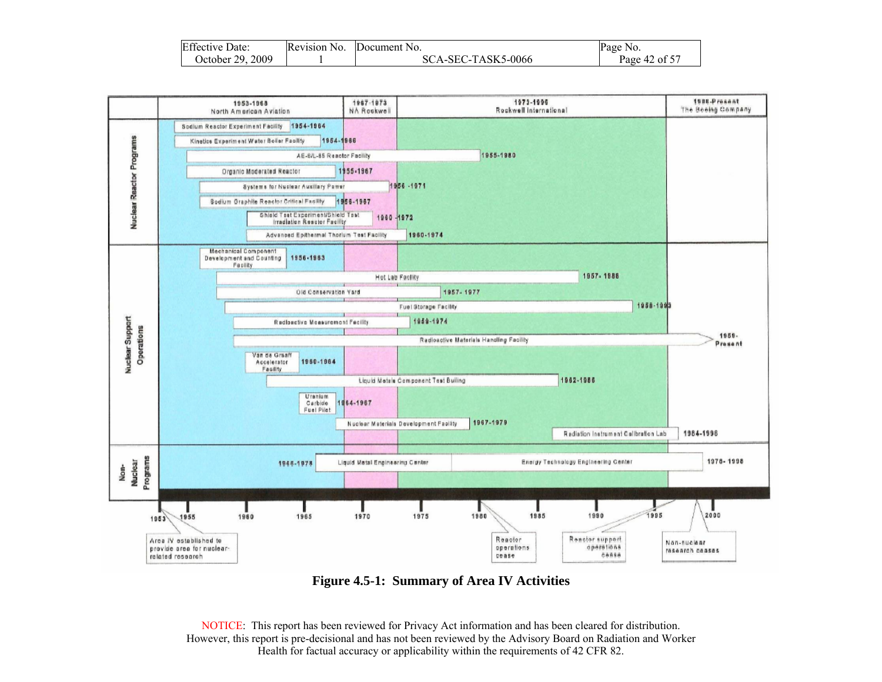| Period | Operator |
|---|---|
| 1953-1966 | North American Aviation |
| 1967-1973 | NA Rockwell |
| 1973-1996 | Rockwell International |
| 1996-Present | The Boeing Company |

| Category | Facility | Years |
|---|---|---|
| Nuclear Reactor Programs | Sodium Reactor Experiment Facility | 1954-1964 |
| Nuclear Reactor Programs | Kinetics Experiment Water Boiler Facility | 1954-1966 |
| Nuclear Reactor Programs | AE-6/L-85 Reactor Facility | 1955-1980 |
| Nuclear Reactor Programs | Organic Moderated Reactor | 1955-1967 |
| Nuclear Reactor Programs | Systems for Nuclear Auxiliary Power | 1956-1971 |
| Nuclear Reactor Programs | Sodium Graphite Reactor Critical Facility | 1956-1967 |
| Nuclear Reactor Programs | Shield Test Experiment/Shield Test Irradiation Reactor Facility | 1960-1972 |
| Nuclear Reactor Programs | Advanced Epithermal Thorium Test Facility | 1960-1974 |
| Nuclear Support Operations | Mechanical Component Development and Counting Facility | 1956-1963 |
| Nuclear Support Operations | Hot Lab Facility | 1957-1988 |
| Nuclear Support Operations | Old Conservation Yard | 1957-1977 |
| Nuclear Support Operations | Fuel Storage Facility | 1958-1993 |
| Nuclear Support Operations | Radioactive Measurement Facility | 1959-1974 |
| Nuclear Support Operations | Radioactive Materials Handling Facility | 1959-Present |
| Nuclear Support Operations | Van de Graaff Accelerator Facility | 1960-1964 |
| Nuclear Support Operations | Liquid Metals Component Test Builing | 1962-1986 |
| Nuclear Support Operations | Uranium Carbide Fuel Pilot | 1964-1967 |
| Nuclear Support Operations | Nuclear Materials Development Facility | 1967-1979 |
| Nuclear Support Operations | Radiation Instrument Calibration Lab | 1984-1998 |
| Non-Nuclear Programs | Liquid Metal Engineering Center | 1966-1978 |
| Non-Nuclear Programs | Energy Technology Engineering Center | 1978-1998 |

Timeline notes:

- 1953: Area IV established to provide area for nuclear-related research
- 1980: Reactor operations cease
- Reactor support operations cease
- Non-nuclear research ceases

**Figure 4.5-1: Summary of Area IV Activities**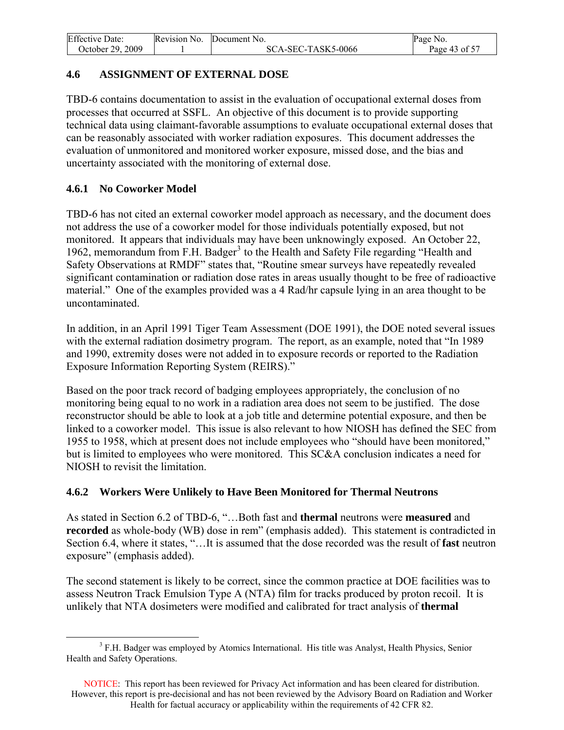## 4.6 ASSIGNMENT OF EXTERNAL DOSE

TBD-6 contains documentation to assist in the evaluation of occupational external doses from processes that occurred at SSFL. An objective of this document is to provide supporting technical data using claimant-favorable assumptions to evaluate occupational external doses that can be reasonably associated with worker radiation exposures. This document addresses the evaluation of unmonitored and monitored worker exposure, missed dose, and the bias and uncertainty associated with the monitoring of external dose.

### 4.6.1 No Coworker Model

TBD-6 has not cited an external coworker model approach as necessary, and the document does not address the use of a coworker model for those individuals potentially exposed, but not monitored. It appears that individuals may have been unknowingly exposed. An October 22, 1962, memorandum from F.H. Badger[3] to the Health and Safety File regarding "Health and Safety Observations at RMDF" states that, "Routine smear surveys have repeatedly revealed significant contamination or radiation dose rates in areas usually thought to be free of radioactive material." One of the examples provided was a 4 Rad/hr capsule lying in an area thought to be uncontaminated.

In addition, in an April 1991 Tiger Team Assessment (DOE 1991), the DOE noted several issues with the external radiation dosimetry program. The report, as an example, noted that "In 1989 and 1990, extremity doses were not added in to exposure records or reported to the Radiation Exposure Information Reporting System (REIRS)."

Based on the poor track record of badging employees appropriately, the conclusion of no monitoring being equal to no work in a radiation area does not seem to be justified. The dose reconstructor should be able to look at a job title and determine potential exposure, and then be linked to a coworker model. This issue is also relevant to how NIOSH has defined the SEC from 1955 to 1958, which at present does not include employees who "should have been monitored," but is limited to employees who were monitored. This SC&A conclusion indicates a need for NIOSH to revisit the limitation.

### 4.6.2 Workers Were Unlikely to Have Been Monitored for Thermal Neutrons

As stated in Section 6.2 of TBD-6, "…Both fast and **thermal** neutrons were **measured** and **recorded** as whole-body (WB) dose in rem" (emphasis added). This statement is contradicted in Section 6.4, where it states, "…It is assumed that the dose recorded was the result of **fast** neutron exposure" (emphasis added).

The second statement is likely to be correct, since the common practice at DOE facilities was to assess Neutron Track Emulsion Type A (NTA) film for tracks produced by proton recoil. It is unlikely that NTA dosimeters were modified and calibrated for tract analysis of **thermal**

---

[3] F.H. Badger was employed by Atomics International. His title was Analyst, Health Physics, Senior Health and Safety Operations.

NOTICE: This report has been reviewed for Privacy Act information and has been cleared for distribution. However, this report is pre-decisional and has not been reviewed by the Advisory Board on Radiation and Worker Health for factual accuracy or applicability within the requirements of 42 CFR 82.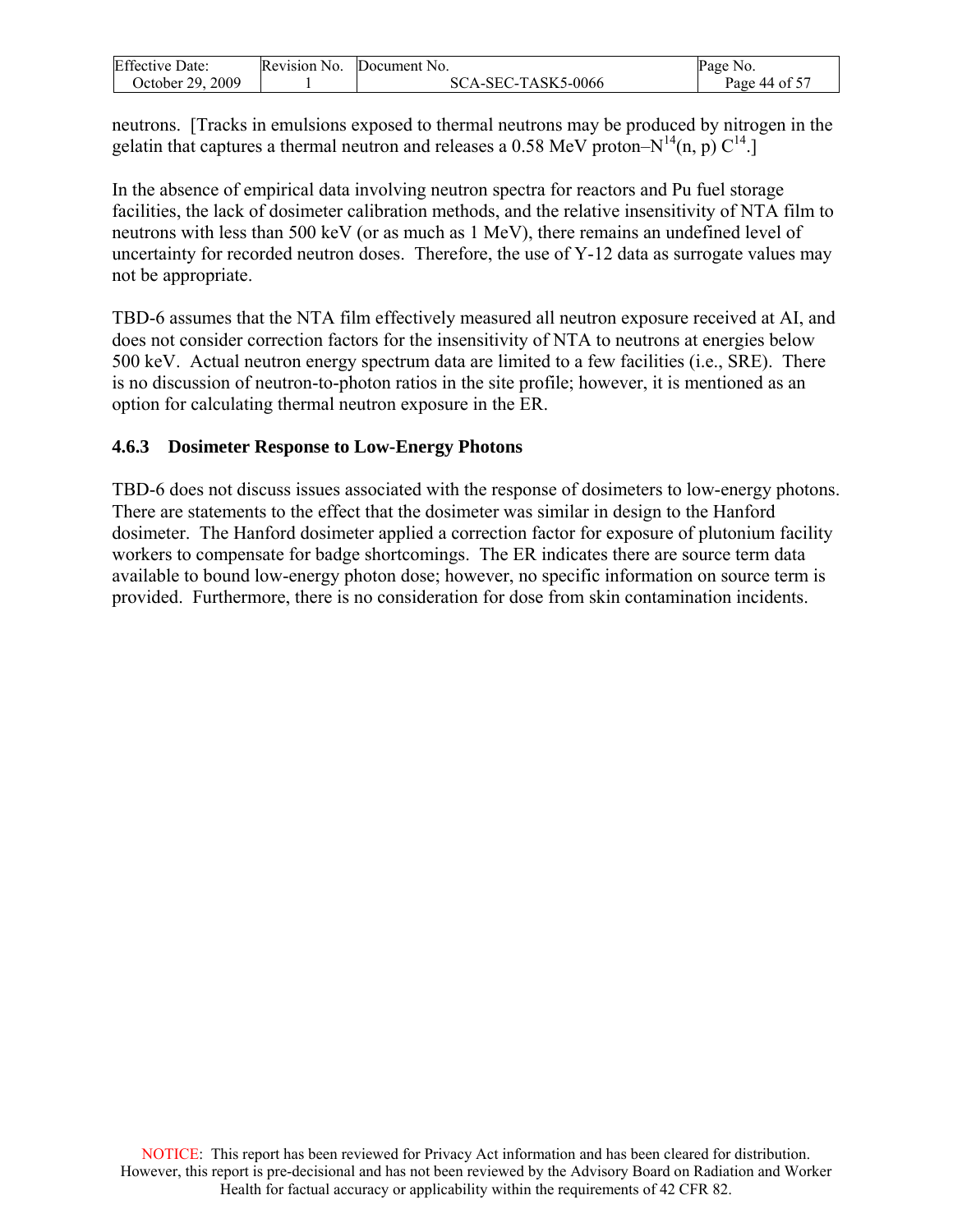neutrons. [Tracks in emulsions exposed to thermal neutrons may be produced by nitrogen in the gelatin that captures a thermal neutron and releases a 0.58 MeV proton–$N^{14}(n, p) C^{14}$.]

In the absence of empirical data involving neutron spectra for reactors and Pu fuel storage facilities, the lack of dosimeter calibration methods, and the relative insensitivity of NTA film to neutrons with less than 500 keV (or as much as 1 MeV), there remains an undefined level of uncertainty for recorded neutron doses. Therefore, the use of Y-12 data as surrogate values may not be appropriate.

TBD-6 assumes that the NTA film effectively measured all neutron exposure received at AI, and does not consider correction factors for the insensitivity of NTA to neutrons at energies below 500 keV. Actual neutron energy spectrum data are limited to a few facilities (i.e., SRE). There is no discussion of neutron-to-photon ratios in the site profile; however, it is mentioned as an option for calculating thermal neutron exposure in the ER.

### 4.6.3 Dosimeter Response to Low-Energy Photons

TBD-6 does not discuss issues associated with the response of dosimeters to low-energy photons. There are statements to the effect that the dosimeter was similar in design to the Hanford dosimeter. The Hanford dosimeter applied a correction factor for exposure of plutonium facility workers to compensate for badge shortcomings. The ER indicates there are source term data available to bound low-energy photon dose; however, no specific information on source term is provided. Furthermore, there is no consideration for dose from skin contamination incidents.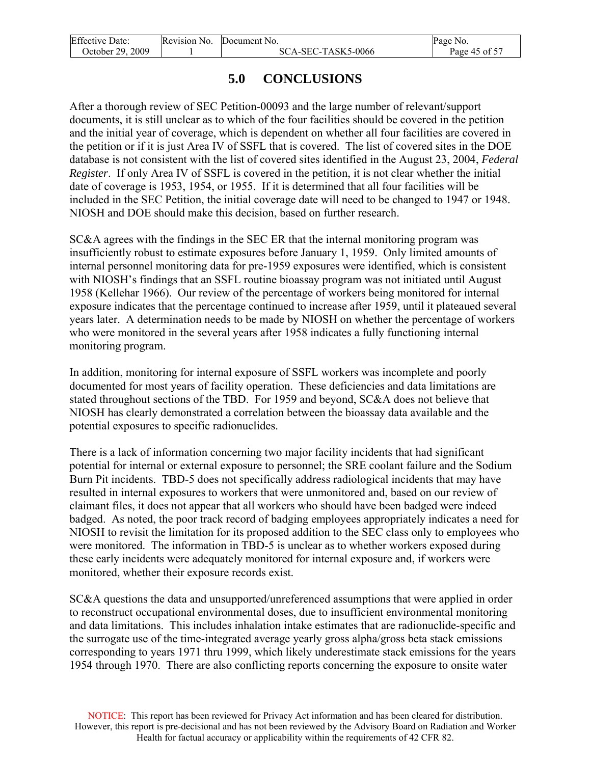# 5.0 CONCLUSIONS

After a thorough review of SEC Petition-00093 and the large number of relevant/support documents, it is still unclear as to which of the four facilities should be covered in the petition and the initial year of coverage, which is dependent on whether all four facilities are covered in the petition or if it is just Area IV of SSFL that is covered. The list of covered sites in the DOE database is not consistent with the list of covered sites identified in the August 23, 2004, *Federal Register*. If only Area IV of SSFL is covered in the petition, it is not clear whether the initial date of coverage is 1953, 1954, or 1955. If it is determined that all four facilities will be included in the SEC Petition, the initial coverage date will need to be changed to 1947 or 1948. NIOSH and DOE should make this decision, based on further research.

SC&A agrees with the findings in the SEC ER that the internal monitoring program was insufficiently robust to estimate exposures before January 1, 1959. Only limited amounts of internal personnel monitoring data for pre-1959 exposures were identified, which is consistent with NIOSH's findings that an SSFL routine bioassay program was not initiated until August 1958 (Kellehar 1966). Our review of the percentage of workers being monitored for internal exposure indicates that the percentage continued to increase after 1959, until it plateaued several years later. A determination needs to be made by NIOSH on whether the percentage of workers who were monitored in the several years after 1958 indicates a fully functioning internal monitoring program.

In addition, monitoring for internal exposure of SSFL workers was incomplete and poorly documented for most years of facility operation. These deficiencies and data limitations are stated throughout sections of the TBD. For 1959 and beyond, SC&A does not believe that NIOSH has clearly demonstrated a correlation between the bioassay data available and the potential exposures to specific radionuclides.

There is a lack of information concerning two major facility incidents that had significant potential for internal or external exposure to personnel; the SRE coolant failure and the Sodium Burn Pit incidents. TBD-5 does not specifically address radiological incidents that may have resulted in internal exposures to workers that were unmonitored and, based on our review of claimant files, it does not appear that all workers who should have been badged were indeed badged. As noted, the poor track record of badging employees appropriately indicates a need for NIOSH to revisit the limitation for its proposed addition to the SEC class only to employees who were monitored. The information in TBD-5 is unclear as to whether workers exposed during these early incidents were adequately monitored for internal exposure and, if workers were monitored, whether their exposure records exist.

SC&A questions the data and unsupported/unreferenced assumptions that were applied in order to reconstruct occupational environmental doses, due to insufficient environmental monitoring and data limitations. This includes inhalation intake estimates that are radionuclide-specific and the surrogate use of the time-integrated average yearly gross alpha/gross beta stack emissions corresponding to years 1971 thru 1999, which likely underestimate stack emissions for the years 1954 through 1970. There are also conflicting reports concerning the exposure to onsite water

NOTICE: This report has been reviewed for Privacy Act information and has been cleared for distribution. However, this report is pre-decisional and has not been reviewed by the Advisory Board on Radiation and Worker Health for factual accuracy or applicability within the requirements of 42 CFR 82.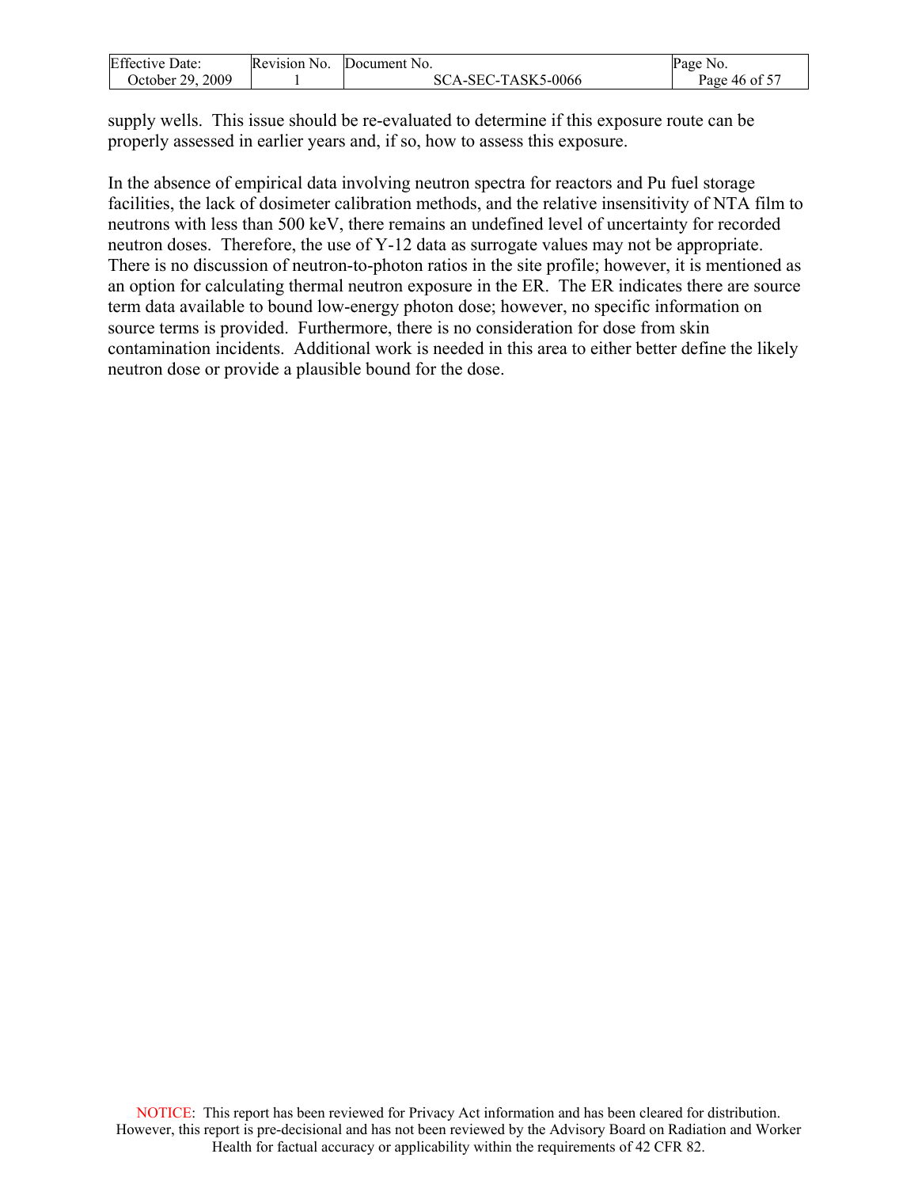supply wells. This issue should be re-evaluated to determine if this exposure route can be properly assessed in earlier years and, if so, how to assess this exposure.

In the absence of empirical data involving neutron spectra for reactors and Pu fuel storage facilities, the lack of dosimeter calibration methods, and the relative insensitivity of NTA film to neutrons with less than 500 keV, there remains an undefined level of uncertainty for recorded neutron doses. Therefore, the use of Y-12 data as surrogate values may not be appropriate. There is no discussion of neutron-to-photon ratios in the site profile; however, it is mentioned as an option for calculating thermal neutron exposure in the ER. The ER indicates there are source term data available to bound low-energy photon dose; however, no specific information on source terms is provided. Furthermore, there is no consideration for dose from skin contamination incidents. Additional work is needed in this area to either better define the likely neutron dose or provide a plausible bound for the dose.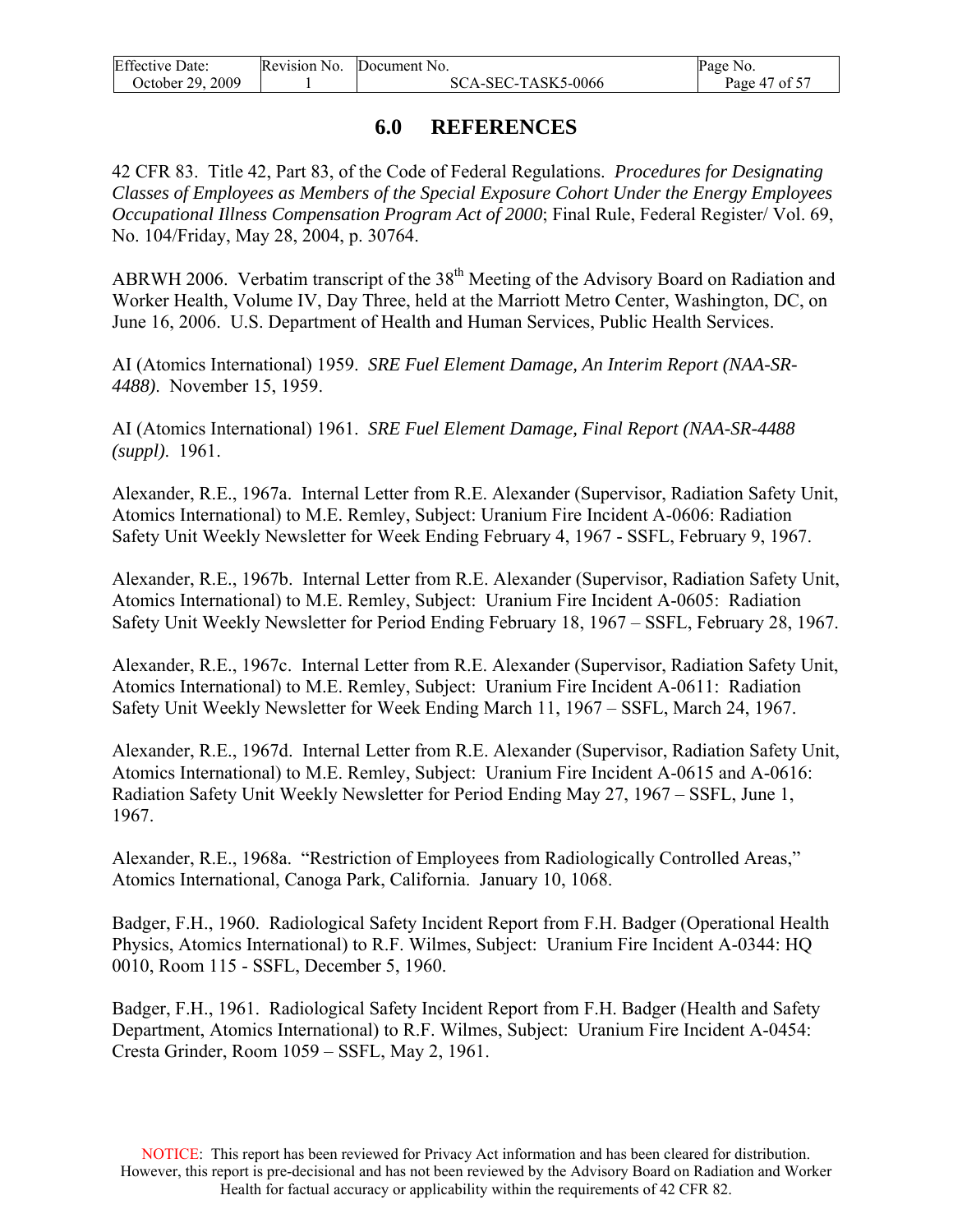# 6.0 REFERENCES

42 CFR 83. Title 42, Part 83, of the Code of Federal Regulations. *Procedures for Designating Classes of Employees as Members of the Special Exposure Cohort Under the Energy Employees Occupational Illness Compensation Program Act of 2000*; Final Rule, Federal Register/ Vol. 69, No. 104/Friday, May 28, 2004, p. 30764.

ABRWH 2006. Verbatim transcript of the 38th Meeting of the Advisory Board on Radiation and Worker Health, Volume IV, Day Three, held at the Marriott Metro Center, Washington, DC, on June 16, 2006. U.S. Department of Health and Human Services, Public Health Services.

AI (Atomics International) 1959. *SRE Fuel Element Damage, An Interim Report (NAA-SR-4488)*. November 15, 1959.

AI (Atomics International) 1961. *SRE Fuel Element Damage, Final Report (NAA-SR-4488 (suppl)*. 1961.

Alexander, R.E., 1967a. Internal Letter from R.E. Alexander (Supervisor, Radiation Safety Unit, Atomics International) to M.E. Remley, Subject: Uranium Fire Incident A-0606: Radiation Safety Unit Weekly Newsletter for Week Ending February 4, 1967 - SSFL, February 9, 1967.

Alexander, R.E., 1967b. Internal Letter from R.E. Alexander (Supervisor, Radiation Safety Unit, Atomics International) to M.E. Remley, Subject: Uranium Fire Incident A-0605: Radiation Safety Unit Weekly Newsletter for Period Ending February 18, 1967 – SSFL, February 28, 1967.

Alexander, R.E., 1967c. Internal Letter from R.E. Alexander (Supervisor, Radiation Safety Unit, Atomics International) to M.E. Remley, Subject: Uranium Fire Incident A-0611: Radiation Safety Unit Weekly Newsletter for Week Ending March 11, 1967 – SSFL, March 24, 1967.

Alexander, R.E., 1967d. Internal Letter from R.E. Alexander (Supervisor, Radiation Safety Unit, Atomics International) to M.E. Remley, Subject: Uranium Fire Incident A-0615 and A-0616: Radiation Safety Unit Weekly Newsletter for Period Ending May 27, 1967 – SSFL, June 1, 1967.

Alexander, R.E., 1968a. "Restriction of Employees from Radiologically Controlled Areas," Atomics International, Canoga Park, California. January 10, 1068.

Badger, F.H., 1960. Radiological Safety Incident Report from F.H. Badger (Operational Health Physics, Atomics International) to R.F. Wilmes, Subject: Uranium Fire Incident A-0344: HQ 0010, Room 115 - SSFL, December 5, 1960.

Badger, F.H., 1961. Radiological Safety Incident Report from F.H. Badger (Health and Safety Department, Atomics International) to R.F. Wilmes, Subject: Uranium Fire Incident A-0454: Cresta Grinder, Room 1059 – SSFL, May 2, 1961.

NOTICE: This report has been reviewed for Privacy Act information and has been cleared for distribution. However, this report is pre-decisional and has not been reviewed by the Advisory Board on Radiation and Worker Health for factual accuracy or applicability within the requirements of 42 CFR 82.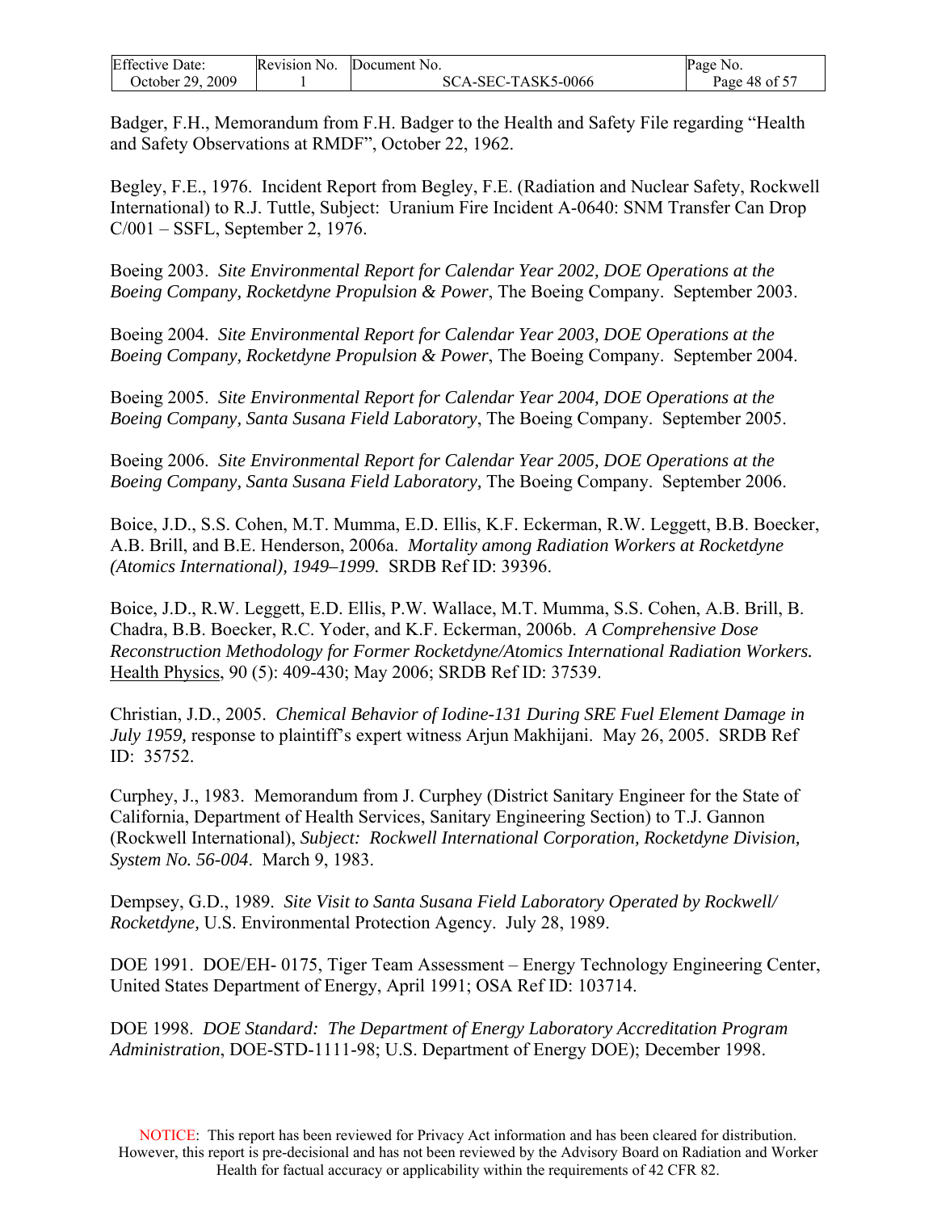Badger, F.H., Memorandum from F.H. Badger to the Health and Safety File regarding "Health and Safety Observations at RMDF", October 22, 1962.

Begley, F.E., 1976. Incident Report from Begley, F.E. (Radiation and Nuclear Safety, Rockwell International) to R.J. Tuttle, Subject: Uranium Fire Incident A-0640: SNM Transfer Can Drop C/001 – SSFL, September 2, 1976.

Boeing 2003. *Site Environmental Report for Calendar Year 2002, DOE Operations at the Boeing Company, Rocketdyne Propulsion & Power*, The Boeing Company. September 2003.

Boeing 2004. *Site Environmental Report for Calendar Year 2003, DOE Operations at the Boeing Company, Rocketdyne Propulsion & Power*, The Boeing Company. September 2004.

Boeing 2005. *Site Environmental Report for Calendar Year 2004, DOE Operations at the Boeing Company, Santa Susana Field Laboratory*, The Boeing Company. September 2005.

Boeing 2006. *Site Environmental Report for Calendar Year 2005, DOE Operations at the Boeing Company, Santa Susana Field Laboratory,* The Boeing Company. September 2006.

Boice, J.D., S.S. Cohen, M.T. Mumma, E.D. Ellis, K.F. Eckerman, R.W. Leggett, B.B. Boecker, A.B. Brill, and B.E. Henderson, 2006a. *Mortality among Radiation Workers at Rocketdyne (Atomics International), 1949–1999.* SRDB Ref ID: 39396.

Boice, J.D., R.W. Leggett, E.D. Ellis, P.W. Wallace, M.T. Mumma, S.S. Cohen, A.B. Brill, B. Chadra, B.B. Boecker, R.C. Yoder, and K.F. Eckerman, 2006b. *A Comprehensive Dose Reconstruction Methodology for Former Rocketdyne/Atomics International Radiation Workers.* Health Physics, 90 (5): 409-430; May 2006; SRDB Ref ID: 37539.

Christian, J.D., 2005. *Chemical Behavior of Iodine-131 During SRE Fuel Element Damage in July 1959,* response to plaintiff's expert witness Arjun Makhijani. May 26, 2005. SRDB Ref ID: 35752.

Curphey, J., 1983. Memorandum from J. Curphey (District Sanitary Engineer for the State of California, Department of Health Services, Sanitary Engineering Section) to T.J. Gannon (Rockwell International), *Subject: Rockwell International Corporation, Rocketdyne Division, System No. 56-004*. March 9, 1983.

Dempsey, G.D., 1989. *Site Visit to Santa Susana Field Laboratory Operated by Rockwell/ Rocketdyne,* U.S. Environmental Protection Agency. July 28, 1989.

DOE 1991. DOE/EH- 0175, Tiger Team Assessment – Energy Technology Engineering Center, United States Department of Energy, April 1991; OSA Ref ID: 103714.

DOE 1998. *DOE Standard: The Department of Energy Laboratory Accreditation Program Administration*, DOE-STD-1111-98; U.S. Department of Energy DOE); December 1998.

NOTICE: This report has been reviewed for Privacy Act information and has been cleared for distribution. However, this report is pre-decisional and has not been reviewed by the Advisory Board on Radiation and Worker Health for factual accuracy or applicability within the requirements of 42 CFR 82.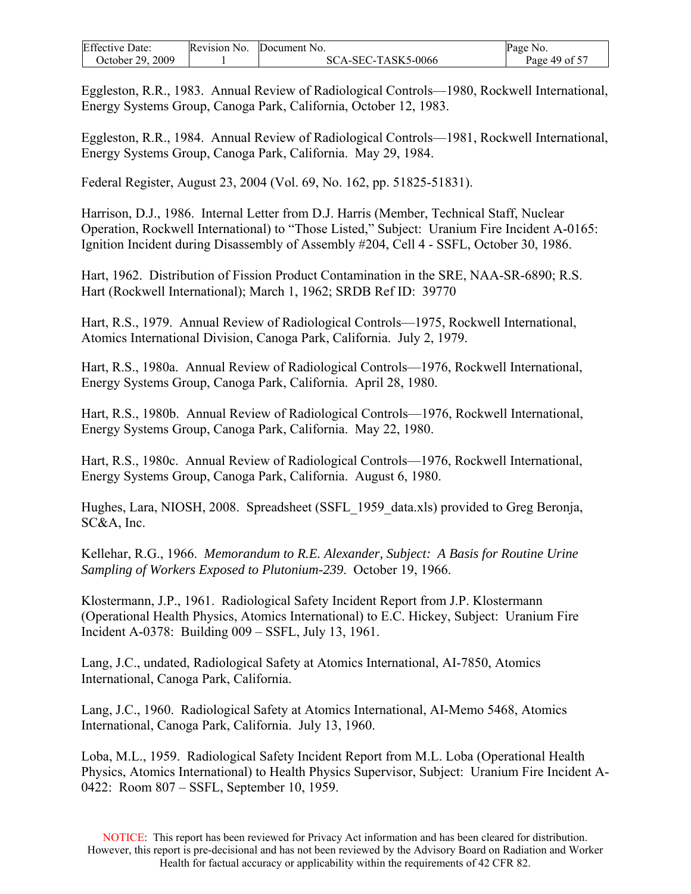Eggleston, R.R., 1983. Annual Review of Radiological Controls—1980, Rockwell International, Energy Systems Group, Canoga Park, California, October 12, 1983.

Eggleston, R.R., 1984. Annual Review of Radiological Controls—1981, Rockwell International, Energy Systems Group, Canoga Park, California. May 29, 1984.

Federal Register, August 23, 2004 (Vol. 69, No. 162, pp. 51825-51831).

Harrison, D.J., 1986. Internal Letter from D.J. Harris (Member, Technical Staff, Nuclear Operation, Rockwell International) to "Those Listed," Subject: Uranium Fire Incident A-0165: Ignition Incident during Disassembly of Assembly #204, Cell 4 - SSFL, October 30, 1986.

Hart, 1962. Distribution of Fission Product Contamination in the SRE, NAA-SR-6890; R.S. Hart (Rockwell International); March 1, 1962; SRDB Ref ID: 39770

Hart, R.S., 1979. Annual Review of Radiological Controls—1975, Rockwell International, Atomics International Division, Canoga Park, California. July 2, 1979.

Hart, R.S., 1980a. Annual Review of Radiological Controls—1976, Rockwell International, Energy Systems Group, Canoga Park, California. April 28, 1980.

Hart, R.S., 1980b. Annual Review of Radiological Controls—1976, Rockwell International, Energy Systems Group, Canoga Park, California. May 22, 1980.

Hart, R.S., 1980c. Annual Review of Radiological Controls—1976, Rockwell International, Energy Systems Group, Canoga Park, California. August 6, 1980.

Hughes, Lara, NIOSH, 2008. Spreadsheet (SSFL_1959_data.xls) provided to Greg Beronja, SC&A, Inc.

Kellehar, R.G., 1966. *Memorandum to R.E. Alexander, Subject: A Basis for Routine Urine Sampling of Workers Exposed to Plutonium-239*. October 19, 1966.

Klostermann, J.P., 1961. Radiological Safety Incident Report from J.P. Klostermann (Operational Health Physics, Atomics International) to E.C. Hickey, Subject: Uranium Fire Incident A-0378: Building 009 – SSFL, July 13, 1961.

Lang, J.C., undated, Radiological Safety at Atomics International, AI-7850, Atomics International, Canoga Park, California.

Lang, J.C., 1960. Radiological Safety at Atomics International, AI-Memo 5468, Atomics International, Canoga Park, California. July 13, 1960.

Loba, M.L., 1959. Radiological Safety Incident Report from M.L. Loba (Operational Health Physics, Atomics International) to Health Physics Supervisor, Subject: Uranium Fire Incident A-0422: Room 807 – SSFL, September 10, 1959.

NOTICE: This report has been reviewed for Privacy Act information and has been cleared for distribution. However, this report is pre-decisional and has not been reviewed by the Advisory Board on Radiation and Worker Health for factual accuracy or applicability within the requirements of 42 CFR 82.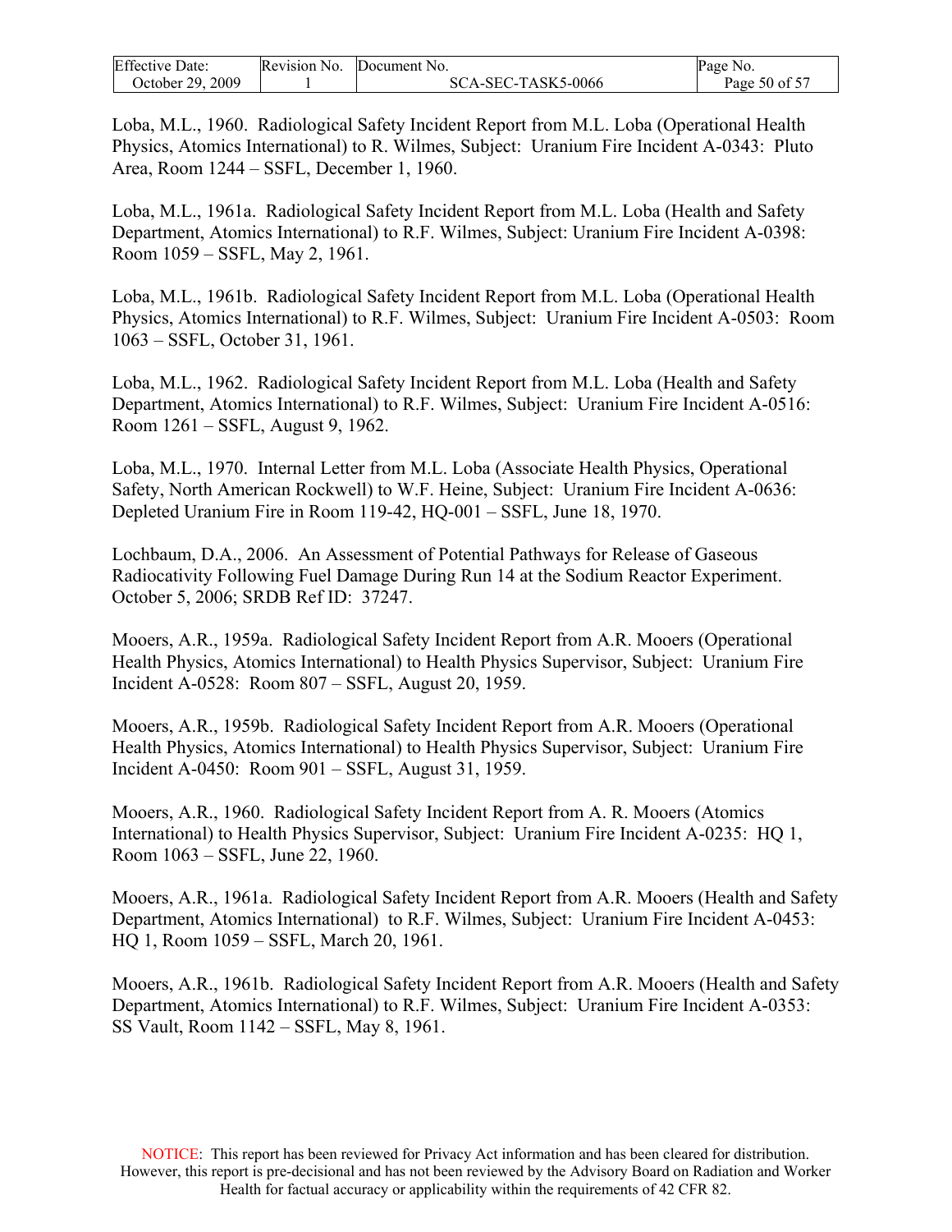Loba, M.L., 1960. Radiological Safety Incident Report from M.L. Loba (Operational Health Physics, Atomics International) to R. Wilmes, Subject: Uranium Fire Incident A-0343: Pluto Area, Room 1244 – SSFL, December 1, 1960.

Loba, M.L., 1961a. Radiological Safety Incident Report from M.L. Loba (Health and Safety Department, Atomics International) to R.F. Wilmes, Subject: Uranium Fire Incident A-0398: Room 1059 – SSFL, May 2, 1961.

Loba, M.L., 1961b. Radiological Safety Incident Report from M.L. Loba (Operational Health Physics, Atomics International) to R.F. Wilmes, Subject: Uranium Fire Incident A-0503: Room 1063 – SSFL, October 31, 1961.

Loba, M.L., 1962. Radiological Safety Incident Report from M.L. Loba (Health and Safety Department, Atomics International) to R.F. Wilmes, Subject: Uranium Fire Incident A-0516: Room 1261 – SSFL, August 9, 1962.

Loba, M.L., 1970. Internal Letter from M.L. Loba (Associate Health Physics, Operational Safety, North American Rockwell) to W.F. Heine, Subject: Uranium Fire Incident A-0636: Depleted Uranium Fire in Room 119-42, HQ-001 – SSFL, June 18, 1970.

Lochbaum, D.A., 2006. An Assessment of Potential Pathways for Release of Gaseous Radiocativity Following Fuel Damage During Run 14 at the Sodium Reactor Experiment. October 5, 2006; SRDB Ref ID: 37247.

Mooers, A.R., 1959a. Radiological Safety Incident Report from A.R. Mooers (Operational Health Physics, Atomics International) to Health Physics Supervisor, Subject: Uranium Fire Incident A-0528: Room 807 – SSFL, August 20, 1959.

Mooers, A.R., 1959b. Radiological Safety Incident Report from A.R. Mooers (Operational Health Physics, Atomics International) to Health Physics Supervisor, Subject: Uranium Fire Incident A-0450: Room 901 – SSFL, August 31, 1959.

Mooers, A.R., 1960. Radiological Safety Incident Report from A. R. Mooers (Atomics International) to Health Physics Supervisor, Subject: Uranium Fire Incident A-0235: HQ 1, Room 1063 – SSFL, June 22, 1960.

Mooers, A.R., 1961a. Radiological Safety Incident Report from A.R. Mooers (Health and Safety Department, Atomics International) to R.F. Wilmes, Subject: Uranium Fire Incident A-0453: HQ 1, Room 1059 – SSFL, March 20, 1961.

Mooers, A.R., 1961b. Radiological Safety Incident Report from A.R. Mooers (Health and Safety Department, Atomics International) to R.F. Wilmes, Subject: Uranium Fire Incident A-0353: SS Vault, Room 1142 – SSFL, May 8, 1961.

NOTICE: This report has been reviewed for Privacy Act information and has been cleared for distribution. However, this report is pre-decisional and has not been reviewed by the Advisory Board on Radiation and Worker Health for factual accuracy or applicability within the requirements of 42 CFR 82.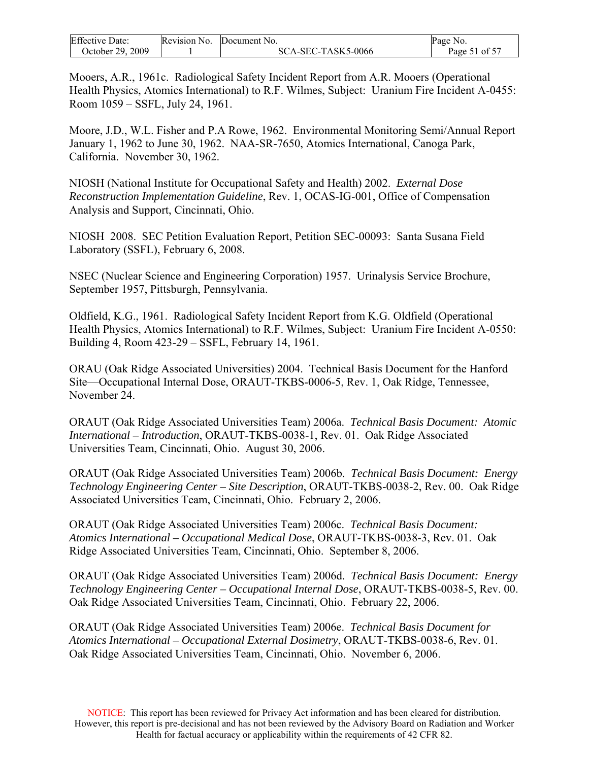Mooers, A.R., 1961c. Radiological Safety Incident Report from A.R. Mooers (Operational Health Physics, Atomics International) to R.F. Wilmes, Subject: Uranium Fire Incident A-0455: Room 1059 – SSFL, July 24, 1961.

Moore, J.D., W.L. Fisher and P.A Rowe, 1962. Environmental Monitoring Semi/Annual Report January 1, 1962 to June 30, 1962. NAA-SR-7650, Atomics International, Canoga Park, California. November 30, 1962.

NIOSH (National Institute for Occupational Safety and Health) 2002. *External Dose Reconstruction Implementation Guideline*, Rev. 1, OCAS-IG-001, Office of Compensation Analysis and Support, Cincinnati, Ohio.

NIOSH 2008. SEC Petition Evaluation Report, Petition SEC-00093: Santa Susana Field Laboratory (SSFL), February 6, 2008.

NSEC (Nuclear Science and Engineering Corporation) 1957. Urinalysis Service Brochure, September 1957, Pittsburgh, Pennsylvania.

Oldfield, K.G., 1961. Radiological Safety Incident Report from K.G. Oldfield (Operational Health Physics, Atomics International) to R.F. Wilmes, Subject: Uranium Fire Incident A-0550: Building 4, Room 423-29 – SSFL, February 14, 1961.

ORAU (Oak Ridge Associated Universities) 2004. Technical Basis Document for the Hanford Site—Occupational Internal Dose, ORAUT-TKBS-0006-5, Rev. 1, Oak Ridge, Tennessee, November 24.

ORAUT (Oak Ridge Associated Universities Team) 2006a. *Technical Basis Document: Atomic International – Introduction*, ORAUT-TKBS-0038-1, Rev. 01. Oak Ridge Associated Universities Team, Cincinnati, Ohio. August 30, 2006.

ORAUT (Oak Ridge Associated Universities Team) 2006b. *Technical Basis Document: Energy Technology Engineering Center – Site Description*, ORAUT-TKBS-0038-2, Rev. 00. Oak Ridge Associated Universities Team, Cincinnati, Ohio. February 2, 2006.

ORAUT (Oak Ridge Associated Universities Team) 2006c. *Technical Basis Document: Atomics International – Occupational Medical Dose*, ORAUT-TKBS-0038-3, Rev. 01. Oak Ridge Associated Universities Team, Cincinnati, Ohio. September 8, 2006.

ORAUT (Oak Ridge Associated Universities Team) 2006d. *Technical Basis Document: Energy Technology Engineering Center – Occupational Internal Dose*, ORAUT-TKBS-0038-5, Rev. 00. Oak Ridge Associated Universities Team, Cincinnati, Ohio. February 22, 2006.

ORAUT (Oak Ridge Associated Universities Team) 2006e. *Technical Basis Document for Atomics International – Occupational External Dosimetry*, ORAUT-TKBS-0038-6, Rev. 01. Oak Ridge Associated Universities Team, Cincinnati, Ohio. November 6, 2006.

NOTICE: This report has been reviewed for Privacy Act information and has been cleared for distribution. However, this report is pre-decisional and has not been reviewed by the Advisory Board on Radiation and Worker Health for factual accuracy or applicability within the requirements of 42 CFR 82.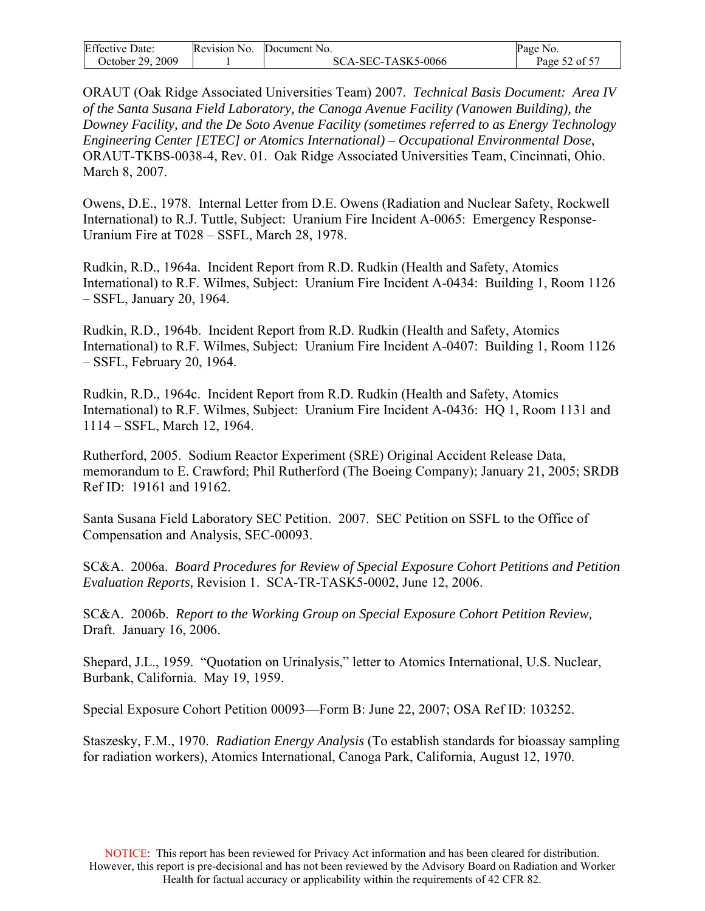ORAUT (Oak Ridge Associated Universities Team) 2007. *Technical Basis Document: Area IV of the Santa Susana Field Laboratory, the Canoga Avenue Facility (Vanowen Building), the Downey Facility, and the De Soto Avenue Facility (sometimes referred to as Energy Technology Engineering Center [ETEC] or Atomics International) – Occupational Environmental Dose*, ORAUT-TKBS-0038-4, Rev. 01. Oak Ridge Associated Universities Team, Cincinnati, Ohio. March 8, 2007.

Owens, D.E., 1978. Internal Letter from D.E. Owens (Radiation and Nuclear Safety, Rockwell International) to R.J. Tuttle, Subject: Uranium Fire Incident A-0065: Emergency Response-Uranium Fire at T028 – SSFL, March 28, 1978.

Rudkin, R.D., 1964a. Incident Report from R.D. Rudkin (Health and Safety, Atomics International) to R.F. Wilmes, Subject: Uranium Fire Incident A-0434: Building 1, Room 1126 – SSFL, January 20, 1964.

Rudkin, R.D., 1964b. Incident Report from R.D. Rudkin (Health and Safety, Atomics International) to R.F. Wilmes, Subject: Uranium Fire Incident A-0407: Building 1, Room 1126 – SSFL, February 20, 1964.

Rudkin, R.D., 1964c. Incident Report from R.D. Rudkin (Health and Safety, Atomics International) to R.F. Wilmes, Subject: Uranium Fire Incident A-0436: HQ 1, Room 1131 and 1114 – SSFL, March 12, 1964.

Rutherford, 2005. Sodium Reactor Experiment (SRE) Original Accident Release Data, memorandum to E. Crawford; Phil Rutherford (The Boeing Company); January 21, 2005; SRDB Ref ID: 19161 and 19162.

Santa Susana Field Laboratory SEC Petition. 2007. SEC Petition on SSFL to the Office of Compensation and Analysis, SEC-00093.

SC&A. 2006a. *Board Procedures for Review of Special Exposure Cohort Petitions and Petition Evaluation Reports,* Revision 1. SCA-TR-TASK5-0002, June 12, 2006.

SC&A. 2006b. *Report to the Working Group on Special Exposure Cohort Petition Review,* Draft. January 16, 2006.

Shepard, J.L., 1959. "Quotation on Urinalysis," letter to Atomics International, U.S. Nuclear, Burbank, California. May 19, 1959.

Special Exposure Cohort Petition 00093—Form B: June 22, 2007; OSA Ref ID: 103252.

Staszesky, F.M., 1970. *Radiation Energy Analysis* (To establish standards for bioassay sampling for radiation workers), Atomics International, Canoga Park, California, August 12, 1970.

NOTICE: This report has been reviewed for Privacy Act information and has been cleared for distribution. However, this report is pre-decisional and has not been reviewed by the Advisory Board on Radiation and Worker Health for factual accuracy or applicability within the requirements of 42 CFR 82.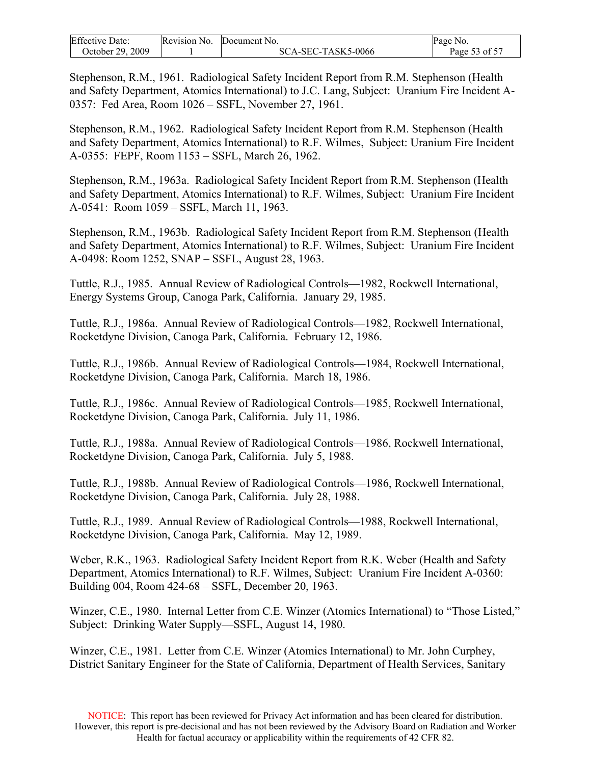Stephenson, R.M., 1961. Radiological Safety Incident Report from R.M. Stephenson (Health and Safety Department, Atomics International) to J.C. Lang, Subject: Uranium Fire Incident A-0357: Fed Area, Room 1026 – SSFL, November 27, 1961.

Stephenson, R.M., 1962. Radiological Safety Incident Report from R.M. Stephenson (Health and Safety Department, Atomics International) to R.F. Wilmes, Subject: Uranium Fire Incident A-0355: FEPF, Room 1153 – SSFL, March 26, 1962.

Stephenson, R.M., 1963a. Radiological Safety Incident Report from R.M. Stephenson (Health and Safety Department, Atomics International) to R.F. Wilmes, Subject: Uranium Fire Incident A-0541: Room 1059 – SSFL, March 11, 1963.

Stephenson, R.M., 1963b. Radiological Safety Incident Report from R.M. Stephenson (Health and Safety Department, Atomics International) to R.F. Wilmes, Subject: Uranium Fire Incident A-0498: Room 1252, SNAP – SSFL, August 28, 1963.

Tuttle, R.J., 1985. Annual Review of Radiological Controls—1982, Rockwell International, Energy Systems Group, Canoga Park, California. January 29, 1985.

Tuttle, R.J., 1986a. Annual Review of Radiological Controls—1982, Rockwell International, Rocketdyne Division, Canoga Park, California. February 12, 1986.

Tuttle, R.J., 1986b. Annual Review of Radiological Controls—1984, Rockwell International, Rocketdyne Division, Canoga Park, California. March 18, 1986.

Tuttle, R.J., 1986c. Annual Review of Radiological Controls—1985, Rockwell International, Rocketdyne Division, Canoga Park, California. July 11, 1986.

Tuttle, R.J., 1988a. Annual Review of Radiological Controls—1986, Rockwell International, Rocketdyne Division, Canoga Park, California. July 5, 1988.

Tuttle, R.J., 1988b. Annual Review of Radiological Controls—1986, Rockwell International, Rocketdyne Division, Canoga Park, California. July 28, 1988.

Tuttle, R.J., 1989. Annual Review of Radiological Controls—1988, Rockwell International, Rocketdyne Division, Canoga Park, California. May 12, 1989.

Weber, R.K., 1963. Radiological Safety Incident Report from R.K. Weber (Health and Safety Department, Atomics International) to R.F. Wilmes, Subject: Uranium Fire Incident A-0360: Building 004, Room 424-68 – SSFL, December 20, 1963.

Winzer, C.E., 1980. Internal Letter from C.E. Winzer (Atomics International) to "Those Listed," Subject: Drinking Water Supply—SSFL, August 14, 1980.

Winzer, C.E., 1981. Letter from C.E. Winzer (Atomics International) to Mr. John Curphey, District Sanitary Engineer for the State of California, Department of Health Services, Sanitary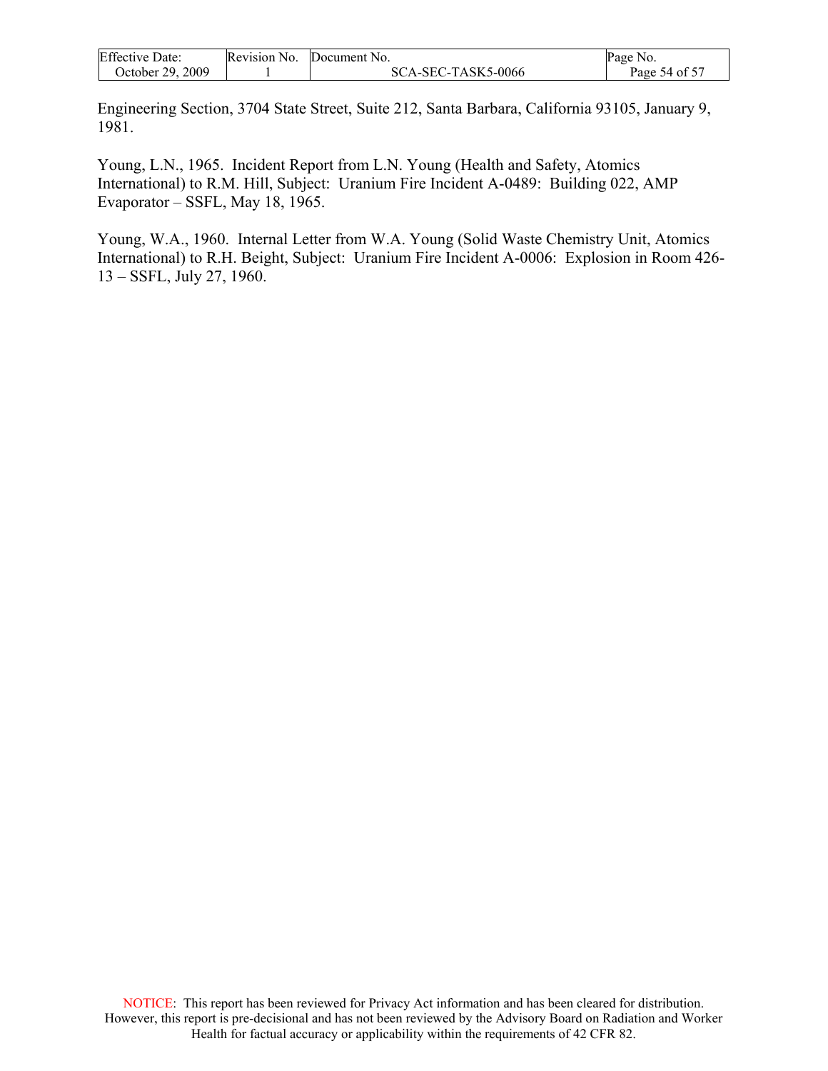Engineering Section, 3704 State Street, Suite 212, Santa Barbara, California 93105, January 9, 1981.

Young, L.N., 1965. Incident Report from L.N. Young (Health and Safety, Atomics International) to R.M. Hill, Subject: Uranium Fire Incident A-0489: Building 022, AMP Evaporator – SSFL, May 18, 1965.

Young, W.A., 1960. Internal Letter from W.A. Young (Solid Waste Chemistry Unit, Atomics International) to R.H. Beight, Subject: Uranium Fire Incident A-0006: Explosion in Room 426-13 – SSFL, July 27, 1960.

NOTICE: This report has been reviewed for Privacy Act information and has been cleared for distribution. However, this report is pre-decisional and has not been reviewed by the Advisory Board on Radiation and Worker Health for factual accuracy or applicability within the requirements of 42 CFR 82.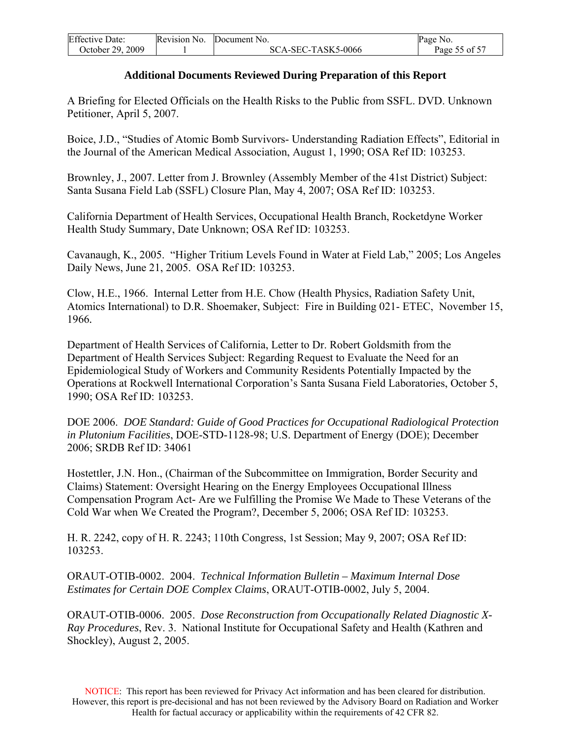## Additional Documents Reviewed During Preparation of this Report

A Briefing for Elected Officials on the Health Risks to the Public from SSFL. DVD. Unknown Petitioner, April 5, 2007.

Boice, J.D., "Studies of Atomic Bomb Survivors- Understanding Radiation Effects", Editorial in the Journal of the American Medical Association, August 1, 1990; OSA Ref ID: 103253.

Brownley, J., 2007. Letter from J. Brownley (Assembly Member of the 41st District) Subject: Santa Susana Field Lab (SSFL) Closure Plan, May 4, 2007; OSA Ref ID: 103253.

California Department of Health Services, Occupational Health Branch, Rocketdyne Worker Health Study Summary, Date Unknown; OSA Ref ID: 103253.

Cavanaugh, K., 2005. "Higher Tritium Levels Found in Water at Field Lab," 2005; Los Angeles Daily News, June 21, 2005. OSA Ref ID: 103253.

Clow, H.E., 1966. Internal Letter from H.E. Chow (Health Physics, Radiation Safety Unit, Atomics International) to D.R. Shoemaker, Subject: Fire in Building 021- ETEC, November 15, 1966.

Department of Health Services of California, Letter to Dr. Robert Goldsmith from the Department of Health Services Subject: Regarding Request to Evaluate the Need for an Epidemiological Study of Workers and Community Residents Potentially Impacted by the Operations at Rockwell International Corporation's Santa Susana Field Laboratories, October 5, 1990; OSA Ref ID: 103253.

DOE 2006. *DOE Standard: Guide of Good Practices for Occupational Radiological Protection in Plutonium Facilities*, DOE-STD-1128-98; U.S. Department of Energy (DOE); December 2006; SRDB Ref ID: 34061

Hostettler, J.N. Hon., (Chairman of the Subcommittee on Immigration, Border Security and Claims) Statement: Oversight Hearing on the Energy Employees Occupational Illness Compensation Program Act- Are we Fulfilling the Promise We Made to These Veterans of the Cold War when We Created the Program?, December 5, 2006; OSA Ref ID: 103253.

H. R. 2242, copy of H. R. 2243; 110th Congress, 1st Session; May 9, 2007; OSA Ref ID: 103253.

ORAUT-OTIB-0002. 2004. *Technical Information Bulletin – Maximum Internal Dose Estimates for Certain DOE Complex Claims*, ORAUT-OTIB-0002, July 5, 2004.

ORAUT-OTIB-0006. 2005. *Dose Reconstruction from Occupationally Related Diagnostic X-Ray Procedures*, Rev. 3. National Institute for Occupational Safety and Health (Kathren and Shockley), August 2, 2005.

NOTICE: This report has been reviewed for Privacy Act information and has been cleared for distribution. However, this report is pre-decisional and has not been reviewed by the Advisory Board on Radiation and Worker Health for factual accuracy or applicability within the requirements of 42 CFR 82.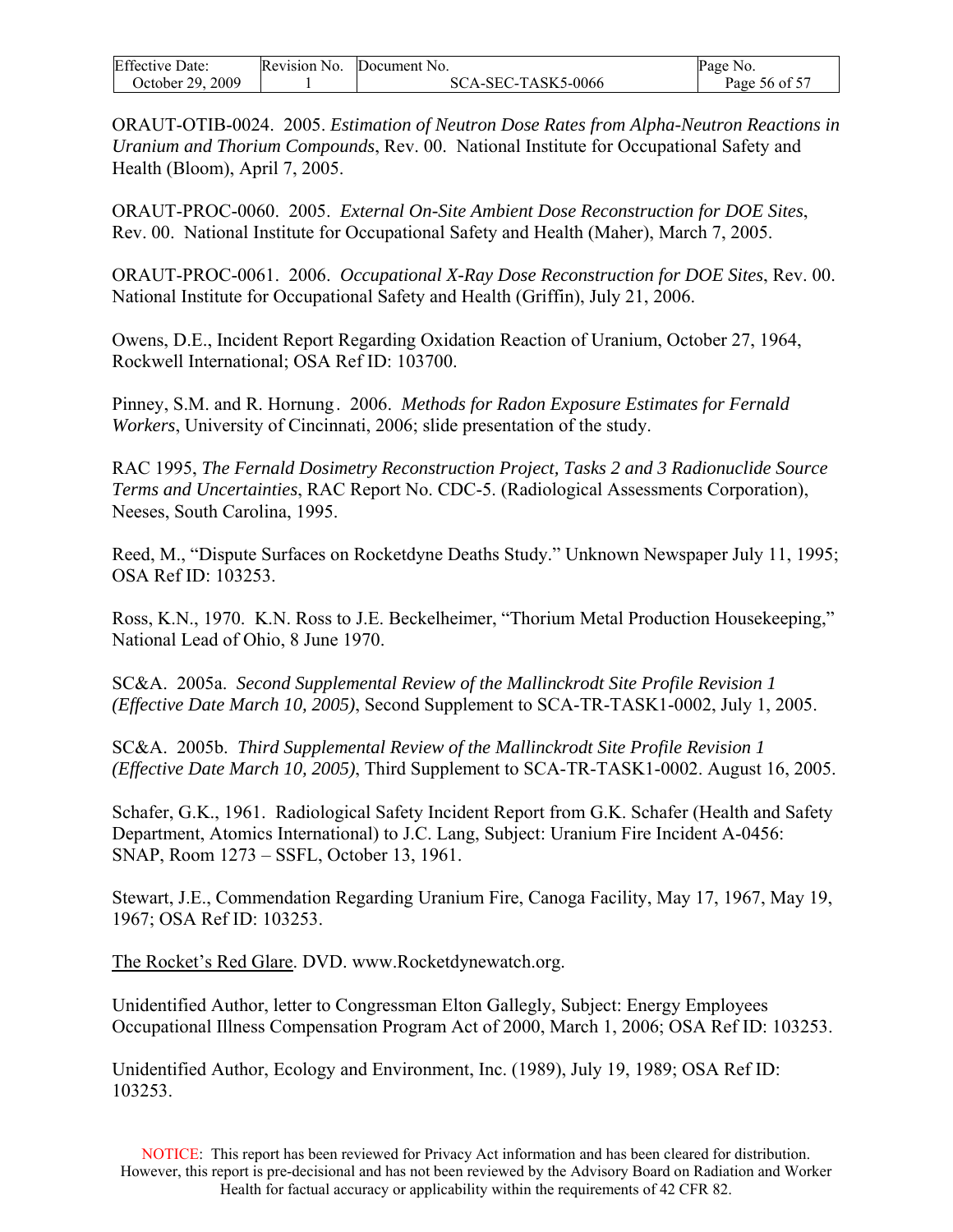ORAUT-OTIB-0024. 2005. *Estimation of Neutron Dose Rates from Alpha-Neutron Reactions in Uranium and Thorium Compounds*, Rev. 00. National Institute for Occupational Safety and Health (Bloom), April 7, 2005.

ORAUT-PROC-0060. 2005. *External On-Site Ambient Dose Reconstruction for DOE Sites*, Rev. 00. National Institute for Occupational Safety and Health (Maher), March 7, 2005.

ORAUT-PROC-0061. 2006. *Occupational X-Ray Dose Reconstruction for DOE Sites*, Rev. 00. National Institute for Occupational Safety and Health (Griffin), July 21, 2006.

Owens, D.E., Incident Report Regarding Oxidation Reaction of Uranium, October 27, 1964, Rockwell International; OSA Ref ID: 103700.

Pinney, S.M. and R. Hornung . 2006. *Methods for Radon Exposure Estimates for Fernald Workers*, University of Cincinnati, 2006; slide presentation of the study.

RAC 1995, *The Fernald Dosimetry Reconstruction Project, Tasks 2 and 3 Radionuclide Source Terms and Uncertainties*, RAC Report No. CDC-5. (Radiological Assessments Corporation), Neeses, South Carolina, 1995.

Reed, M., "Dispute Surfaces on Rocketdyne Deaths Study." Unknown Newspaper July 11, 1995; OSA Ref ID: 103253.

Ross, K.N., 1970. K.N. Ross to J.E. Beckelheimer, "Thorium Metal Production Housekeeping," National Lead of Ohio, 8 June 1970.

SC&A. 2005a. *Second Supplemental Review of the Mallinckrodt Site Profile Revision 1 (Effective Date March 10, 2005)*, Second Supplement to SCA-TR-TASK1-0002, July 1, 2005.

SC&A. 2005b. *Third Supplemental Review of the Mallinckrodt Site Profile Revision 1 (Effective Date March 10, 2005)*, Third Supplement to SCA-TR-TASK1-0002. August 16, 2005.

Schafer, G.K., 1961. Radiological Safety Incident Report from G.K. Schafer (Health and Safety Department, Atomics International) to J.C. Lang, Subject: Uranium Fire Incident A-0456: SNAP, Room 1273 – SSFL, October 13, 1961.

Stewart, J.E., Commendation Regarding Uranium Fire, Canoga Facility, May 17, 1967, May 19, 1967; OSA Ref ID: 103253.

The Rocket's Red Glare. DVD. www.Rocketdynewatch.org.

Unidentified Author, letter to Congressman Elton Gallegly, Subject: Energy Employees Occupational Illness Compensation Program Act of 2000, March 1, 2006; OSA Ref ID: 103253.

Unidentified Author, Ecology and Environment, Inc. (1989), July 19, 1989; OSA Ref ID: 103253.

NOTICE: This report has been reviewed for Privacy Act information and has been cleared for distribution. However, this report is pre-decisional and has not been reviewed by the Advisory Board on Radiation and Worker Health for factual accuracy or applicability within the requirements of 42 CFR 82.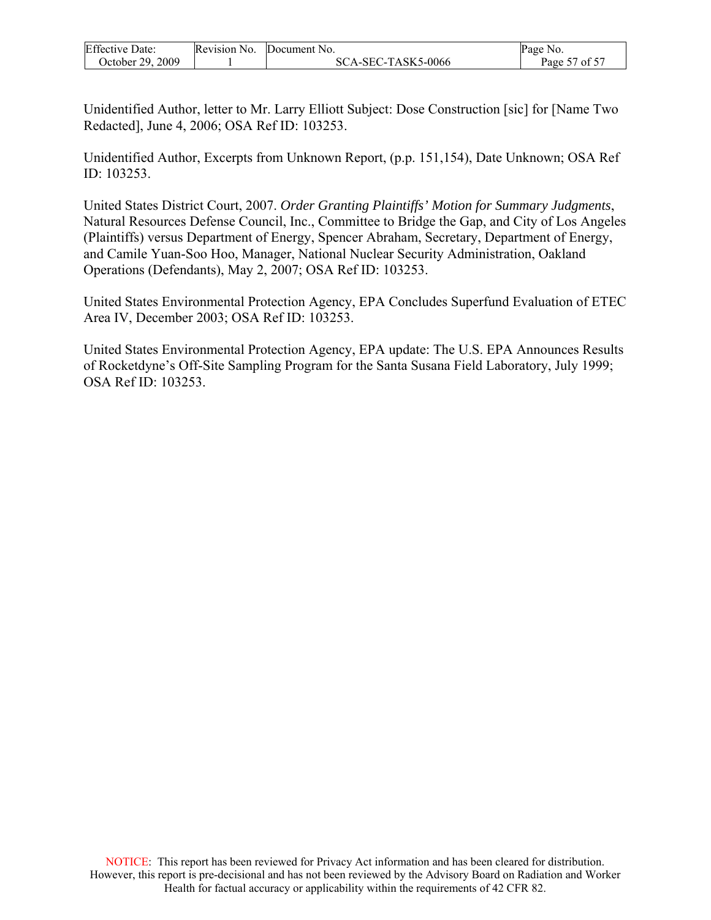Unidentified Author, letter to Mr. Larry Elliott Subject: Dose Construction [sic] for [Name Two Redacted], June 4, 2006; OSA Ref ID: 103253.

Unidentified Author, Excerpts from Unknown Report, (p.p. 151,154), Date Unknown; OSA Ref ID: 103253.

United States District Court, 2007. *Order Granting Plaintiffs' Motion for Summary Judgments*, Natural Resources Defense Council, Inc., Committee to Bridge the Gap, and City of Los Angeles (Plaintiffs) versus Department of Energy, Spencer Abraham, Secretary, Department of Energy, and Camile Yuan-Soo Hoo, Manager, National Nuclear Security Administration, Oakland Operations (Defendants), May 2, 2007; OSA Ref ID: 103253.

United States Environmental Protection Agency, EPA Concludes Superfund Evaluation of ETEC Area IV, December 2003; OSA Ref ID: 103253.

United States Environmental Protection Agency, EPA update: The U.S. EPA Announces Results of Rocketdyne's Off-Site Sampling Program for the Santa Susana Field Laboratory, July 1999; OSA Ref ID: 103253.

NOTICE: This report has been reviewed for Privacy Act information and has been cleared for distribution. However, this report is pre-decisional and has not been reviewed by the Advisory Board on Radiation and Worker Health for factual accuracy or applicability within the requirements of 42 CFR 82.